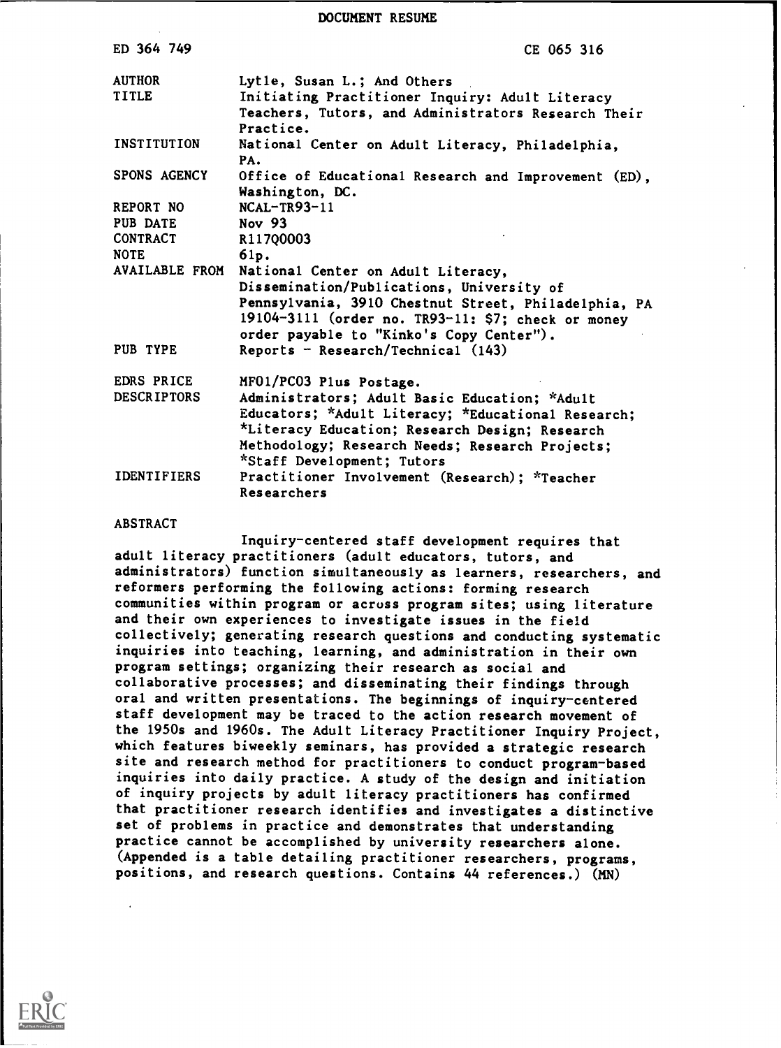# DOCUMENT RESUME

| | |
|---|---|
| ED 364 749 | CE 065 316 |
| AUTHOR | Lytle, Susan L.; And Others |
| TITLE | Initiating Practitioner Inquiry: Adult Literacy Teachers, Tutors, and Administrators Research Their Practice. |
| INSTITUTION | National Center on Adult Literacy, Philadelphia, PA. |
| SPONS AGENCY | Office of Educational Research and Improvement (ED), Washington, DC. |
| REPORT NO | NCAL-TR93-11 |
| PUB DATE | Nov 93 |
| CONTRACT | R117Q0003 |
| NOTE | 61p. |
| AVAILABLE FROM | National Center on Adult Literacy, Dissemination/Publications, University of Pennsylvania, 3910 Chestnut Street, Philadelphia, PA 19104-3111 (order no. TR93-11: $7; check or money order payable to "Kinko's Copy Center"). |
| PUB TYPE | Reports - Research/Technical (143) |
| EDRS PRICE | MF01/PC03 Plus Postage. |
| DESCRIPTORS | Administrators; Adult Basic Education; *Adult Educators; *Adult Literacy; *Educational Research; *Literacy Education; Research Design; Research Methodology; Research Needs; Research Projects; *Staff Development; Tutors |
| IDENTIFIERS | Practitioner Involvement (Research); *Teacher Researchers |

## ABSTRACT

Inquiry-centered staff development requires that adult literacy practitioners (adult educators, tutors, and administrators) function simultaneously as learners, researchers, and reformers performing the following actions: forming research communities within program or across program sites; using literature and their own experiences to investigate issues in the field collectively; generating research questions and conducting systematic inquiries into teaching, learning, and administration in their own program settings; organizing their research as social and collaborative processes; and disseminating their findings through oral and written presentations. The beginnings of inquiry-centered staff development may be traced to the action research movement of the 1950s and 1960s. The Adult Literacy Practitioner Inquiry Project, which features biweekly seminars, has provided a strategic research site and research method for practitioners to conduct program-based inquiries into daily practice. A study of the design and initiation of inquiry projects by adult literacy practitioners has confirmed that practitioner research identifies and investigates a distinctive set of problems in practice and demonstrates that understanding practice cannot be accomplished by university researchers alone. (Appended is a table detailing practitioner researchers, programs, positions, and research questions. Contains 44 references.) (MN)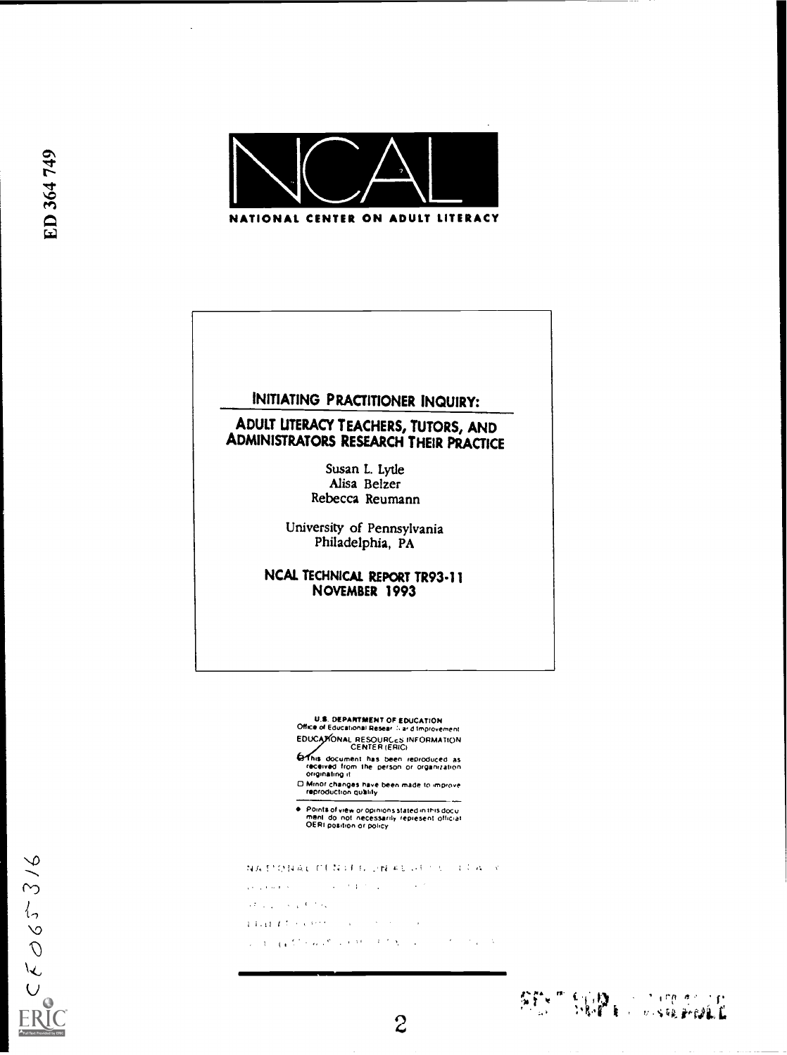ED 364 749

NCAL

NATIONAL CENTER ON ADULT LITERACY

## INITIATING PRACTITIONER INQUIRY:

## ADULT LITERACY TEACHERS, TUTORS, AND ADMINISTRATORS RESEARCH THEIR PRACTICE

Susan L. Lytle
Alisa Belzer
Rebecca Reumann

University of Pennsylvania
Philadelphia, PA

**NCAL TECHNICAL REPORT TR93-11**
**NOVEMBER 1993**

U.S. DEPARTMENT OF EDUCATION
Office of Educational Research and Improvement
EDUCATIONAL RESOURCES INFORMATION CENTER (ERIC)

This document has been reproduced as received from the person or organization originating it.

Minor changes have been made to improve reproduction quality.

Points of view or opinions stated in this document do not necessarily represent official OERI position or policy.

CE065316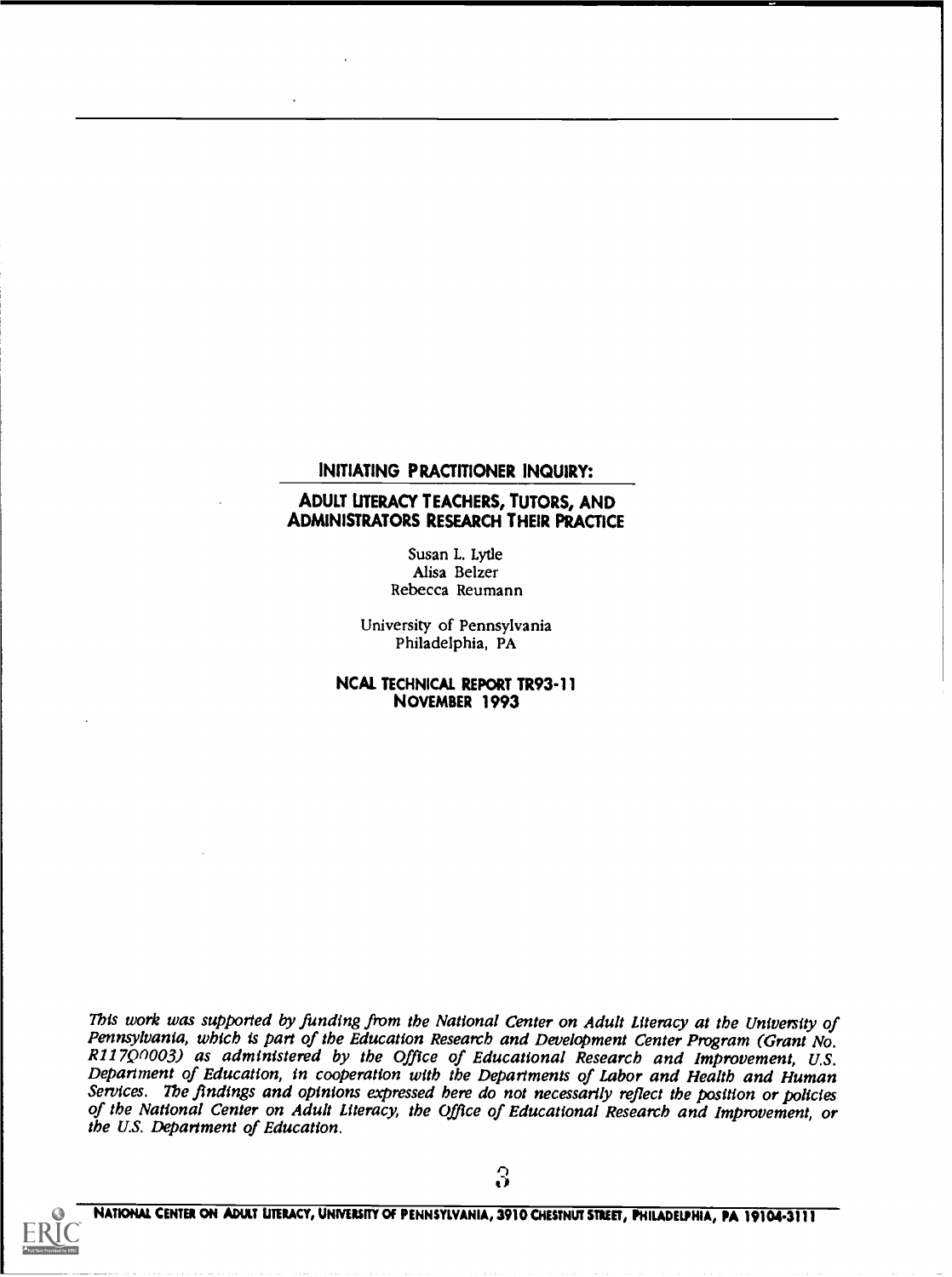# INITIATING PRACTITIONER INQUIRY:

## ADULT LITERACY TEACHERS, TUTORS, AND ADMINISTRATORS RESEARCH THEIR PRACTICE

Susan L. Lytle
Alisa Belzer
Rebecca Reumann

University of Pennsylvania
Philadelphia, PA

**NCAL TECHNICAL REPORT TR93-11**
**NOVEMBER 1993**

*This work was supported by funding from the National Center on Adult Literacy at the University of Pennsylvania, which is part of the Education Research and Development Center Program (Grant No. R117Q00003) as administered by the Office of Educational Research and Improvement, U.S. Department of Education, in cooperation with the Departments of Labor and Health and Human Services. The findings and opinions expressed here do not necessarily reflect the position or policies of the National Center on Adult Literacy, the Office of Educational Research and Improvement, or the U.S. Department of Education.*

NATIONAL CENTER ON ADULT LITERACY, UNIVERSITY OF PENNSYLVANIA, 3910 CHESTNUT STREET, PHILADELPHIA, PA 19104-3111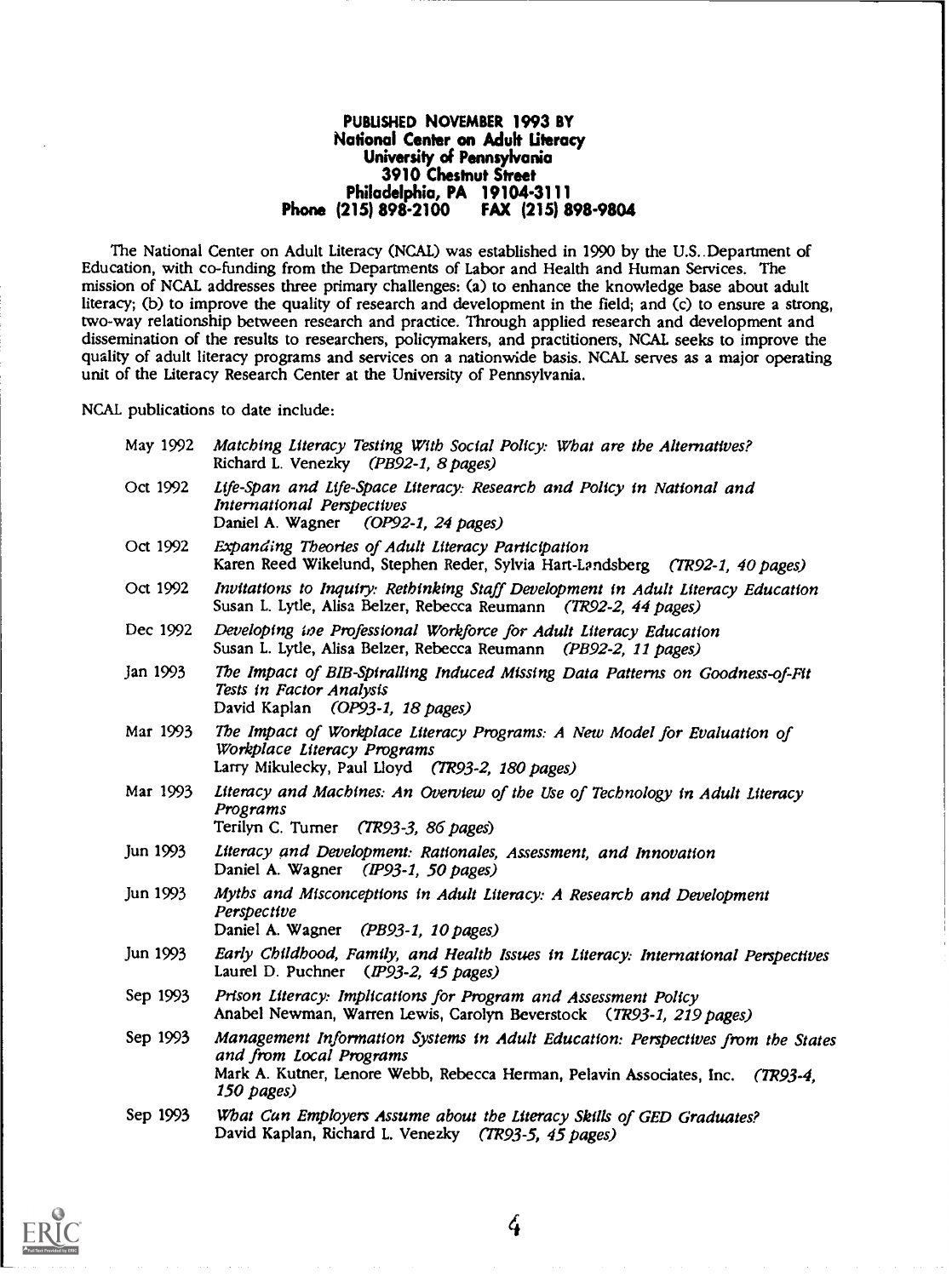**PUBLISHED NOVEMBER 1993 BY**
**National Center on Adult Literacy**
**University of Pennsylvania**
**3910 Chestnut Street**
**Philadelphia, PA 19104-3111**
**Phone (215) 898-2100 FAX (215) 898-9804**

The National Center on Adult Literacy (NCAL) was established in 1990 by the U.S. Department of Education, with co-funding from the Departments of Labor and Health and Human Services. The mission of NCAL addresses three primary challenges: (a) to enhance the knowledge base about adult literacy; (b) to improve the quality of research and development in the field; and (c) to ensure a strong, two-way relationship between research and practice. Through applied research and development and dissemination of the results to researchers, policymakers, and practitioners, NCAL seeks to improve the quality of adult literacy programs and services on a nationwide basis. NCAL serves as a major operating unit of the Literacy Research Center at the University of Pennsylvania.

NCAL publications to date include:

- May 1992 — *Matching Literacy Testing With Social Policy: What are the Alternatives?*
  Richard L. Venezky *(PB92-1, 8 pages)*
- Oct 1992 — *Life-Span and Life-Space Literacy: Research and Policy in National and International Perspectives*
  Daniel A. Wagner *(OP92-1, 24 pages)*
- Oct 1992 — *Expanding Theories of Adult Literacy Participation*
  Karen Reed Wikelund, Stephen Reder, Sylvia Hart-Landsberg *(TR92-1, 40 pages)*
- Oct 1992 — *Invitations to Inquiry: Rethinking Staff Development in Adult Literacy Education*
  Susan L. Lytle, Alisa Belzer, Rebecca Reumann *(TR92-2, 44 pages)*
- Dec 1992 — *Developing the Professional Workforce for Adult Literacy Education*
  Susan L. Lytle, Alisa Belzer, Rebecca Reumann *(PB92-2, 11 pages)*
- Jan 1993 — *The Impact of BIB-Spiralling Induced Missing Data Patterns on Goodness-of-Fit Tests in Factor Analysis*
  David Kaplan *(OP93-1, 18 pages)*
- Mar 1993 — *The Impact of Workplace Literacy Programs: A New Model for Evaluation of Workplace Literacy Programs*
  Larry Mikulecky, Paul Lloyd *(TR93-2, 180 pages)*
- Mar 1993 — *Literacy and Machines: An Overview of the Use of Technology in Adult Literacy Programs*
  Terilyn C. Turner *(TR93-3, 86 pages)*
- Jun 1993 — *Literacy and Development: Rationales, Assessment, and Innovation*
  Daniel A. Wagner *(IP93-1, 50 pages)*
- Jun 1993 — *Myths and Misconceptions in Adult Literacy: A Research and Development Perspective*
  Daniel A. Wagner *(PB93-1, 10 pages)*
- Jun 1993 — *Early Childhood, Family, and Health Issues in Literacy: International Perspectives*
  Laurel D. Puchner *(IP93-2, 45 pages)*
- Sep 1993 — *Prison Literacy: Implications for Program and Assessment Policy*
  Anabel Newman, Warren Lewis, Carolyn Beverstock *(TR93-1, 219 pages)*
- Sep 1993 — *Management Information Systems in Adult Education: Perspectives from the States and from Local Programs*
  Mark A. Kutner, Lenore Webb, Rebecca Herman, Pelavin Associates, Inc. *(TR93-4, 150 pages)*
- Sep 1993 — *What Can Employers Assume about the Literacy Skills of GED Graduates?*
  David Kaplan, Richard L. Venezky *(TR93-5, 45 pages)*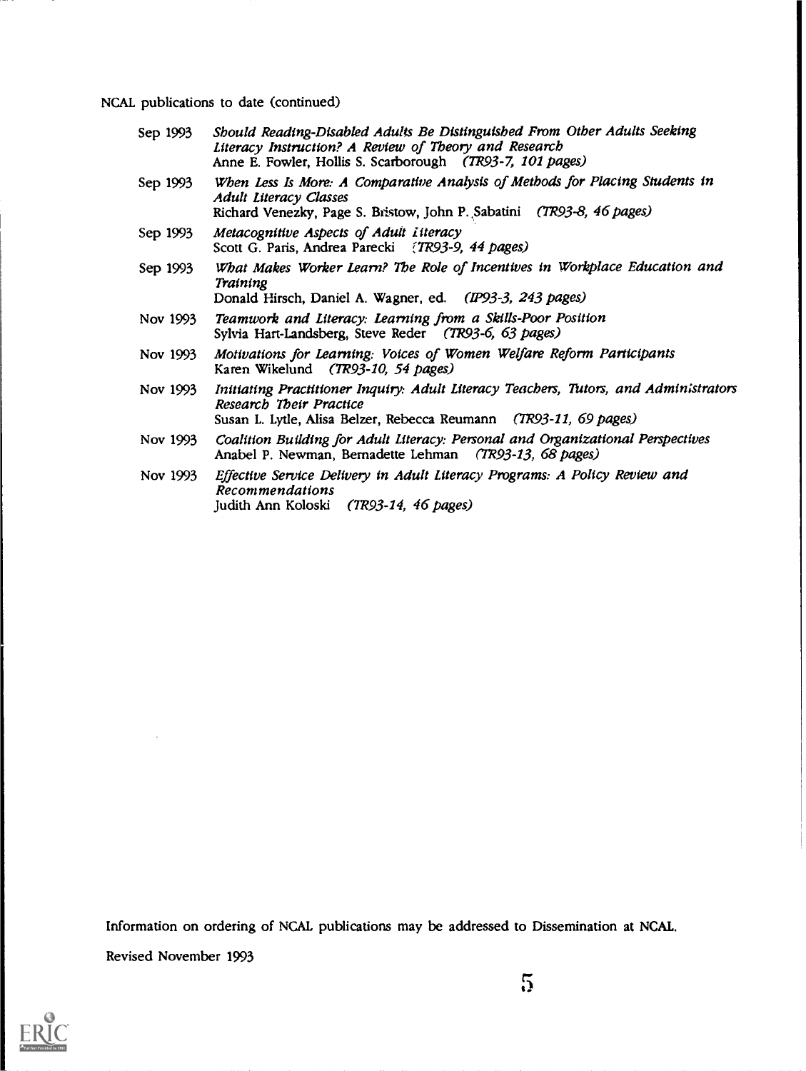NCAL publications to date (continued)

| | |
|---|---|
| Sep 1993 | *Should Reading-Disabled Adults Be Distinguished From Other Adults Seeking Literacy Instruction? A Review of Theory and Research*<br>Anne E. Fowler, Hollis S. Scarborough *(TR93-7, 101 pages)* |
| Sep 1993 | *When Less Is More: A Comparative Analysis of Methods for Placing Students in Adult Literacy Classes*<br>Richard Venezky, Page S. Bristow, John P. Sabatini *(TR93-8, 46 pages)* |
| Sep 1993 | *Metacognitive Aspects of Adult Literacy*<br>Scott G. Paris, Andrea Parecki *(TR93-9, 44 pages)* |
| Sep 1993 | *What Makes Worker Learn? The Role of Incentives in Workplace Education and Training*<br>Donald Hirsch, Daniel A. Wagner, ed. *(IP93-3, 243 pages)* |
| Nov 1993 | *Teamwork and Literacy: Learning from a Skills-Poor Position*<br>Sylvia Hart-Landsberg, Steve Reder *(TR93-6, 63 pages)* |
| Nov 1993 | *Motivations for Learning: Voices of Women Welfare Reform Participants*<br>Karen Wikelund *(TR93-10, 54 pages)* |
| Nov 1993 | *Initiating Practitioner Inquiry: Adult Literacy Teachers, Tutors, and Administrators Research Their Practice*<br>Susan L. Lytle, Alisa Belzer, Rebecca Reumann *(TR93-11, 69 pages)* |
| Nov 1993 | *Coalition Building for Adult Literacy: Personal and Organizational Perspectives*<br>Anabel P. Newman, Bernadette Lehman *(TR93-13, 68 pages)* |
| Nov 1993 | *Effective Service Delivery in Adult Literacy Programs: A Policy Review and Recommendations*<br>Judith Ann Koloski *(TR93-14, 46 pages)* |

Information on ordering of NCAL publications may be addressed to Dissemination at NCAL.

Revised November 1993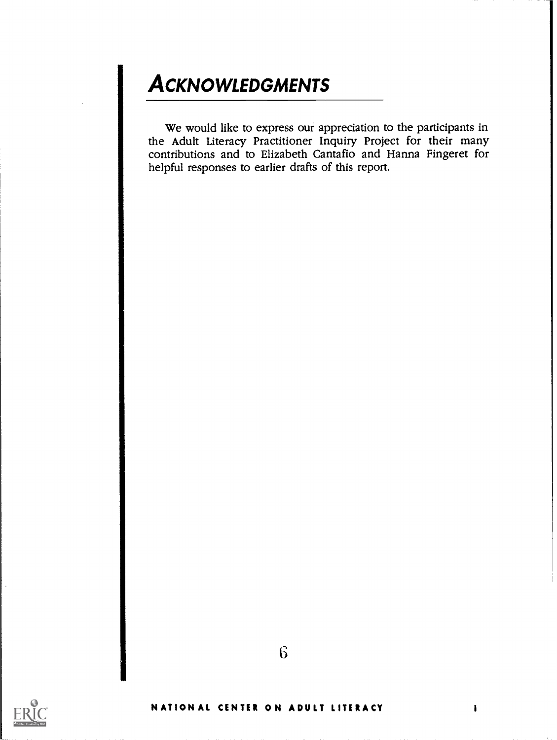# ACKNOWLEDGMENTS

We would like to express our appreciation to the participants in the Adult Literacy Practitioner Inquiry Project for their many contributions and to Elizabeth Cantafio and Hanna Fingeret for helpful responses to earlier drafts of this report.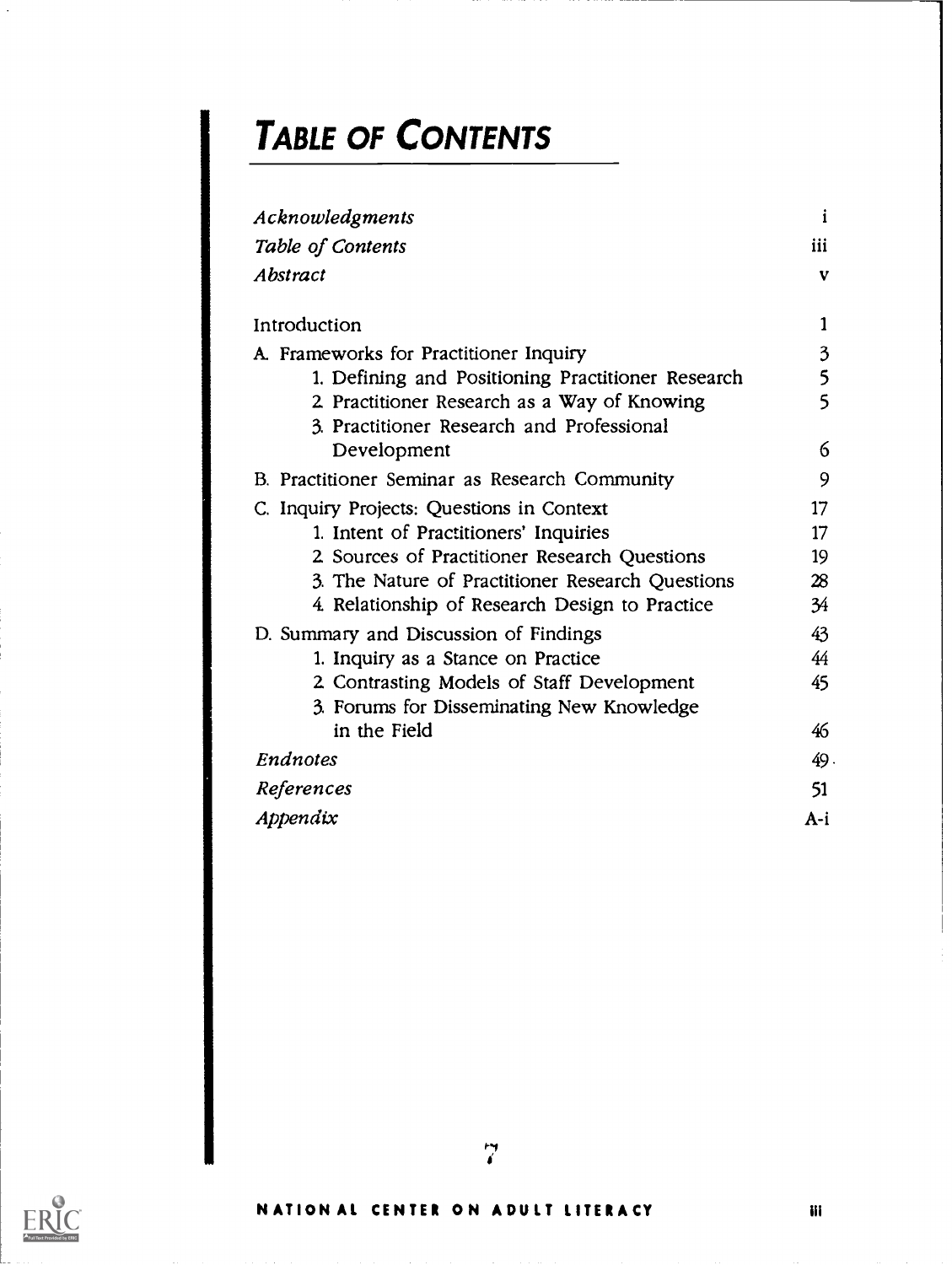# Table of Contents

| | |
|---|---|
| *Acknowledgments* | i |
| *Table of Contents* | iii |
| *Abstract* | v |
| Introduction | 1 |
| A. Frameworks for Practitioner Inquiry | 3 |
| 1. Defining and Positioning Practitioner Research | 5 |
| 2. Practitioner Research as a Way of Knowing | 5 |
| 3. Practitioner Research and Professional Development | 6 |
| B. Practitioner Seminar as Research Community | 9 |
| C. Inquiry Projects: Questions in Context | 17 |
| 1. Intent of Practitioners' Inquiries | 17 |
| 2. Sources of Practitioner Research Questions | 19 |
| 3. The Nature of Practitioner Research Questions | 28 |
| 4. Relationship of Research Design to Practice | 34 |
| D. Summary and Discussion of Findings | 43 |
| 1. Inquiry as a Stance on Practice | 44 |
| 2. Contrasting Models of Staff Development | 45 |
| 3. Forums for Disseminating New Knowledge in the Field | 46 |
| *Endnotes* | 49 |
| *References* | 51 |
| *Appendix* | A-i |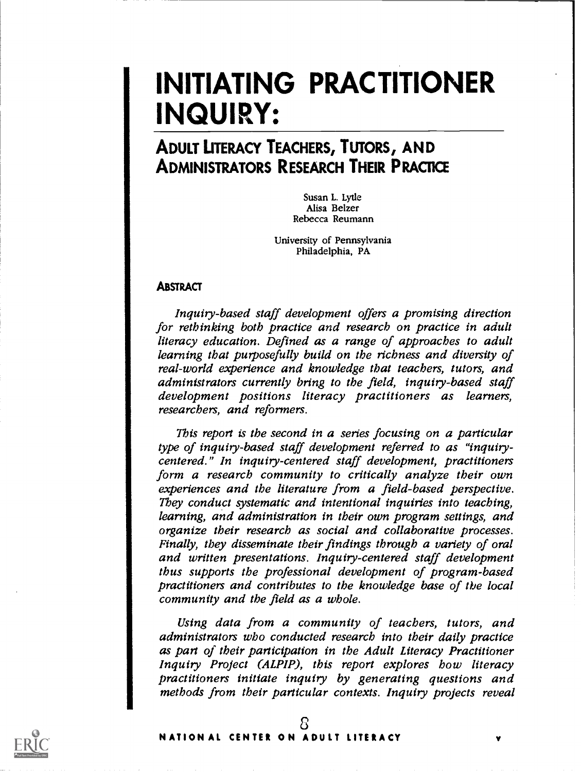# INITIATING PRACTITIONER INQUIRY:

## ADULT LITERACY TEACHERS, TUTORS, AND ADMINISTRATORS RESEARCH THEIR PRACTICE

Susan L. Lytle
Alisa Belzer
Rebecca Reumann

University of Pennsylvania
Philadelphia, PA

### ABSTRACT

*Inquiry-based staff development offers a promising direction for rethinking both practice and research on practice in adult literacy education. Defined as a range of approaches to adult learning that purposefully build on the richness and diversity of real-world experience and knowledge that teachers, tutors, and administrators currently bring to the field, inquiry-based staff development positions literacy practitioners as learners, researchers, and reformers.*

*This report is the second in a series focusing on a particular type of inquiry-based staff development referred to as "inquiry-centered." In inquiry-centered staff development, practitioners form a research community to critically analyze their own experiences and the literature from a field-based perspective. They conduct systematic and intentional inquiries into teaching, learning, and administration in their own program settings, and organize their research as social and collaborative processes. Finally, they disseminate their findings through a variety of oral and written presentations. Inquiry-centered staff development thus supports the professional development of program-based practitioners and contributes to the knowledge base of the local community and the field as a whole.*

*Using data from a community of teachers, tutors, and administrators who conducted research into their daily practice as part of their participation in the Adult Literacy Practitioner Inquiry Project (ALPIP), this report explores how literacy practitioners initiate inquiry by generating questions and methods from their particular contexts. Inquiry projects reveal*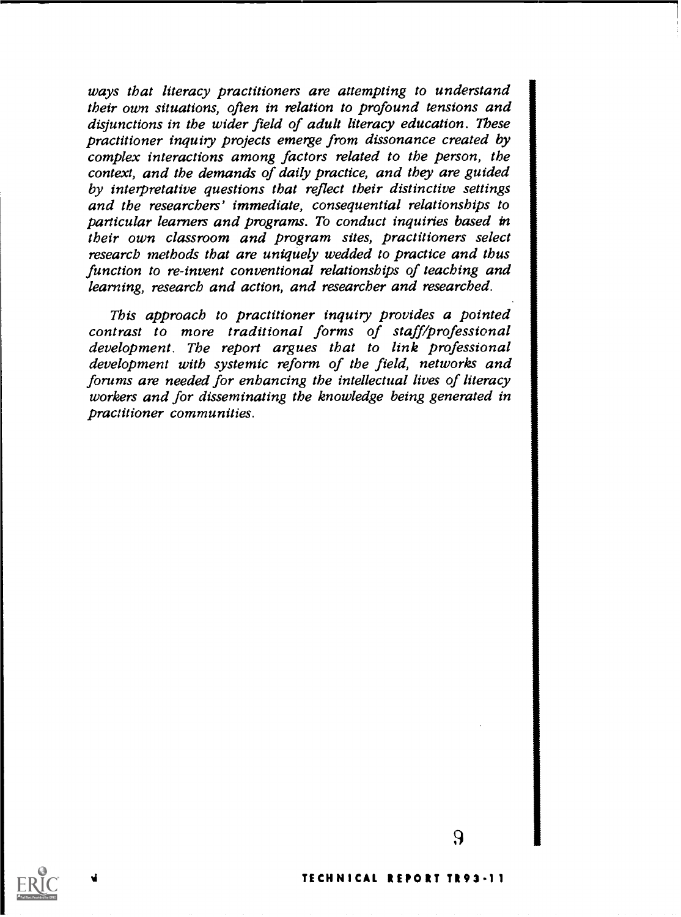*ways that literacy practitioners are attempting to understand their own situations, often in relation to profound tensions and disjunctions in the wider field of adult literacy education. These practitioner inquiry projects emerge from dissonance created by complex interactions among factors related to the person, the context, and the demands of daily practice, and they are guided by interpretative questions that reflect their distinctive settings and the researchers' immediate, consequential relationships to particular learners and programs. To conduct inquiries based in their own classroom and program sites, practitioners select research methods that are uniquely wedded to practice and thus function to re-invent conventional relationships of teaching and learning, research and action, and researcher and researched.*

*This approach to practitioner inquiry provides a pointed contrast to more traditional forms of staff/professional development. The report argues that to link professional development with systemic reform of the field, networks and forums are needed for enhancing the intellectual lives of literacy workers and for disseminating the knowledge being generated in practitioner communities.*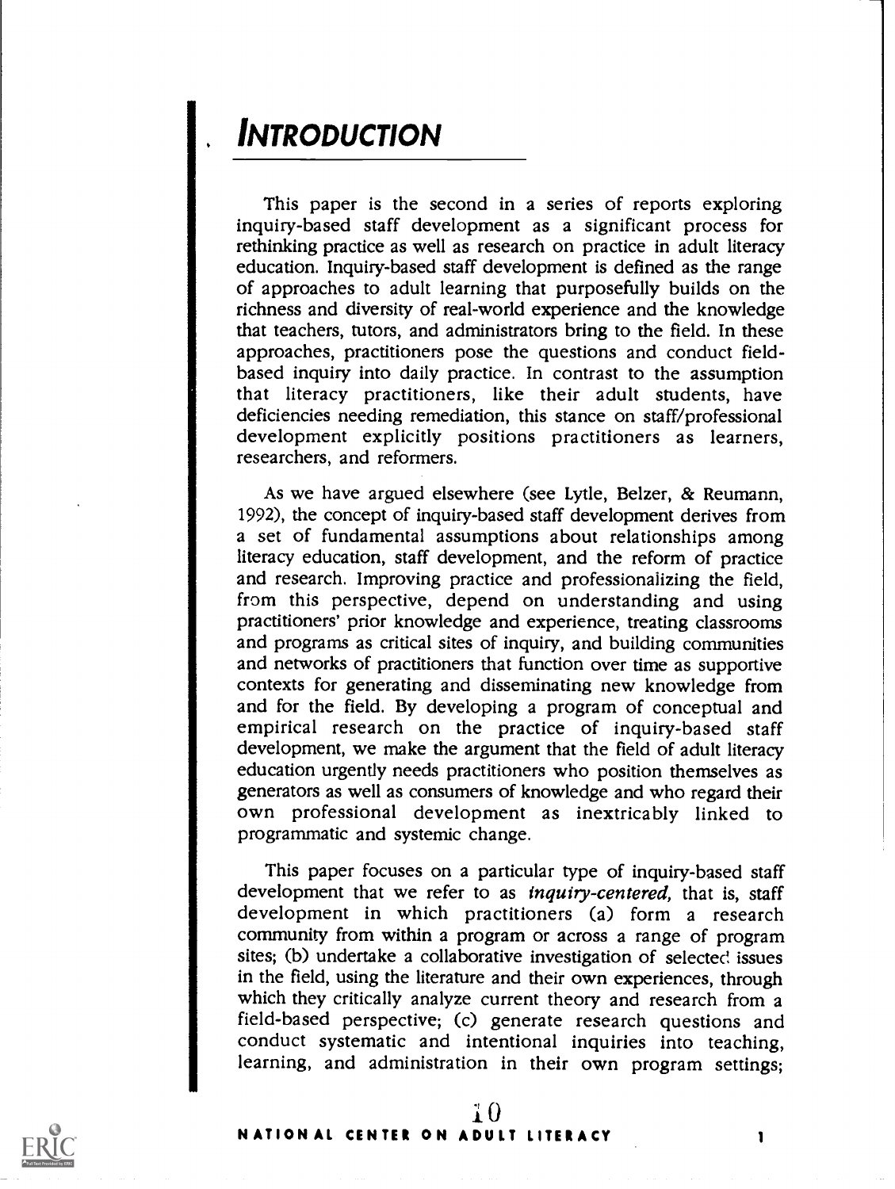# INTRODUCTION

This paper is the second in a series of reports exploring inquiry-based staff development as a significant process for rethinking practice as well as research on practice in adult literacy education. Inquiry-based staff development is defined as the range of approaches to adult learning that purposefully builds on the richness and diversity of real-world experience and the knowledge that teachers, tutors, and administrators bring to the field. In these approaches, practitioners pose the questions and conduct field-based inquiry into daily practice. In contrast to the assumption that literacy practitioners, like their adult students, have deficiencies needing remediation, this stance on staff/professional development explicitly positions practitioners as learners, researchers, and reformers.

As we have argued elsewhere (see Lytle, Belzer, & Reumann, 1992), the concept of inquiry-based staff development derives from a set of fundamental assumptions about relationships among literacy education, staff development, and the reform of practice and research. Improving practice and professionalizing the field, from this perspective, depend on understanding and using practitioners' prior knowledge and experience, treating classrooms and programs as critical sites of inquiry, and building communities and networks of practitioners that function over time as supportive contexts for generating and disseminating new knowledge from and for the field. By developing a program of conceptual and empirical research on the practice of inquiry-based staff development, we make the argument that the field of adult literacy education urgently needs practitioners who position themselves as generators as well as consumers of knowledge and who regard their own professional development as inextricably linked to programmatic and systemic change.

This paper focuses on a particular type of inquiry-based staff development that we refer to as *inquiry-centered,* that is, staff development in which practitioners (a) form a research community from within a program or across a range of program sites; (b) undertake a collaborative investigation of selected issues in the field, using the literature and their own experiences, through which they critically analyze current theory and research from a field-based perspective; (c) generate research questions and conduct systematic and intentional inquiries into teaching, learning, and administration in their own program settings;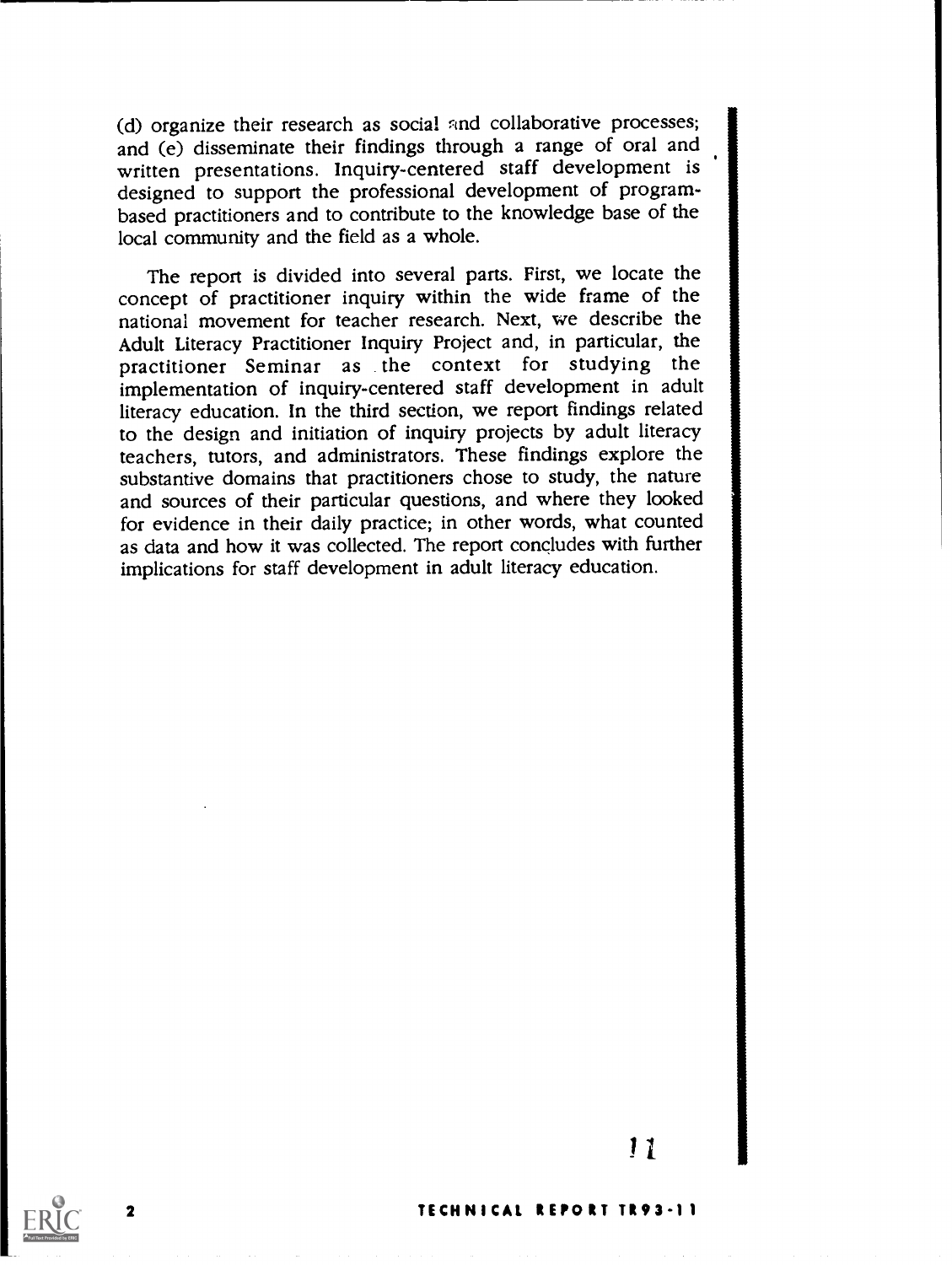(d) organize their research as social and collaborative processes; and (e) disseminate their findings through a range of oral and written presentations. Inquiry-centered staff development is designed to support the professional development of program-based practitioners and to contribute to the knowledge base of the local community and the field as a whole.

The report is divided into several parts. First, we locate the concept of practitioner inquiry within the wide frame of the national movement for teacher research. Next, we describe the Adult Literacy Practitioner Inquiry Project and, in particular, the practitioner Seminar as the context for studying the implementation of inquiry-centered staff development in adult literacy education. In the third section, we report findings related to the design and initiation of inquiry projects by adult literacy teachers, tutors, and administrators. These findings explore the substantive domains that practitioners chose to study, the nature and sources of their particular questions, and where they looked for evidence in their daily practice; in other words, what counted as data and how it was collected. The report concludes with further implications for staff development in adult literacy education.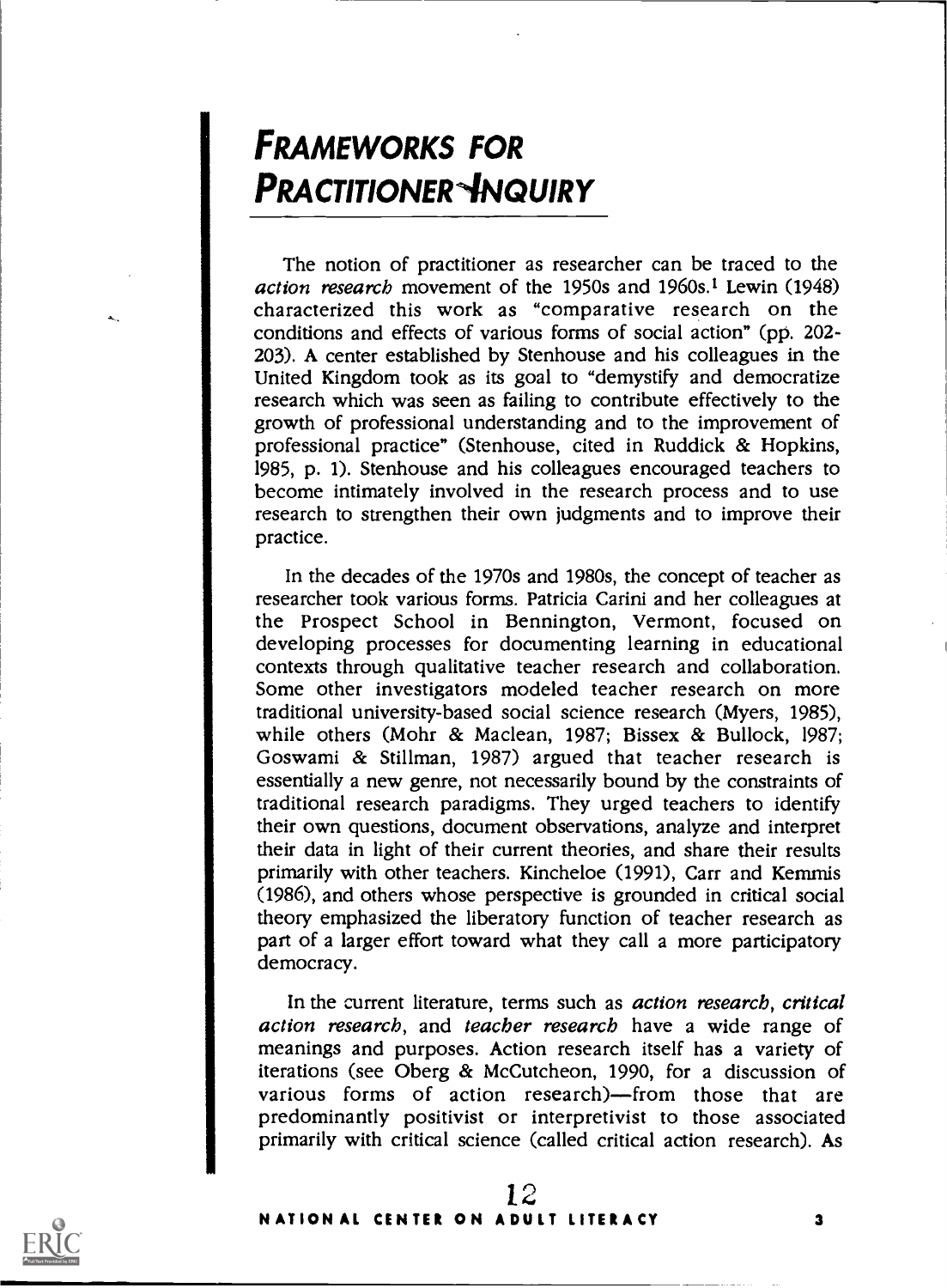# FRAMEWORKS FOR PRACTITIONER INQUIRY

The notion of practitioner as researcher can be traced to the *action research* movement of the 1950s and 1960s.[1] Lewin (1948) characterized this work as "comparative research on the conditions and effects of various forms of social action" (pp. 202-203). A center established by Stenhouse and his colleagues in the United Kingdom took as its goal to "demystify and democratize research which was seen as failing to contribute effectively to the growth of professional understanding and to the improvement of professional practice" (Stenhouse, cited in Ruddick & Hopkins, 1985, p. 1). Stenhouse and his colleagues encouraged teachers to become intimately involved in the research process and to use research to strengthen their own judgments and to improve their practice.

In the decades of the 1970s and 1980s, the concept of teacher as researcher took various forms. Patricia Carini and her colleagues at the Prospect School in Bennington, Vermont, focused on developing processes for documenting learning in educational contexts through qualitative teacher research and collaboration. Some other investigators modeled teacher research on more traditional university-based social science research (Myers, 1985), while others (Mohr & Maclean, 1987; Bissex & Bullock, 1987; Goswami & Stillman, 1987) argued that teacher research is essentially a new genre, not necessarily bound by the constraints of traditional research paradigms. They urged teachers to identify their own questions, document observations, analyze and interpret their data in light of their current theories, and share their results primarily with other teachers. Kincheloe (1991), Carr and Kemmis (1986), and others whose perspective is grounded in critical social theory emphasized the liberatory function of teacher research as part of a larger effort toward what they call a more participatory democracy.

In the current literature, terms such as *action research*, *critical action research*, and *teacher research* have a wide range of meanings and purposes. Action research itself has a variety of iterations (see Oberg & McCutcheon, 1990, for a discussion of various forms of action research)—from those that are predominantly positivist or interpretivist to those associated primarily with critical science (called critical action research). As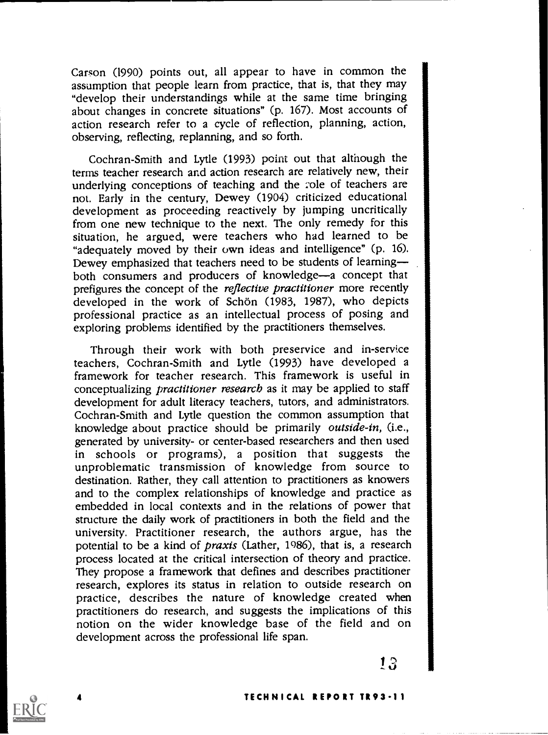Carson (1990) points out, all appear to have in common the assumption that people learn from practice, that is, that they may "develop their understandings while at the same time bringing about changes in concrete situations" (p. 167). Most accounts of action research refer to a cycle of reflection, planning, action, observing, reflecting, replanning, and so forth.

Cochran-Smith and Lytle (1993) point out that although the terms teacher research and action research are relatively new, their underlying conceptions of teaching and the role of teachers are not. Early in the century, Dewey (1904) criticized educational development as proceeding reactively by jumping uncritically from one new technique to the next. The only remedy for this situation, he argued, were teachers who had learned to be "adequately moved by their own ideas and intelligence" (p. 16). Dewey emphasized that teachers need to be students of learning—both consumers and producers of knowledge—a concept that prefigures the concept of the *reflective practitioner* more recently developed in the work of Schön (1983, 1987), who depicts professional practice as an intellectual process of posing and exploring problems identified by the practitioners themselves.

Through their work with both preservice and in-service teachers, Cochran-Smith and Lytle (1993) have developed a framework for teacher research. This framework is useful in conceptualizing *practitioner research* as it may be applied to staff development for adult literacy teachers, tutors, and administrators. Cochran-Smith and Lytle question the common assumption that knowledge about practice should be primarily *outside-in*, (i.e., generated by university- or center-based researchers and then used in schools or programs), a position that suggests the unproblematic transmission of knowledge from source to destination. Rather, they call attention to practitioners as knowers and to the complex relationships of knowledge and practice as embedded in local contexts and in the relations of power that structure the daily work of practitioners in both the field and the university. Practitioner research, the authors argue, has the potential to be a kind of *praxis* (Lather, 1986), that is, a research process located at the critical intersection of theory and practice. They propose a framework that defines and describes practitioner research, explores its status in relation to outside research on practice, describes the nature of knowledge created when practitioners do research, and suggests the implications of this notion on the wider knowledge base of the field and on development across the professional life span.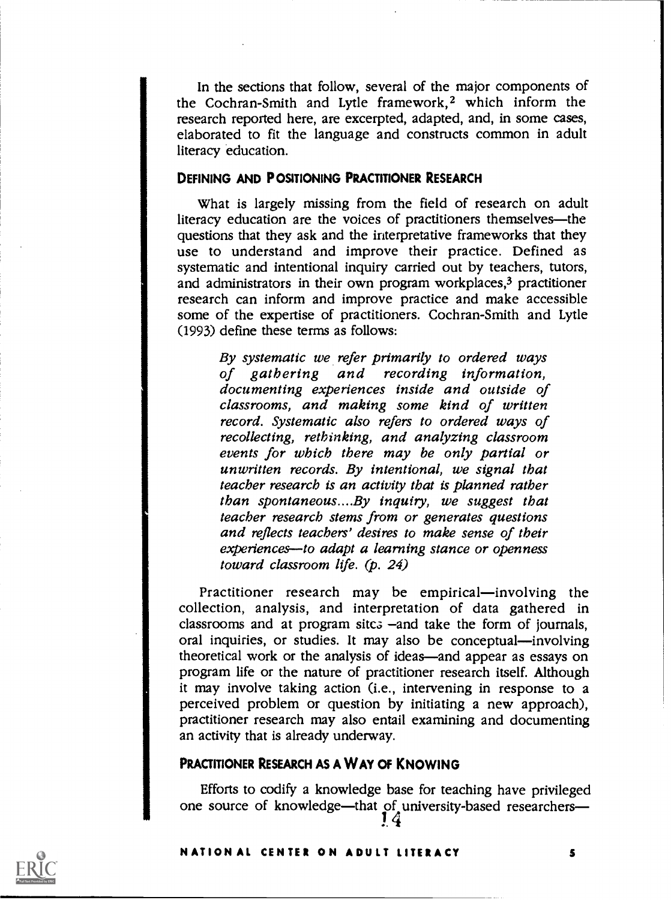In the sections that follow, several of the major components of the Cochran-Smith and Lytle framework,[2] which inform the research reported here, are excerpted, adapted, and, in some cases, elaborated to fit the language and constructs common in adult literacy education.

## DEFINING AND POSITIONING PRACTITIONER RESEARCH

What is largely missing from the field of research on adult literacy education are the voices of practitioners themselves—the questions that they ask and the interpretative frameworks that they use to understand and improve their practice. Defined as systematic and intentional inquiry carried out by teachers, tutors, and administrators in their own program workplaces,[3] practitioner research can inform and improve practice and make accessible some of the expertise of practitioners. Cochran-Smith and Lytle (1993) define these terms as follows:

> *By systematic we refer primarily to ordered ways of gathering and recording information, documenting experiences inside and outside of classrooms, and making some kind of written record. Systematic also refers to ordered ways of recollecting, rethinking, and analyzing classroom events for which there may be only partial or unwritten records. By intentional, we signal that teacher research is an activity that is planned rather than spontaneous....By inquiry, we suggest that teacher research stems from or generates questions and reflects teachers' desires to make sense of their experiences—to adapt a learning stance or openness toward classroom life.* (p. 24)

Practitioner research may be empirical—involving the collection, analysis, and interpretation of data gathered in classrooms and at program sites—and take the form of journals, oral inquiries, or studies. It may also be conceptual—involving theoretical work or the analysis of ideas—and appear as essays on program life or the nature of practitioner research itself. Although it may involve taking action (i.e., intervening in response to a perceived problem or question by initiating a new approach), practitioner research may also entail examining and documenting an activity that is already underway.

## PRACTITIONER RESEARCH AS A WAY OF KNOWING

Efforts to codify a knowledge base for teaching have privileged one source of knowledge—that of university-based researchers—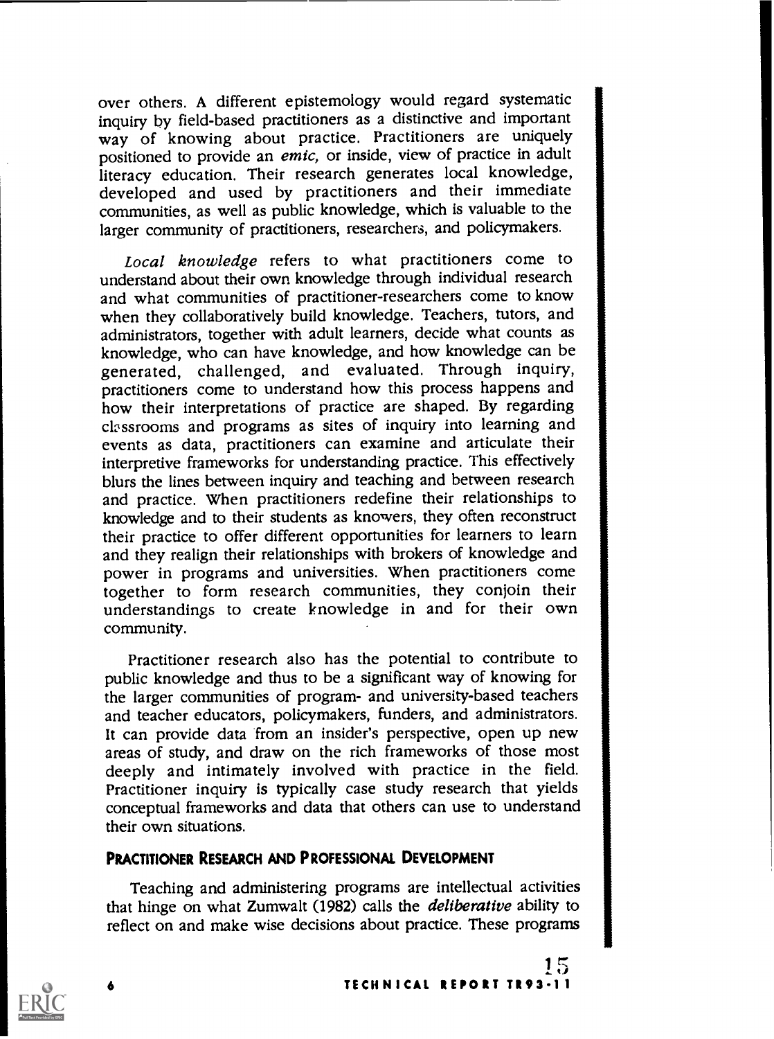over others. A different epistemology would regard systematic inquiry by field-based practitioners as a distinctive and important way of knowing about practice. Practitioners are uniquely positioned to provide an *emic*, or inside, view of practice in adult literacy education. Their research generates local knowledge, developed and used by practitioners and their immediate communities, as well as public knowledge, which is valuable to the larger community of practitioners, researchers, and policymakers.

*Local knowledge* refers to what practitioners come to understand about their own knowledge through individual research and what communities of practitioner-researchers come to know when they collaboratively build knowledge. Teachers, tutors, and administrators, together with adult learners, decide what counts as knowledge, who can have knowledge, and how knowledge can be generated, challenged, and evaluated. Through inquiry, practitioners come to understand how this process happens and how their interpretations of practice are shaped. By regarding classrooms and programs as sites of inquiry into learning and events as data, practitioners can examine and articulate their interpretive frameworks for understanding practice. This effectively blurs the lines between inquiry and teaching and between research and practice. When practitioners redefine their relationships to knowledge and to their students as knowers, they often reconstruct their practice to offer different opportunities for learners to learn and they realign their relationships with brokers of knowledge and power in programs and universities. When practitioners come together to form research communities, they conjoin their understandings to create knowledge in and for their own community.

Practitioner research also has the potential to contribute to public knowledge and thus to be a significant way of knowing for the larger communities of program- and university-based teachers and teacher educators, policymakers, funders, and administrators. It can provide data from an insider's perspective, open up new areas of study, and draw on the rich frameworks of those most deeply and intimately involved with practice in the field. Practitioner inquiry is typically case study research that yields conceptual frameworks and data that others can use to understand their own situations.

### PRACTITIONER RESEARCH AND PROFESSIONAL DEVELOPMENT

Teaching and administering programs are intellectual activities that hinge on what Zumwalt (1982) calls the *deliberative* ability to reflect on and make wise decisions about practice. These programs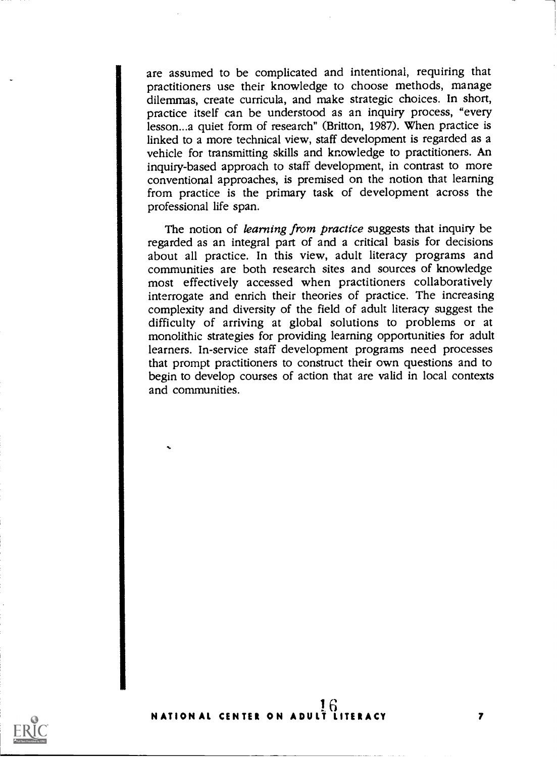are assumed to be complicated and intentional, requiring that practitioners use their knowledge to choose methods, manage dilemmas, create curricula, and make strategic choices. In short, practice itself can be understood as an inquiry process, "every lesson...a quiet form of research" (Britton, 1987). When practice is linked to a more technical view, staff development is regarded as a vehicle for transmitting skills and knowledge to practitioners. An inquiry-based approach to staff development, in contrast to more conventional approaches, is premised on the notion that learning from practice is the primary task of development across the professional life span.

The notion of *learning from practice* suggests that inquiry be regarded as an integral part of and a critical basis for decisions about all practice. In this view, adult literacy programs and communities are both research sites and sources of knowledge most effectively accessed when practitioners collaboratively interrogate and enrich their theories of practice. The increasing complexity and diversity of the field of adult literacy suggest the difficulty of arriving at global solutions to problems or at monolithic strategies for providing learning opportunities for adult learners. In-service staff development programs need processes that prompt practitioners to construct their own questions and to begin to develop courses of action that are valid in local contexts and communities.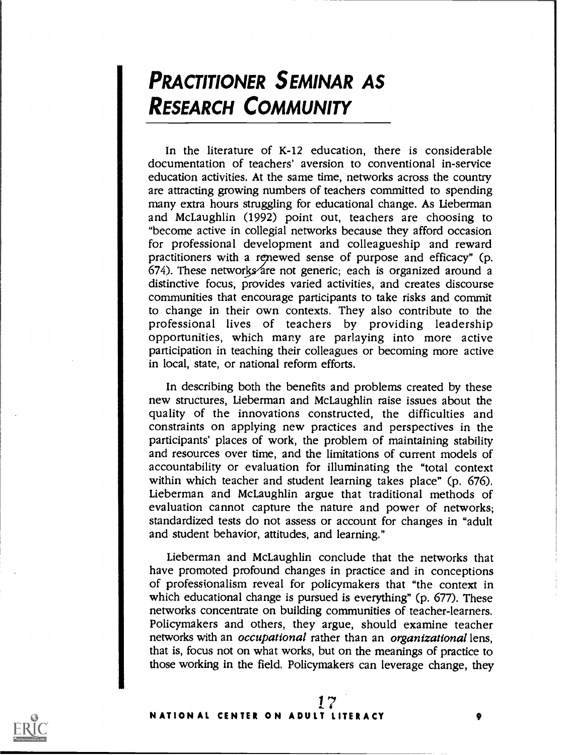# Practitioner Seminar as Research Community

In the literature of K-12 education, there is considerable documentation of teachers' aversion to conventional in-service education activities. At the same time, networks across the country are attracting growing numbers of teachers committed to spending many extra hours struggling for educational change. As Lieberman and McLaughlin (1992) point out, teachers are choosing to "become active in collegial networks because they afford occasion for professional development and colleagueship and reward practitioners with a renewed sense of purpose and efficacy" (p. 674). These networks are not generic; each is organized around a distinctive focus, provides varied activities, and creates discourse communities that encourage participants to take risks and commit to change in their own contexts. They also contribute to the professional lives of teachers by providing leadership opportunities, which many are parlaying into more active participation in teaching their colleagues or becoming more active in local, state, or national reform efforts.

In describing both the benefits and problems created by these new structures, Lieberman and McLaughlin raise issues about the quality of the innovations constructed, the difficulties and constraints on applying new practices and perspectives in the participants' places of work, the problem of maintaining stability and resources over time, and the limitations of current models of accountability or evaluation for illuminating the "total context within which teacher and student learning takes place" (p. 676). Lieberman and McLaughlin argue that traditional methods of evaluation cannot capture the nature and power of networks; standardized tests do not assess or account for changes in "adult and student behavior, attitudes, and learning."

Lieberman and McLaughlin conclude that the networks that have promoted profound changes in practice and in conceptions of professionalism reveal for policymakers that "the context in which educational change is pursued is everything" (p. 677). These networks concentrate on building communities of teacher-learners. Policymakers and others, they argue, should examine teacher networks with an *occupational* rather than an *organizational* lens, that is, focus not on what works, but on the meanings of practice to those working in the field. Policymakers can leverage change, they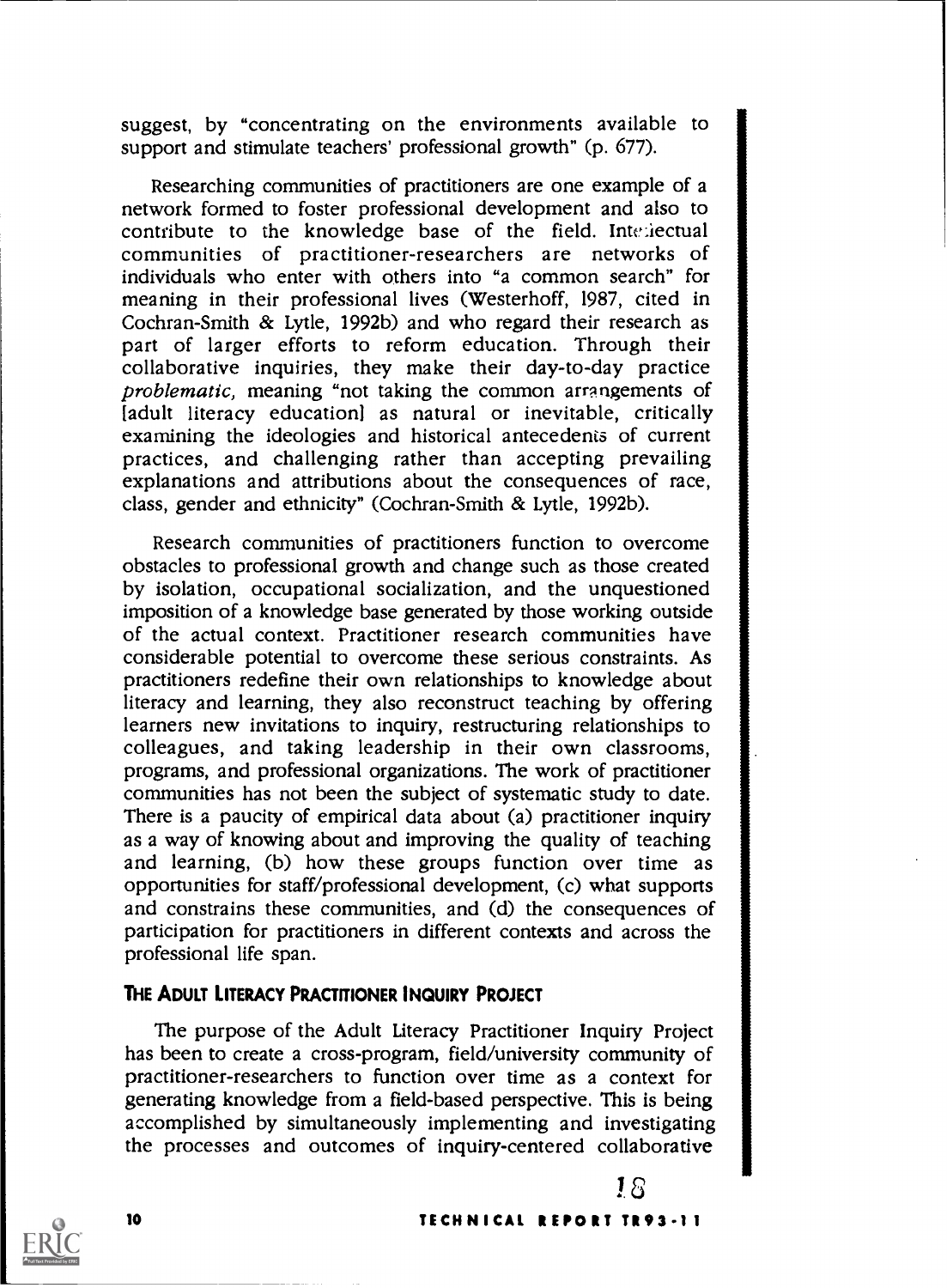suggest, by "concentrating on the environments available to support and stimulate teachers' professional growth" (p. 677).

Researching communities of practitioners are one example of a network formed to foster professional development and also to contribute to the knowledge base of the field. Intellectual communities of practitioner-researchers are networks of individuals who enter with others into "a common search" for meaning in their professional lives (Westerhoff, 1987, cited in Cochran-Smith & Lytle, 1992b) and who regard their research as part of larger efforts to reform education. Through their collaborative inquiries, they make their day-to-day practice *problematic,* meaning "not taking the common arrangements of [adult literacy education] as natural or inevitable, critically examining the ideologies and historical antecedents of current practices, and challenging rather than accepting prevailing explanations and attributions about the consequences of race, class, gender and ethnicity" (Cochran-Smith & Lytle, 1992b).

Research communities of practitioners function to overcome obstacles to professional growth and change such as those created by isolation, occupational socialization, and the unquestioned imposition of a knowledge base generated by those working outside of the actual context. Practitioner research communities have considerable potential to overcome these serious constraints. As practitioners redefine their own relationships to knowledge about literacy and learning, they also reconstruct teaching by offering learners new invitations to inquiry, restructuring relationships to colleagues, and taking leadership in their own classrooms, programs, and professional organizations. The work of practitioner communities has not been the subject of systematic study to date. There is a paucity of empirical data about (a) practitioner inquiry as a way of knowing about and improving the quality of teaching and learning, (b) how these groups function over time as opportunities for staff/professional development, (c) what supports and constrains these communities, and (d) the consequences of participation for practitioners in different contexts and across the professional life span.

## THE ADULT LITERACY PRACTITIONER INQUIRY PROJECT

The purpose of the Adult Literacy Practitioner Inquiry Project has been to create a cross-program, field/university community of practitioner-researchers to function over time as a context for generating knowledge from a field-based perspective. This is being accomplished by simultaneously implementing and investigating the processes and outcomes of inquiry-centered collaborative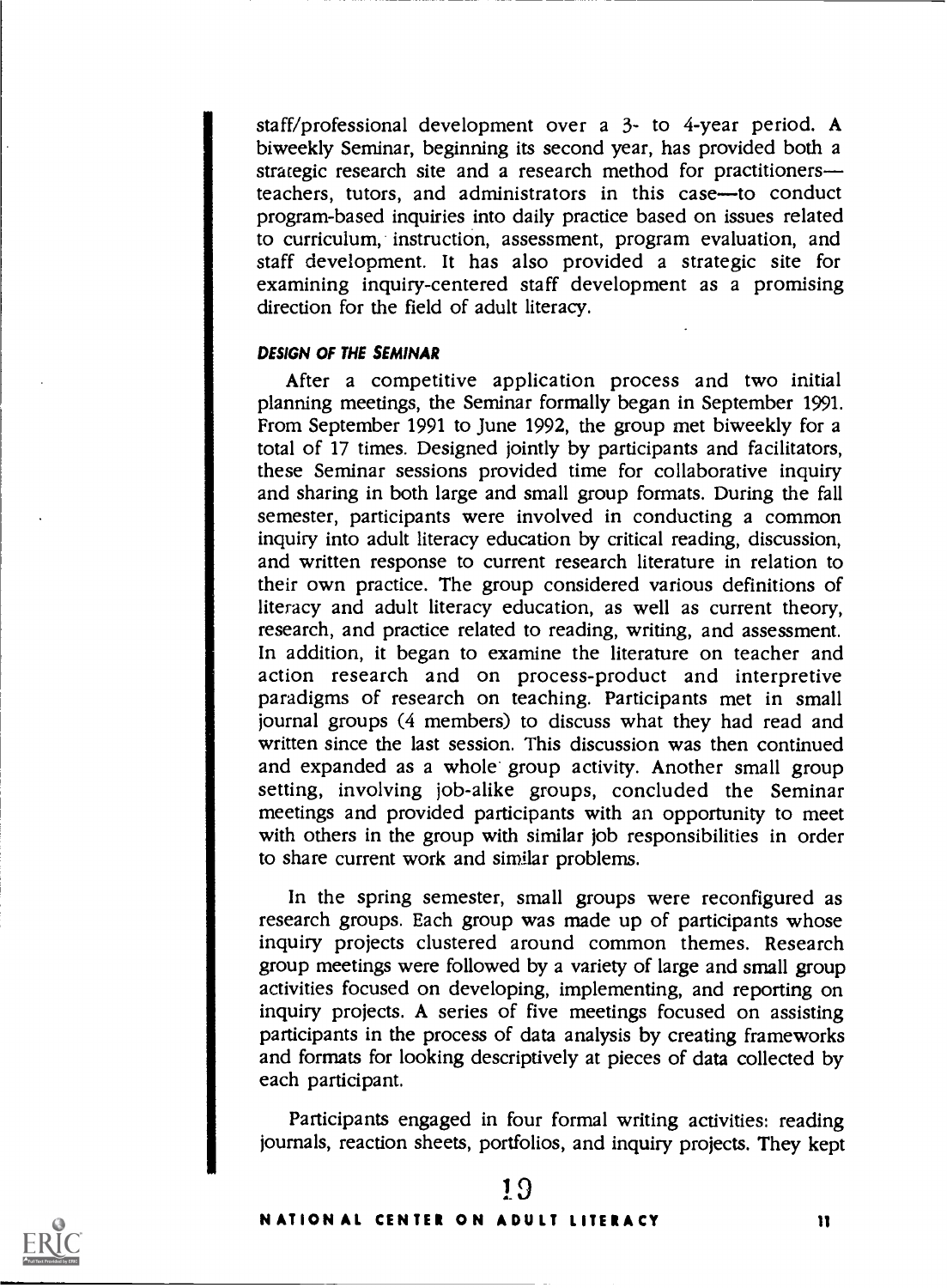staff/professional development over a 3- to 4-year period. A biweekly Seminar, beginning its second year, has provided both a strategic research site and a research method for practitioners—teachers, tutors, and administrators in this case—to conduct program-based inquiries into daily practice based on issues related to curriculum, instruction, assessment, program evaluation, and staff development. It has also provided a strategic site for examining inquiry-centered staff development as a promising direction for the field of adult literacy.

### *DESIGN OF THE SEMINAR*

After a competitive application process and two initial planning meetings, the Seminar formally began in September 1991. From September 1991 to June 1992, the group met biweekly for a total of 17 times. Designed jointly by participants and facilitators, these Seminar sessions provided time for collaborative inquiry and sharing in both large and small group formats. During the fall semester, participants were involved in conducting a common inquiry into adult literacy education by critical reading, discussion, and written response to current research literature in relation to their own practice. The group considered various definitions of literacy and adult literacy education, as well as current theory, research, and practice related to reading, writing, and assessment. In addition, it began to examine the literature on teacher and action research and on process-product and interpretive paradigms of research on teaching. Participants met in small journal groups (4 members) to discuss what they had read and written since the last session. This discussion was then continued and expanded as a whole group activity. Another small group setting, involving job-alike groups, concluded the Seminar meetings and provided participants with an opportunity to meet with others in the group with similar job responsibilities in order to share current work and similar problems.

In the spring semester, small groups were reconfigured as research groups. Each group was made up of participants whose inquiry projects clustered around common themes. Research group meetings were followed by a variety of large and small group activities focused on developing, implementing, and reporting on inquiry projects. A series of five meetings focused on assisting participants in the process of data analysis by creating frameworks and formats for looking descriptively at pieces of data collected by each participant.

Participants engaged in four formal writing activities: reading journals, reaction sheets, portfolios, and inquiry projects. They kept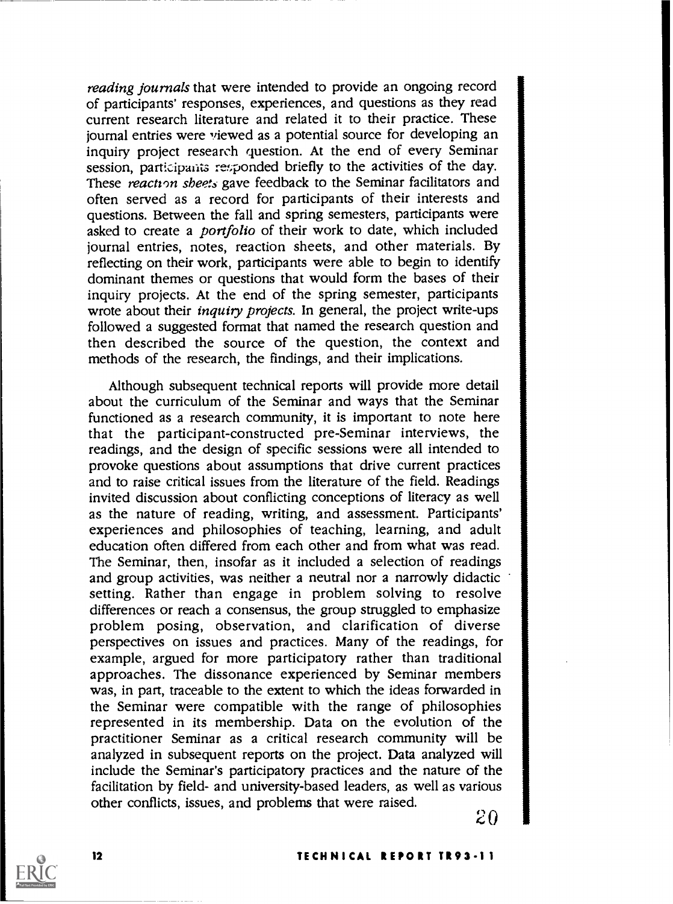*reading journals* that were intended to provide an ongoing record of participants' responses, experiences, and questions as they read current research literature and related it to their practice. These journal entries were viewed as a potential source for developing an inquiry project research question. At the end of every Seminar session, participants responded briefly to the activities of the day. These *reaction sheets* gave feedback to the Seminar facilitators and often served as a record for participants of their interests and questions. Between the fall and spring semesters, participants were asked to create a *portfolio* of their work to date, which included journal entries, notes, reaction sheets, and other materials. By reflecting on their work, participants were able to begin to identify dominant themes or questions that would form the bases of their inquiry projects. At the end of the spring semester, participants wrote about their *inquiry projects*. In general, the project write-ups followed a suggested format that named the research question and then described the source of the question, the context and methods of the research, the findings, and their implications.

Although subsequent technical reports will provide more detail about the curriculum of the Seminar and ways that the Seminar functioned as a research community, it is important to note here that the participant-constructed pre-Seminar interviews, the readings, and the design of specific sessions were all intended to provoke questions about assumptions that drive current practices and to raise critical issues from the literature of the field. Readings invited discussion about conflicting conceptions of literacy as well as the nature of reading, writing, and assessment. Participants' experiences and philosophies of teaching, learning, and adult education often differed from each other and from what was read. The Seminar, then, insofar as it included a selection of readings and group activities, was neither a neutral nor a narrowly didactic setting. Rather than engage in problem solving to resolve differences or reach a consensus, the group struggled to emphasize problem posing, observation, and clarification of diverse perspectives on issues and practices. Many of the readings, for example, argued for more participatory rather than traditional approaches. The dissonance experienced by Seminar members was, in part, traceable to the extent to which the ideas forwarded in the Seminar were compatible with the range of philosophies represented in its membership. Data on the evolution of the practitioner Seminar as a critical research community will be analyzed in subsequent reports on the project. Data analyzed will include the Seminar's participatory practices and the nature of the facilitation by field- and university-based leaders, as well as various other conflicts, issues, and problems that were raised.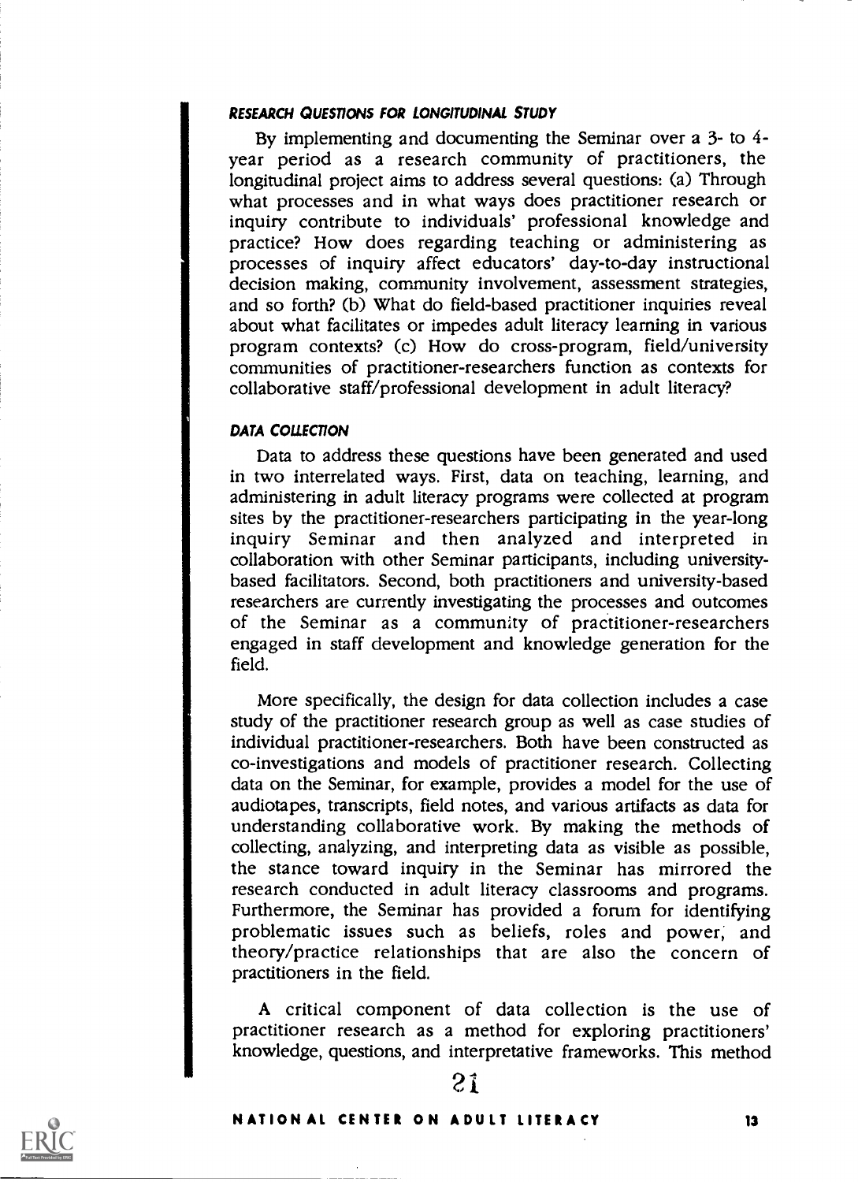#### *RESEARCH QUESTIONS FOR LONGITUDINAL STUDY*

By implementing and documenting the Seminar over a 3- to 4-year period as a research community of practitioners, the longitudinal project aims to address several questions: (a) Through what processes and in what ways does practitioner research or inquiry contribute to individuals' professional knowledge and practice? How does regarding teaching or administering as processes of inquiry affect educators' day-to-day instructional decision making, community involvement, assessment strategies, and so forth? (b) What do field-based practitioner inquiries reveal about what facilitates or impedes adult literacy learning in various program contexts? (c) How do cross-program, field/university communities of practitioner-researchers function as contexts for collaborative staff/professional development in adult literacy?

#### *DATA COLLECTION*

Data to address these questions have been generated and used in two interrelated ways. First, data on teaching, learning, and administering in adult literacy programs were collected at program sites by the practitioner-researchers participating in the year-long inquiry Seminar and then analyzed and interpreted in collaboration with other Seminar participants, including university-based facilitators. Second, both practitioners and university-based researchers are currently investigating the processes and outcomes of the Seminar as a community of practitioner-researchers engaged in staff development and knowledge generation for the field.

More specifically, the design for data collection includes a case study of the practitioner research group as well as case studies of individual practitioner-researchers. Both have been constructed as co-investigations and models of practitioner research. Collecting data on the Seminar, for example, provides a model for the use of audiotapes, transcripts, field notes, and various artifacts as data for understanding collaborative work. By making the methods of collecting, analyzing, and interpreting data as visible as possible, the stance toward inquiry in the Seminar has mirrored the research conducted in adult literacy classrooms and programs. Furthermore, the Seminar has provided a forum for identifying problematic issues such as beliefs, roles and power, and theory/practice relationships that are also the concern of practitioners in the field.

A critical component of data collection is the use of practitioner research as a method for exploring practitioners' knowledge, questions, and interpretative frameworks. This method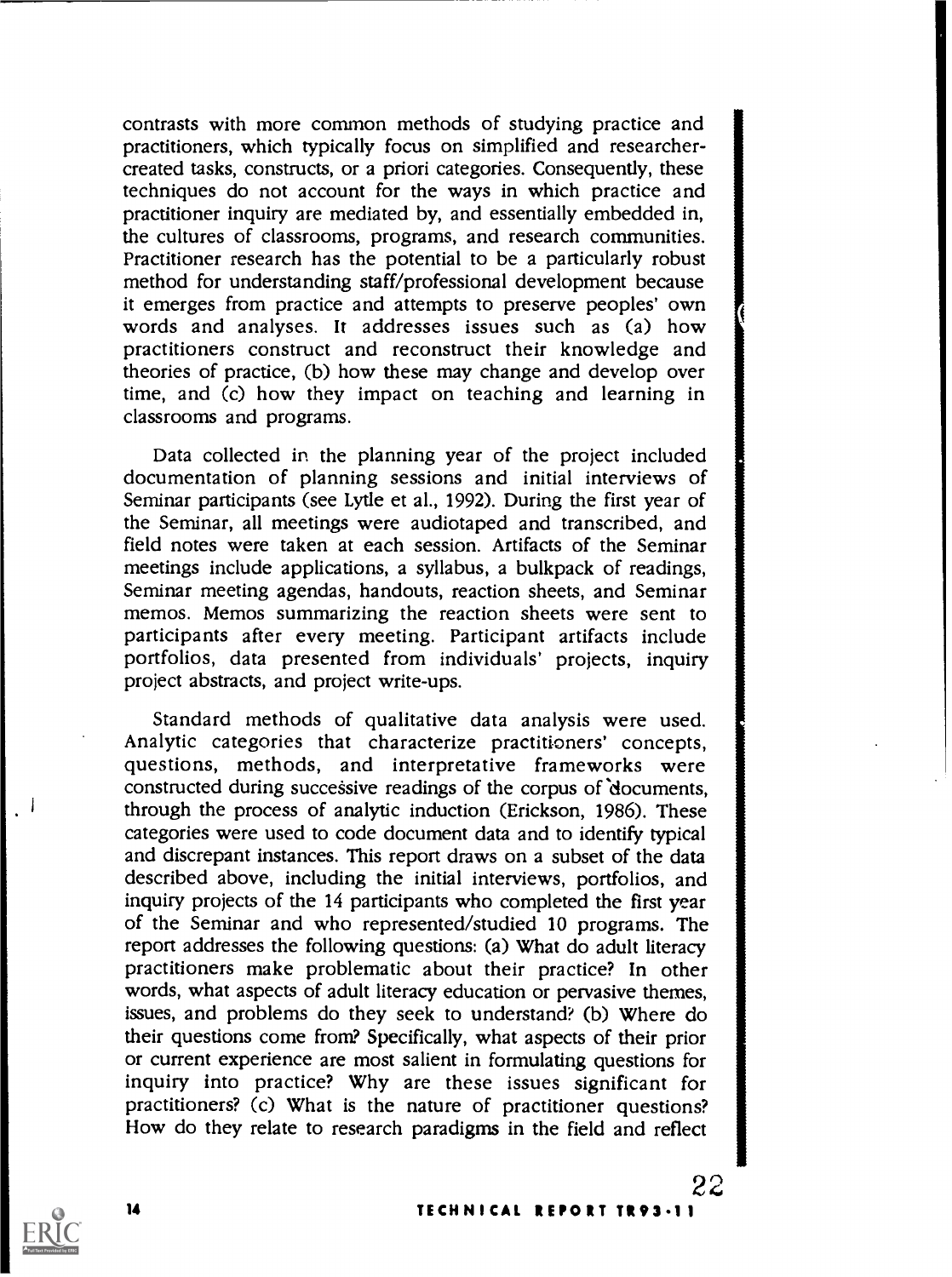contrasts with more common methods of studying practice and practitioners, which typically focus on simplified and researcher-created tasks, constructs, or a priori categories. Consequently, these techniques do not account for the ways in which practice and practitioner inquiry are mediated by, and essentially embedded in, the cultures of classrooms, programs, and research communities. Practitioner research has the potential to be a particularly robust method for understanding staff/professional development because it emerges from practice and attempts to preserve peoples' own words and analyses. It addresses issues such as (a) how practitioners construct and reconstruct their knowledge and theories of practice, (b) how these may change and develop over time, and (c) how they impact on teaching and learning in classrooms and programs.

Data collected in the planning year of the project included documentation of planning sessions and initial interviews of Seminar participants (see Lytle et al., 1992). During the first year of the Seminar, all meetings were audiotaped and transcribed, and field notes were taken at each session. Artifacts of the Seminar meetings include applications, a syllabus, a bulkpack of readings, Seminar meeting agendas, handouts, reaction sheets, and Seminar memos. Memos summarizing the reaction sheets were sent to participants after every meeting. Participant artifacts include portfolios, data presented from individuals' projects, inquiry project abstracts, and project write-ups.

Standard methods of qualitative data analysis were used. Analytic categories that characterize practitioners' concepts, questions, methods, and interpretative frameworks were constructed during successive readings of the corpus of documents, through the process of analytic induction (Erickson, 1986). These categories were used to code document data and to identify typical and discrepant instances. This report draws on a subset of the data described above, including the initial interviews, portfolios, and inquiry projects of the 14 participants who completed the first year of the Seminar and who represented/studied 10 programs. The report addresses the following questions: (a) What do adult literacy practitioners make problematic about their practice? In other words, what aspects of adult literacy education or pervasive themes, issues, and problems do they seek to understand? (b) Where do their questions come from? Specifically, what aspects of their prior or current experience are most salient in formulating questions for inquiry into practice? Why are these issues significant for practitioners? (c) What is the nature of practitioner questions? How do they relate to research paradigms in the field and reflect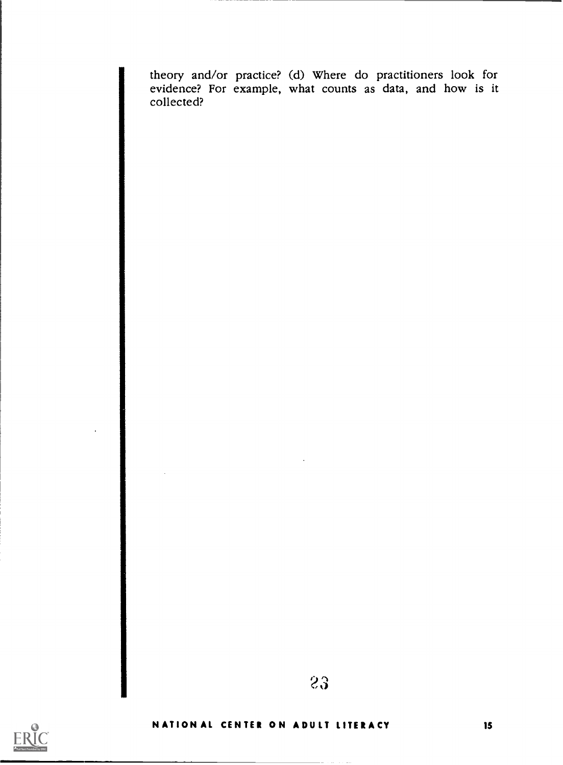theory and/or practice? (d) Where do practitioners look for evidence? For example, what counts as data, and how is it collected?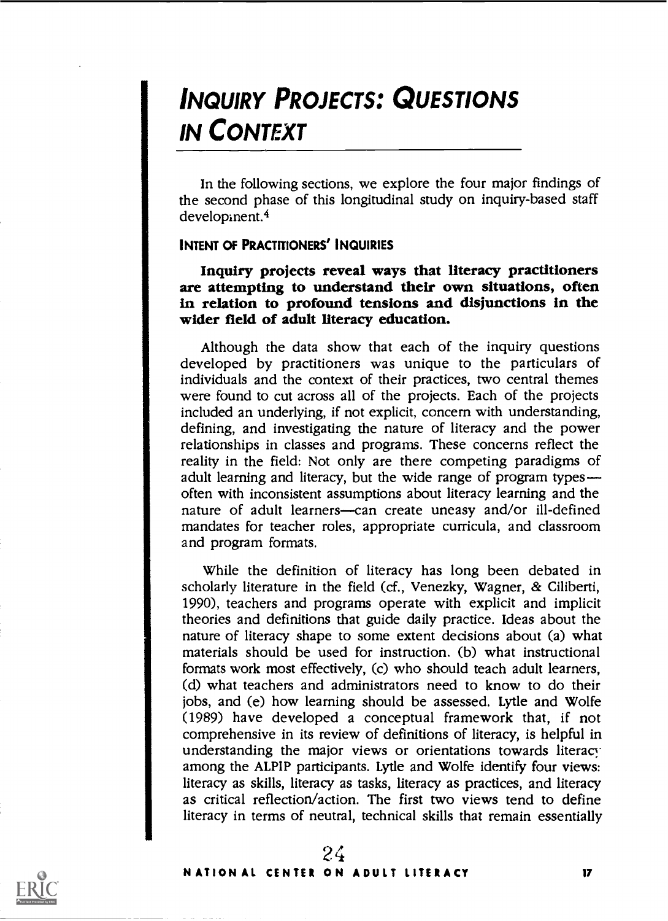# INQUIRY PROJECTS: QUESTIONS IN CONTEXT

In the following sections, we explore the four major findings of the second phase of this longitudinal study on inquiry-based staff development.[4]

### INTENT OF PRACTITIONERS' INQUIRIES

**Inquiry projects reveal ways that literacy practitioners are attempting to understand their own situations, often in relation to profound tensions and disjunctions in the wider field of adult literacy education.**

Although the data show that each of the inquiry questions developed by practitioners was unique to the particulars of individuals and the context of their practices, two central themes were found to cut across all of the projects. Each of the projects included an underlying, if not explicit, concern with understanding, defining, and investigating the nature of literacy and the power relationships in classes and programs. These concerns reflect the reality in the field: Not only are there competing paradigms of adult learning and literacy, but the wide range of program types—often with inconsistent assumptions about literacy learning and the nature of adult learners—can create uneasy and/or ill-defined mandates for teacher roles, appropriate curricula, and classroom and program formats.

While the definition of literacy has long been debated in scholarly literature in the field (cf., Venezky, Wagner, & Ciliberti, 1990), teachers and programs operate with explicit and implicit theories and definitions that guide daily practice. Ideas about the nature of literacy shape to some extent decisions about (a) what materials should be used for instruction, (b) what instructional formats work most effectively, (c) who should teach adult learners, (d) what teachers and administrators need to know to do their jobs, and (e) how learning should be assessed. Lytle and Wolfe (1989) have developed a conceptual framework that, if not comprehensive in its review of definitions of literacy, is helpful in understanding the major views or orientations towards literacy among the ALPIP participants. Lytle and Wolfe identify four views: literacy as skills, literacy as tasks, literacy as practices, and literacy as critical reflection/action. The first two views tend to define literacy in terms of neutral, technical skills that remain essentially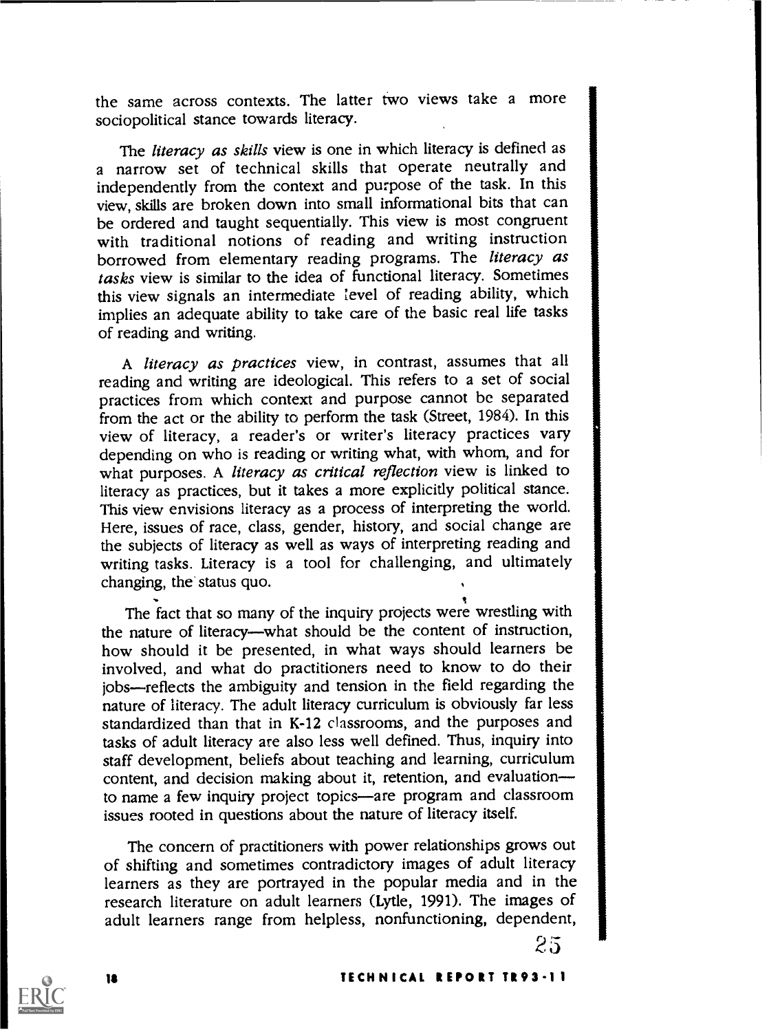the same across contexts. The latter two views take a more sociopolitical stance towards literacy.

The *literacy as skills* view is one in which literacy is defined as a narrow set of technical skills that operate neutrally and independently from the context and purpose of the task. In this view, skills are broken down into small informational bits that can be ordered and taught sequentially. This view is most congruent with traditional notions of reading and writing instruction borrowed from elementary reading programs. The *literacy as tasks* view is similar to the idea of functional literacy. Sometimes this view signals an intermediate level of reading ability, which implies an adequate ability to take care of the basic real life tasks of reading and writing.

A *literacy as practices* view, in contrast, assumes that all reading and writing are ideological. This refers to a set of social practices from which context and purpose cannot be separated from the act or the ability to perform the task (Street, 1984). In this view of literacy, a reader's or writer's literacy practices vary depending on who is reading or writing what, with whom, and for what purposes. A *literacy as critical reflection* view is linked to literacy as practices, but it takes a more explicitly political stance. This view envisions literacy as a process of interpreting the world. Here, issues of race, class, gender, history, and social change are the subjects of literacy as well as ways of interpreting reading and writing tasks. Literacy is a tool for challenging, and ultimately changing, the status quo.

The fact that so many of the inquiry projects were wrestling with the nature of literacy—what should be the content of instruction, how should it be presented, in what ways should learners be involved, and what do practitioners need to know to do their jobs—reflects the ambiguity and tension in the field regarding the nature of literacy. The adult literacy curriculum is obviously far less standardized than that in K-12 classrooms, and the purposes and tasks of adult literacy are also less well defined. Thus, inquiry into staff development, beliefs about teaching and learning, curriculum content, and decision making about it, retention, and evaluation—to name a few inquiry project topics—are program and classroom issues rooted in questions about the nature of literacy itself.

The concern of practitioners with power relationships grows out of shifting and sometimes contradictory images of adult literacy learners as they are portrayed in the popular media and in the research literature on adult learners (Lytle, 1991). The images of adult learners range from helpless, nonfunctioning, dependent,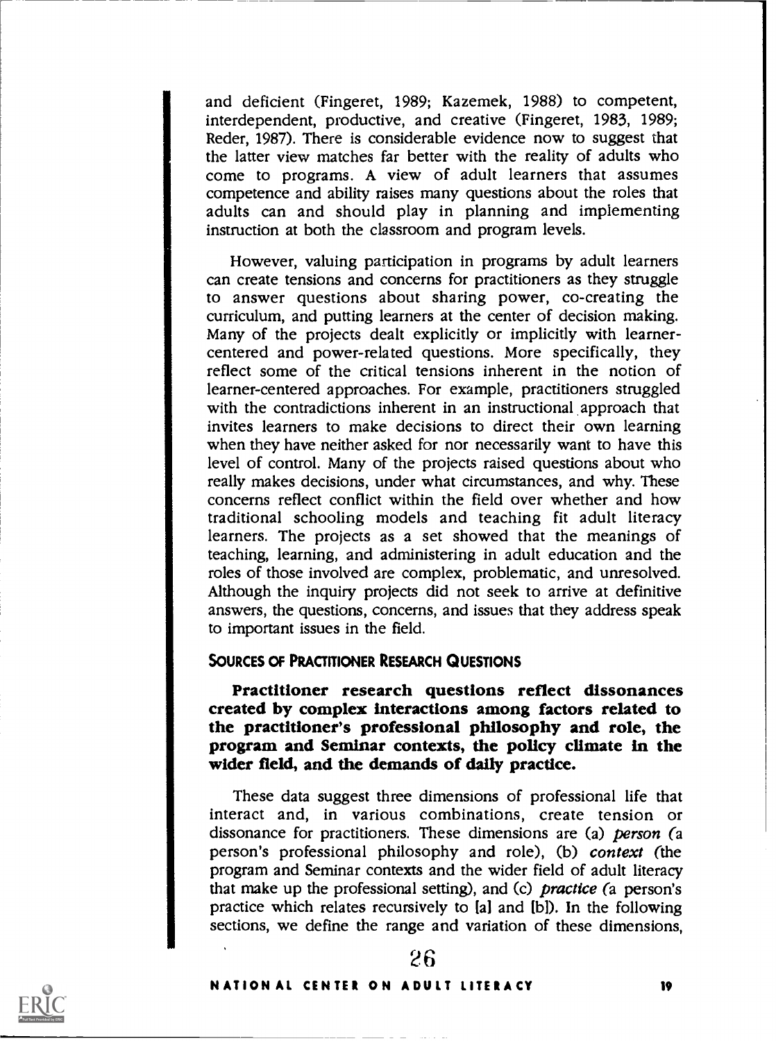and deficient (Fingeret, 1989; Kazemek, 1988) to competent, interdependent, productive, and creative (Fingeret, 1983, 1989; Reder, 1987). There is considerable evidence now to suggest that the latter view matches far better with the reality of adults who come to programs. A view of adult learners that assumes competence and ability raises many questions about the roles that adults can and should play in planning and implementing instruction at both the classroom and program levels.

However, valuing participation in programs by adult learners can create tensions and concerns for practitioners as they struggle to answer questions about sharing power, co-creating the curriculum, and putting learners at the center of decision making. Many of the projects dealt explicitly or implicitly with learner-centered and power-related questions. More specifically, they reflect some of the critical tensions inherent in the notion of learner-centered approaches. For example, practitioners struggled with the contradictions inherent in an instructional approach that invites learners to make decisions to direct their own learning when they have neither asked for nor necessarily want to have this level of control. Many of the projects raised questions about who really makes decisions, under what circumstances, and why. These concerns reflect conflict within the field over whether and how traditional schooling models and teaching fit adult literacy learners. The projects as a set showed that the meanings of teaching, learning, and administering in adult education and the roles of those involved are complex, problematic, and unresolved. Although the inquiry projects did not seek to arrive at definitive answers, the questions, concerns, and issues that they address speak to important issues in the field.

### Sources of Practitioner Research Questions

**Practitioner research questions reflect dissonances created by complex interactions among factors related to the practitioner's professional philosophy and role, the program and Seminar contexts, the policy climate in the wider field, and the demands of daily practice.**

These data suggest three dimensions of professional life that interact and, in various combinations, create tension or dissonance for practitioners. These dimensions are (a) *person* (a person's professional philosophy and role), (b) *context* (the program and Seminar contexts and the wider field of adult literacy that make up the professional setting), and (c) *practice* (a person's practice which relates recursively to [a] and [b]). In the following sections, we define the range and variation of these dimensions,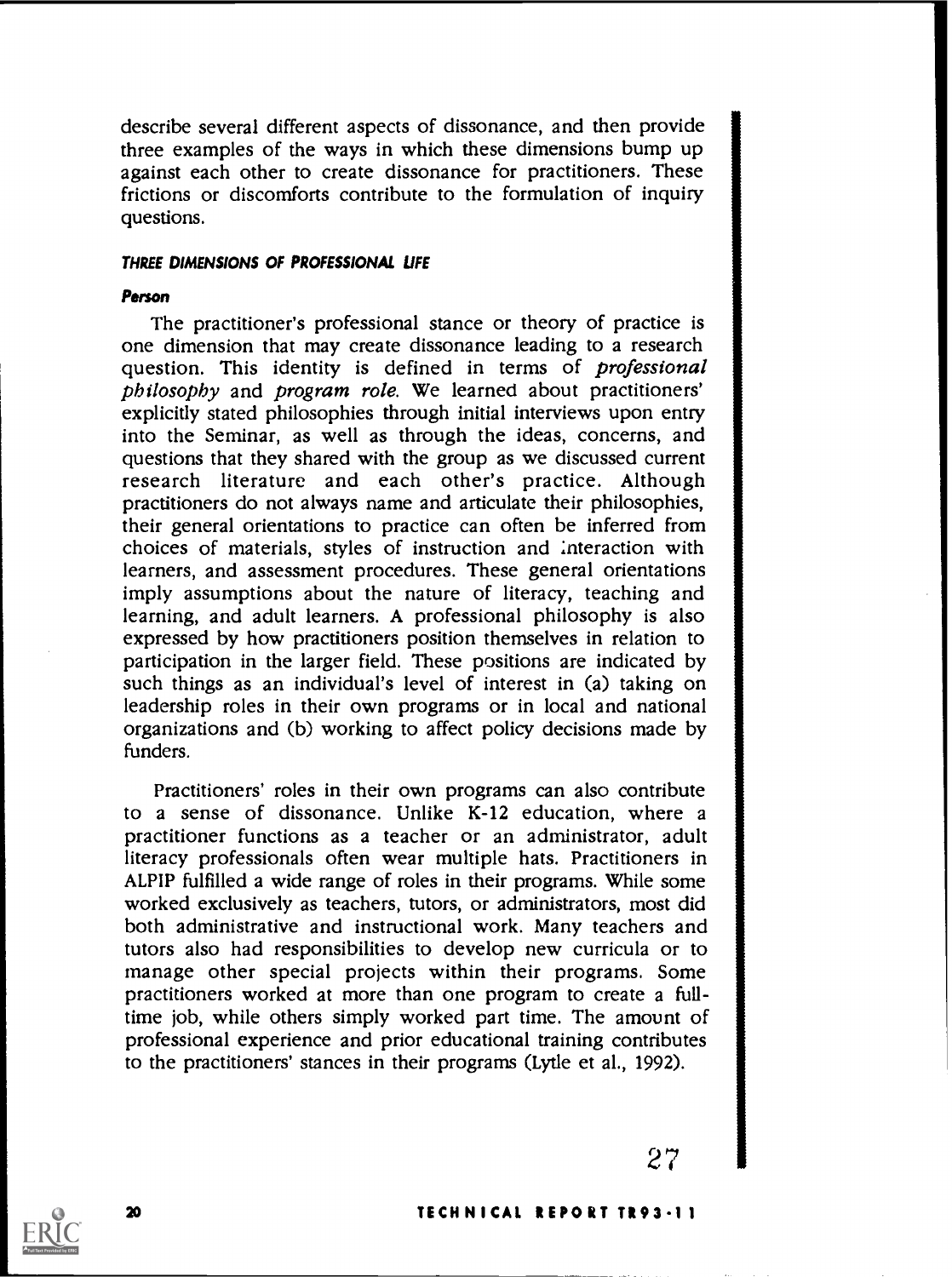describe several different aspects of dissonance, and then provide three examples of the ways in which these dimensions bump up against each other to create dissonance for practitioners. These frictions or discomforts contribute to the formulation of inquiry questions.

### THREE DIMENSIONS OF PROFESSIONAL LIFE

#### Person

The practitioner's professional stance or theory of practice is one dimension that may create dissonance leading to a research question. This identity is defined in terms of *professional philosophy* and *program role*. We learned about practitioners' explicitly stated philosophies through initial interviews upon entry into the Seminar, as well as through the ideas, concerns, and questions that they shared with the group as we discussed current research literature and each other's practice. Although practitioners do not always name and articulate their philosophies, their general orientations to practice can often be inferred from choices of materials, styles of instruction and interaction with learners, and assessment procedures. These general orientations imply assumptions about the nature of literacy, teaching and learning, and adult learners. A professional philosophy is also expressed by how practitioners position themselves in relation to participation in the larger field. These positions are indicated by such things as an individual's level of interest in (a) taking on leadership roles in their own programs or in local and national organizations and (b) working to affect policy decisions made by funders.

Practitioners' roles in their own programs can also contribute to a sense of dissonance. Unlike K-12 education, where a practitioner functions as a teacher or an administrator, adult literacy professionals often wear multiple hats. Practitioners in ALPIP fulfilled a wide range of roles in their programs. While some worked exclusively as teachers, tutors, or administrators, most did both administrative and instructional work. Many teachers and tutors also had responsibilities to develop new curricula or to manage other special projects within their programs. Some practitioners worked at more than one program to create a full-time job, while others simply worked part time. The amount of professional experience and prior educational training contributes to the practitioners' stances in their programs (Lytle et al., 1992).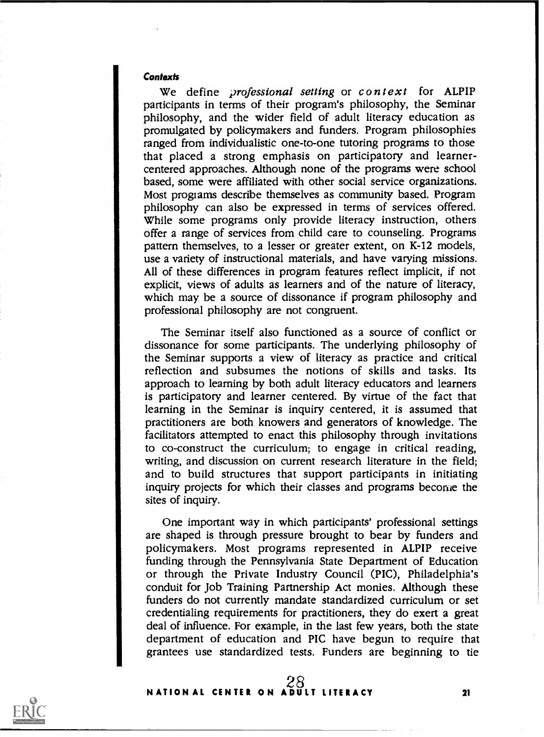#### *Contexts*

We define *professional setting* or *context* for ALPIP participants in terms of their program's philosophy, the Seminar philosophy, and the wider field of adult literacy education as promulgated by policymakers and funders. Program philosophies ranged from individualistic one-to-one tutoring programs to those that placed a strong emphasis on participatory and learner-centered approaches. Although none of the programs were school based, some were affiliated with other social service organizations. Most programs describe themselves as community based. Program philosophy can also be expressed in terms of services offered. While some programs only provide literacy instruction, others offer a range of services from child care to counseling. Programs pattern themselves, to a lesser or greater extent, on K-12 models, use a variety of instructional materials, and have varying missions. All of these differences in program features reflect implicit, if not explicit, views of adults as learners and of the nature of literacy, which may be a source of dissonance if program philosophy and professional philosophy are not congruent.

The Seminar itself also functioned as a source of conflict or dissonance for some participants. The underlying philosophy of the Seminar supports a view of literacy as practice and critical reflection and subsumes the notions of skills and tasks. Its approach to learning by both adult literacy educators and learners is participatory and learner centered. By virtue of the fact that learning in the Seminar is inquiry centered, it is assumed that practitioners are both knowers and generators of knowledge. The facilitators attempted to enact this philosophy through invitations to co-construct the curriculum; to engage in critical reading, writing, and discussion on current research literature in the field; and to build structures that support participants in initiating inquiry projects for which their classes and programs become the sites of inquiry.

One important way in which participants' professional settings are shaped is through pressure brought to bear by funders and policymakers. Most programs represented in ALPIP receive funding through the Pennsylvania State Department of Education or through the Private Industry Council (PIC), Philadelphia's conduit for Job Training Partnership Act monies. Although these funders do not currently mandate standardized curriculum or set credentialing requirements for practitioners, they do exert a great deal of influence. For example, in the last few years, both the state department of education and PIC have begun to require that grantees use standardized tests. Funders are beginning to tie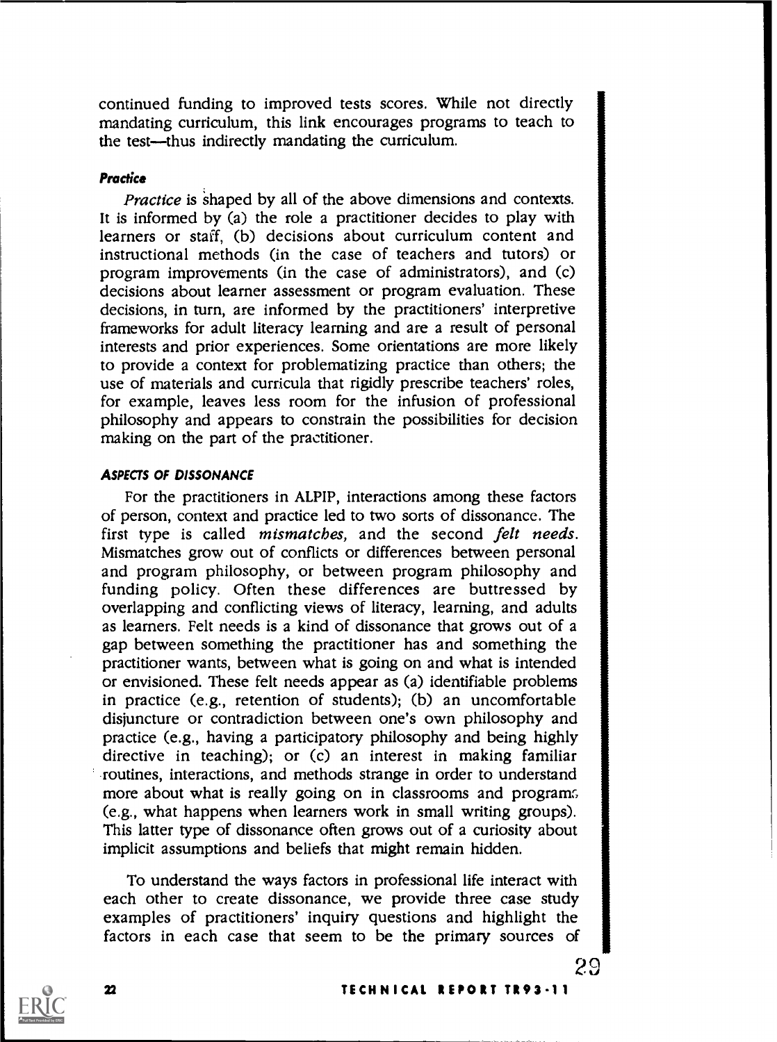continued funding to improved tests scores. While not directly mandating curriculum, this link encourages programs to teach to the test—thus indirectly mandating the curriculum.

#### *Practice*

*Practice* is shaped by all of the above dimensions and contexts. It is informed by (a) the role a practitioner decides to play with learners or staff, (b) decisions about curriculum content and instructional methods (in the case of teachers and tutors) or program improvements (in the case of administrators), and (c) decisions about learner assessment or program evaluation. These decisions, in turn, are informed by the practitioners' interpretive frameworks for adult literacy learning and are a result of personal interests and prior experiences. Some orientations are more likely to provide a context for problematizing practice than others; the use of materials and curricula that rigidly prescribe teachers' roles, for example, leaves less room for the infusion of professional philosophy and appears to constrain the possibilities for decision making on the part of the practitioner.

### *ASPECTS OF DISSONANCE*

For the practitioners in ALPIP, interactions among these factors of person, context and practice led to two sorts of dissonance. The first type is called *mismatches*, and the second *felt needs*. Mismatches grow out of conflicts or differences between personal and program philosophy, or between program philosophy and funding policy. Often these differences are buttressed by overlapping and conflicting views of literacy, learning, and adults as learners. Felt needs is a kind of dissonance that grows out of a gap between something the practitioner has and something the practitioner wants, between what is going on and what is intended or envisioned. These felt needs appear as (a) identifiable problems in practice (e.g., retention of students); (b) an uncomfortable disjuncture or contradiction between one's own philosophy and practice (e.g., having a participatory philosophy and being highly directive in teaching); or (c) an interest in making familiar routines, interactions, and methods strange in order to understand more about what is really going on in classrooms and programs (e.g., what happens when learners work in small writing groups). This latter type of dissonance often grows out of a curiosity about implicit assumptions and beliefs that might remain hidden.

To understand the ways factors in professional life interact with each other to create dissonance, we provide three case study examples of practitioners' inquiry questions and highlight the factors in each case that seem to be the primary sources of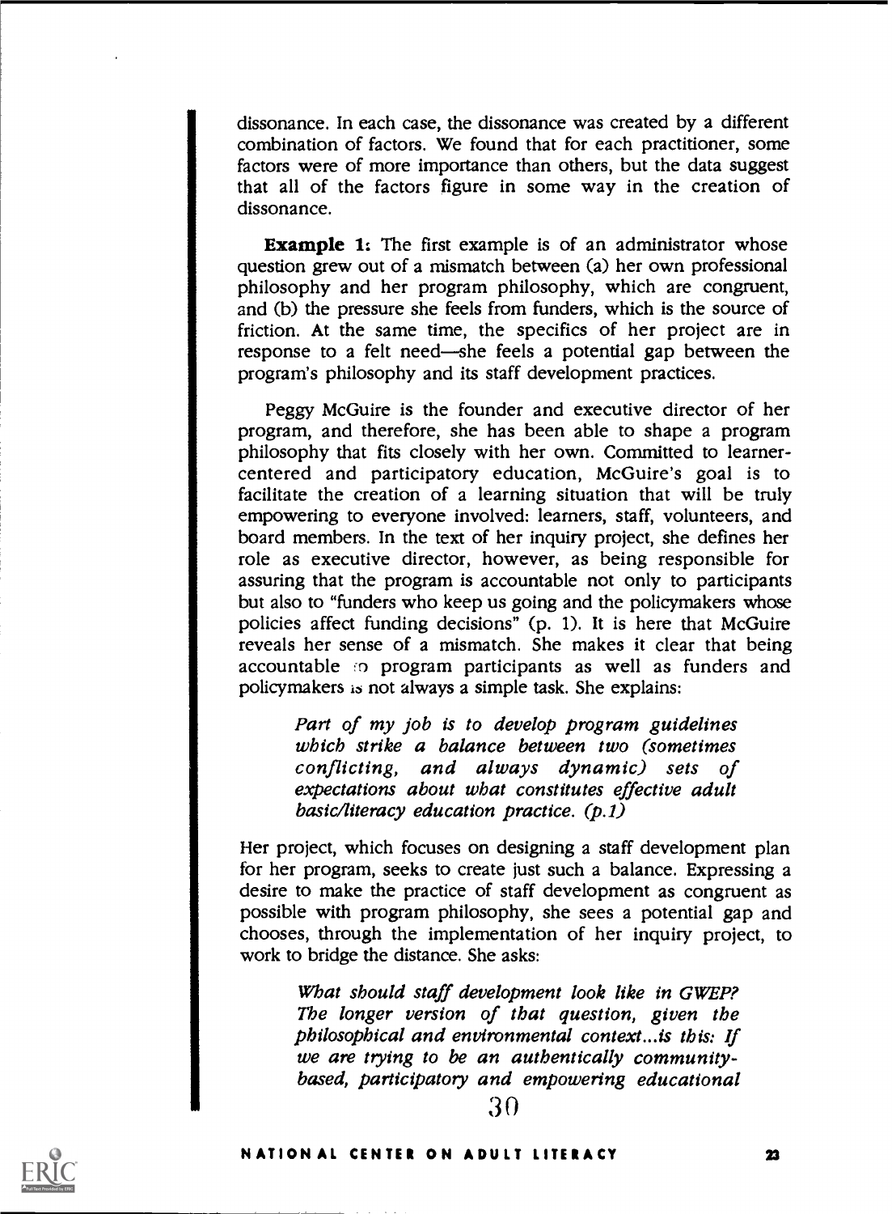dissonance. In each case, the dissonance was created by a different combination of factors. We found that for each practitioner, some factors were of more importance than others, but the data suggest that all of the factors figure in some way in the creation of dissonance.

**Example 1:** The first example is of an administrator whose question grew out of a mismatch between (a) her own professional philosophy and her program philosophy, which are congruent, and (b) the pressure she feels from funders, which is the source of friction. At the same time, the specifics of her project are in response to a felt need—she feels a potential gap between the program's philosophy and its staff development practices.

Peggy McGuire is the founder and executive director of her program, and therefore, she has been able to shape a program philosophy that fits closely with her own. Committed to learner-centered and participatory education, McGuire's goal is to facilitate the creation of a learning situation that will be truly empowering to everyone involved: learners, staff, volunteers, and board members. In the text of her inquiry project, she defines her role as executive director, however, as being responsible for assuring that the program is accountable not only to participants but also to "funders who keep us going and the policymakers whose policies affect funding decisions" (p. 1). It is here that McGuire reveals her sense of a mismatch. She makes it clear that being accountable to program participants as well as funders and policymakers is not always a simple task. She explains:

> *Part of my job is to develop program guidelines which strike a balance between two (sometimes conflicting, and always dynamic) sets of expectations about what constitutes effective adult basic/literacy education practice. (p.1)*

Her project, which focuses on designing a staff development plan for her program, seeks to create just such a balance. Expressing a desire to make the practice of staff development as congruent as possible with program philosophy, she sees a potential gap and chooses, through the implementation of her inquiry project, to work to bridge the distance. She asks:

> *What should staff development look like in GWEP? The longer version of that question, given the philosophical and environmental context...is this: If we are trying to be an authentically community-based, participatory and empowering educational*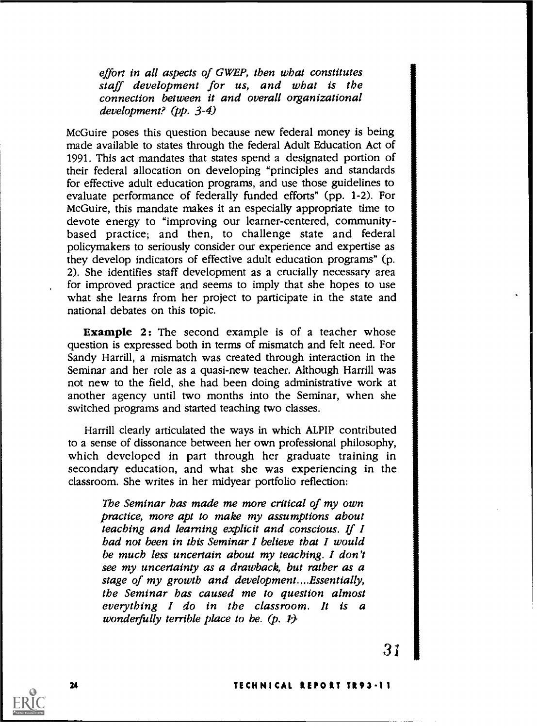*effort in all aspects of GWEP, then what constitutes staff development for us, and what is the connection between it and overall organizational development? (pp. 3-4)*

McGuire poses this question because new federal money is being made available to states through the federal Adult Education Act of 1991. This act mandates that states spend a designated portion of their federal allocation on developing "principles and standards for effective adult education programs, and use those guidelines to evaluate performance of federally funded efforts" (pp. 1-2). For McGuire, this mandate makes it an especially appropriate time to devote energy to "improving our learner-centered, community-based practice; and then, to challenge state and federal policymakers to seriously consider our experience and expertise as they develop indicators of effective adult education programs" (p. 2). She identifies staff development as a crucially necessary area for improved practice and seems to imply that she hopes to use what she learns from her project to participate in the state and national debates on this topic.

**Example 2:** The second example is of a teacher whose question is expressed both in terms of mismatch and felt need. For Sandy Harrill, a mismatch was created through interaction in the Seminar and her role as a quasi-new teacher. Although Harrill was not new to the field, she had been doing administrative work at another agency until two months into the Seminar, when she switched programs and started teaching two classes.

Harrill clearly articulated the ways in which ALPIP contributed to a sense of dissonance between her own professional philosophy, which developed in part through her graduate training in secondary education, and what she was experiencing in the classroom. She writes in her midyear portfolio reflection:

> *The Seminar has made me more critical of my own practice, more apt to make my assumptions about teaching and learning explicit and conscious. If I had not been in this Seminar I believe that I would be much less uncertain about my teaching. I don't see my uncertainty as a drawback, but rather as a stage of my growth and development....Essentially, the Seminar has caused me to question almost everything I do in the classroom. It is a wonderfully terrible place to be. (p. 1)*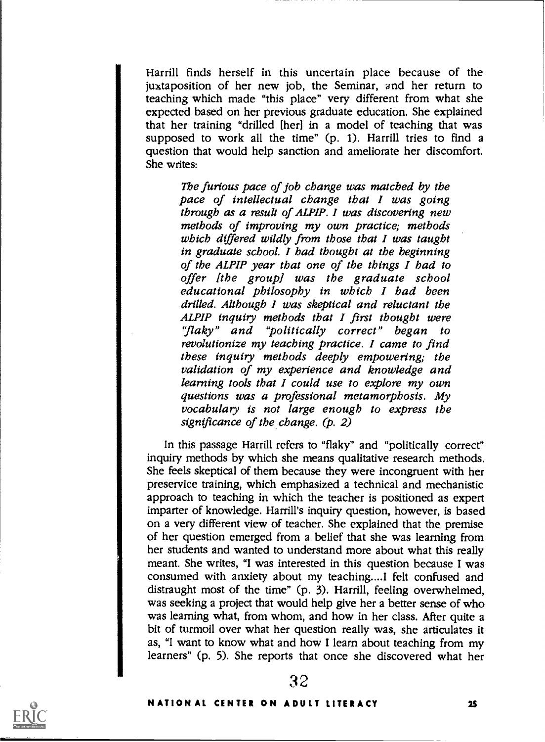Harrill finds herself in this uncertain place because of the juxtaposition of her new job, the Seminar, and her return to teaching which made "this place" very different from what she expected based on her previous graduate education. She explained that her training "drilled [her] in a model of teaching that was supposed to work all the time" (p. 1). Harrill tries to find a question that would help sanction and ameliorate her discomfort. She writes:

> *The furious pace of job change was matched by the pace of intellectual change that I was going through as a result of ALPIP. I was discovering new methods of improving my own practice; methods which differed wildly from those that I was taught in graduate school. I had thought at the beginning of the ALPIP year that one of the things I had to offer [the group] was the graduate school educational philosophy in which I had been drilled. Although I was skeptical and reluctant the ALPIP inquiry methods that I first thought were "flaky" and "politically correct" began to revolutionize my teaching practice. I came to find these inquiry methods deeply empowering; the validation of my experience and knowledge and learning tools that I could use to explore my own questions was a professional metamorphosis. My vocabulary is not large enough to express the significance of the change. (p. 2)*

In this passage Harrill refers to "flaky" and "politically correct" inquiry methods by which she means qualitative research methods. She feels skeptical of them because they were incongruent with her preservice training, which emphasized a technical and mechanistic approach to teaching in which the teacher is positioned as expert imparter of knowledge. Harrill's inquiry question, however, is based on a very different view of teacher. She explained that the premise of her question emerged from a belief that she was learning from her students and wanted to understand more about what this really meant. She writes, "I was interested in this question because I was consumed with anxiety about my teaching....I felt confused and distraught most of the time" (p. 3). Harrill, feeling overwhelmed, was seeking a project that would help give her a better sense of who was learning what, from whom, and how in her class. After quite a bit of turmoil over what her question really was, she articulates it as, "I want to know what and how I learn about teaching from my learners" (p. 5). She reports that once she discovered what her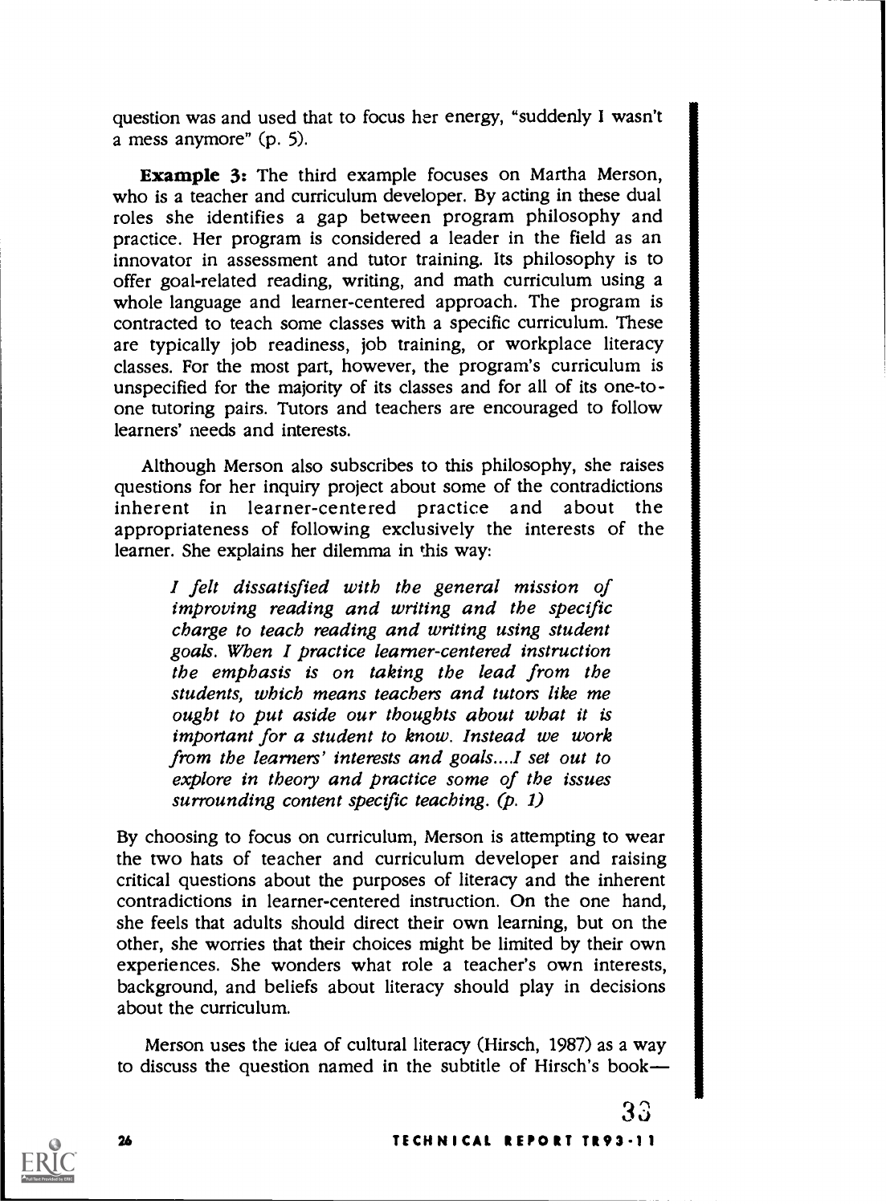question was and used that to focus her energy, "suddenly I wasn't a mess anymore" (p. 5).

**Example 3:** The third example focuses on Martha Merson, who is a teacher and curriculum developer. By acting in these dual roles she identifies a gap between program philosophy and practice. Her program is considered a leader in the field as an innovator in assessment and tutor training. Its philosophy is to offer goal-related reading, writing, and math curriculum using a whole language and learner-centered approach. The program is contracted to teach some classes with a specific curriculum. These are typically job readiness, job training, or workplace literacy classes. For the most part, however, the program's curriculum is unspecified for the majority of its classes and for all of its one-to-one tutoring pairs. Tutors and teachers are encouraged to follow learners' needs and interests.

Although Merson also subscribes to this philosophy, she raises questions for her inquiry project about some of the contradictions inherent in learner-centered practice and about the appropriateness of following exclusively the interests of the learner. She explains her dilemma in this way:

> *I felt dissatisfied with the general mission of improving reading and writing and the specific charge to teach reading and writing using student goals. When I practice learner-centered instruction the emphasis is on taking the lead from the students, which means teachers and tutors like me ought to put aside our thoughts about what it is important for a student to know. Instead we work from the learners' interests and goals....I set out to explore in theory and practice some of the issues surrounding content specific teaching. (p. 1)*

By choosing to focus on curriculum, Merson is attempting to wear the two hats of teacher and curriculum developer and raising critical questions about the purposes of literacy and the inherent contradictions in learner-centered instruction. On the one hand, she feels that adults should direct their own learning, but on the other, she worries that their choices might be limited by their own experiences. She wonders what role a teacher's own interests, background, and beliefs about literacy should play in decisions about the curriculum.

Merson uses the idea of cultural literacy (Hirsch, 1987) as a way to discuss the question named in the subtitle of Hirsch's book—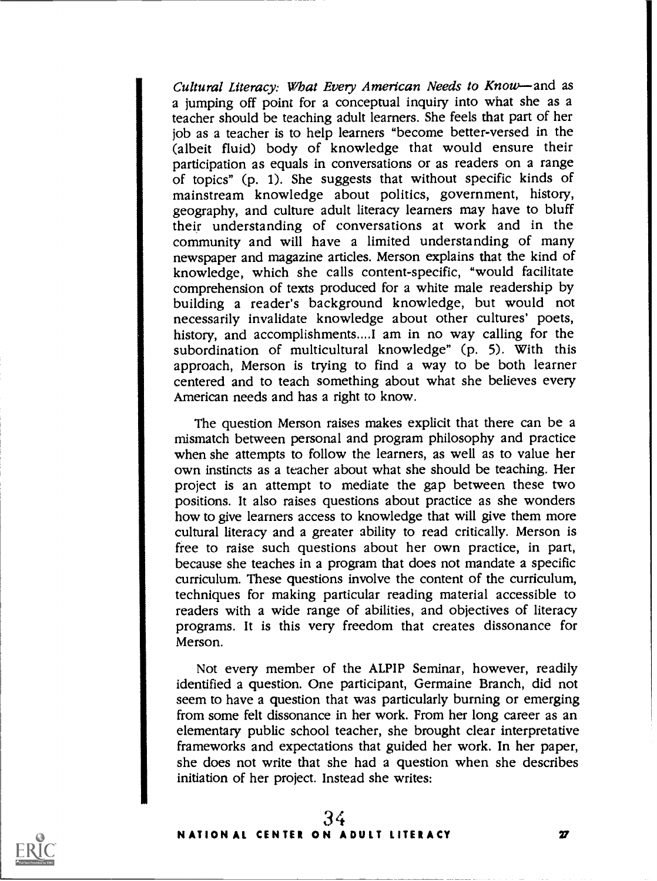*Cultural Literacy: What Every American Needs to Know*—and as a jumping off point for a conceptual inquiry into what she as a teacher should be teaching adult learners. She feels that part of her job as a teacher is to help learners "become better-versed in the (albeit fluid) body of knowledge that would ensure their participation as equals in conversations or as readers on a range of topics" (p. 1). She suggests that without specific kinds of mainstream knowledge about politics, government, history, geography, and culture adult literacy learners may have to bluff their understanding of conversations at work and in the community and will have a limited understanding of many newspaper and magazine articles. Merson explains that the kind of knowledge, which she calls content-specific, "would facilitate comprehension of texts produced for a white male readership by building a reader's background knowledge, but would not necessarily invalidate knowledge about other cultures' poets, history, and accomplishments....I am in no way calling for the subordination of multicultural knowledge" (p. 5). With this approach, Merson is trying to find a way to be both learner centered and to teach something about what she believes every American needs and has a right to know.

The question Merson raises makes explicit that there can be a mismatch between personal and program philosophy and practice when she attempts to follow the learners, as well as to value her own instincts as a teacher about what she should be teaching. Her project is an attempt to mediate the gap between these two positions. It also raises questions about practice as she wonders how to give learners access to knowledge that will give them more cultural literacy and a greater ability to read critically. Merson is free to raise such questions about her own practice, in part, because she teaches in a program that does not mandate a specific curriculum. These questions involve the content of the curriculum, techniques for making particular reading material accessible to readers with a wide range of abilities, and objectives of literacy programs. It is this very freedom that creates dissonance for Merson.

Not every member of the ALPIP Seminar, however, readily identified a question. One participant, Germaine Branch, did not seem to have a question that was particularly burning or emerging from some felt dissonance in her work. From her long career as an elementary public school teacher, she brought clear interpretative frameworks and expectations that guided her work. In her paper, she does not write that she had a question when she describes initiation of her project. Instead she writes: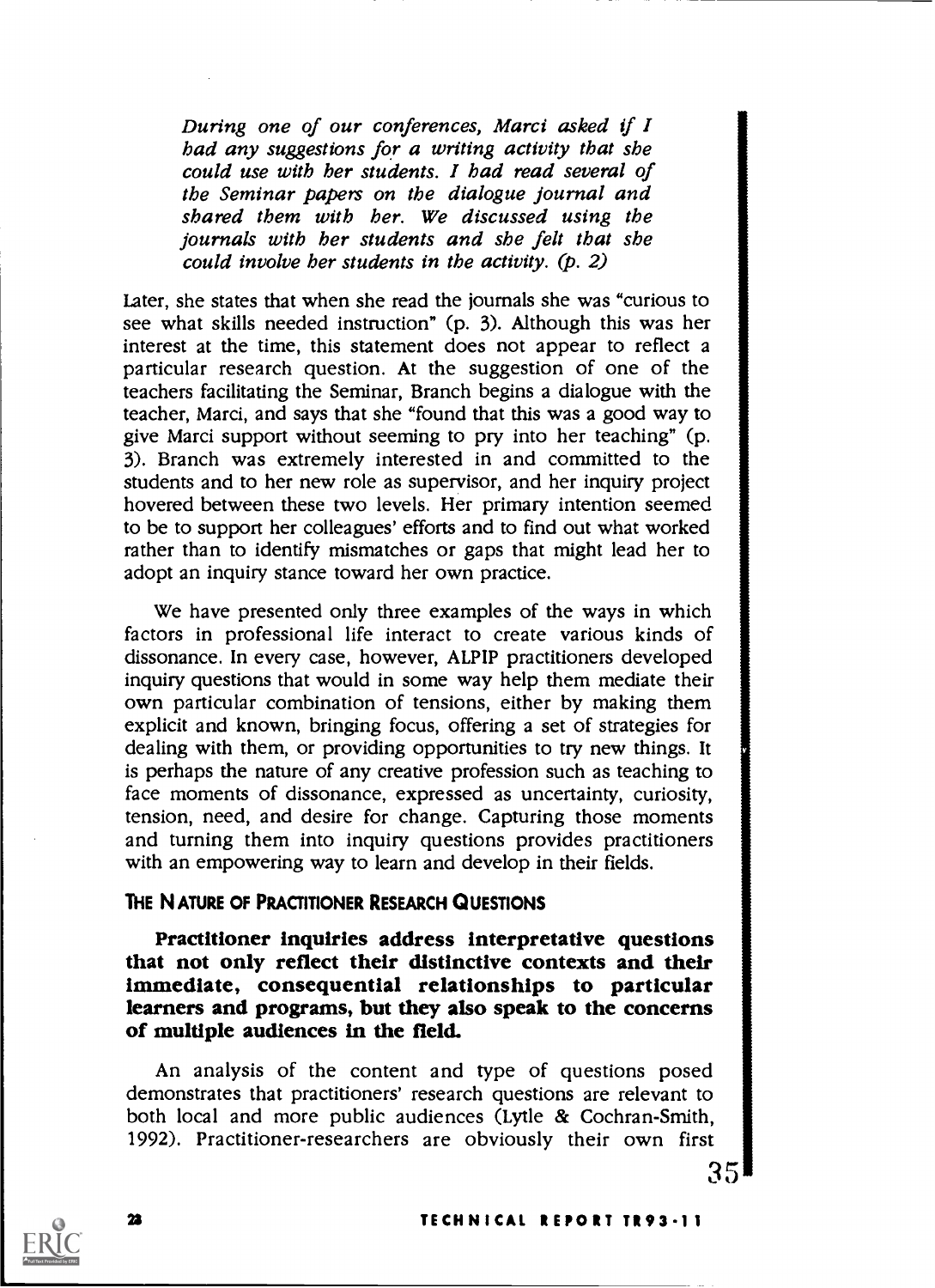*During one of our conferences, Marci asked if I had any suggestions for a writing activity that she could use with her students. I had read several of the Seminar papers on the dialogue journal and shared them with her. We discussed using the journals with her students and she felt that she could involve her students in the activity. (p. 2)*

Later, she states that when she read the journals she was "curious to see what skills needed instruction" (p. 3). Although this was her interest at the time, this statement does not appear to reflect a particular research question. At the suggestion of one of the teachers facilitating the Seminar, Branch begins a dialogue with the teacher, Marci, and says that she "found that this was a good way to give Marci support without seeming to pry into her teaching" (p. 3). Branch was extremely interested in and committed to the students and to her new role as supervisor, and her inquiry project hovered between these two levels. Her primary intention seemed to be to support her colleagues' efforts and to find out what worked rather than to identify mismatches or gaps that might lead her to adopt an inquiry stance toward her own practice.

We have presented only three examples of the ways in which factors in professional life interact to create various kinds of dissonance. In every case, however, ALPIP practitioners developed inquiry questions that would in some way help them mediate their own particular combination of tensions, either by making them explicit and known, bringing focus, offering a set of strategies for dealing with them, or providing opportunities to try new things. It is perhaps the nature of any creative profession such as teaching to face moments of dissonance, expressed as uncertainty, curiosity, tension, need, and desire for change. Capturing those moments and turning them into inquiry questions provides practitioners with an empowering way to learn and develop in their fields.

## THE NATURE OF PRACTITIONER RESEARCH QUESTIONS

**Practitioner inquiries address interpretative questions that not only reflect their distinctive contexts and their immediate, consequential relationships to particular learners and programs, but they also speak to the concerns of multiple audiences in the field.**

An analysis of the content and type of questions posed demonstrates that practitioners' research questions are relevant to both local and more public audiences (Lytle & Cochran-Smith, 1992). Practitioner-researchers are obviously their own first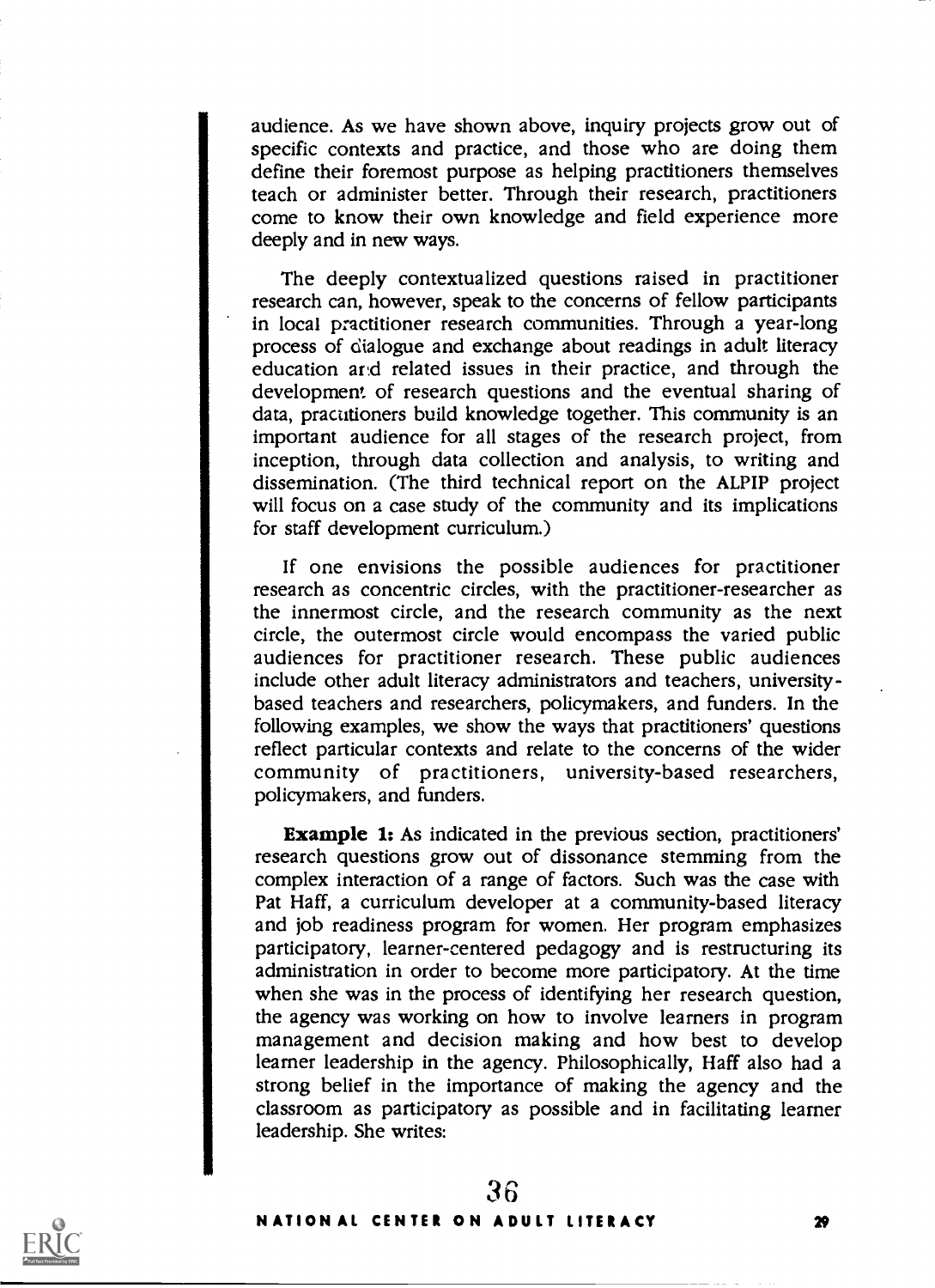audience. As we have shown above, inquiry projects grow out of specific contexts and practice, and those who are doing them define their foremost purpose as helping practitioners themselves teach or administer better. Through their research, practitioners come to know their own knowledge and field experience more deeply and in new ways.

The deeply contextualized questions raised in practitioner research can, however, speak to the concerns of fellow participants in local practitioner research communities. Through a year-long process of dialogue and exchange about readings in adult literacy education and related issues in their practice, and through the development of research questions and the eventual sharing of data, practitioners build knowledge together. This community is an important audience for all stages of the research project, from inception, through data collection and analysis, to writing and dissemination. (The third technical report on the ALPIP project will focus on a case study of the community and its implications for staff development curriculum.)

If one envisions the possible audiences for practitioner research as concentric circles, with the practitioner-researcher as the innermost circle, and the research community as the next circle, the outermost circle would encompass the varied public audiences for practitioner research. These public audiences include other adult literacy administrators and teachers, university-based teachers and researchers, policymakers, and funders. In the following examples, we show the ways that practitioners' questions reflect particular contexts and relate to the concerns of the wider community of practitioners, university-based researchers, policymakers, and funders.

**Example 1:** As indicated in the previous section, practitioners' research questions grow out of dissonance stemming from the complex interaction of a range of factors. Such was the case with Pat Haff, a curriculum developer at a community-based literacy and job readiness program for women. Her program emphasizes participatory, learner-centered pedagogy and is restructuring its administration in order to become more participatory. At the time when she was in the process of identifying her research question, the agency was working on how to involve learners in program management and decision making and how best to develop learner leadership in the agency. Philosophically, Haff also had a strong belief in the importance of making the agency and the classroom as participatory as possible and in facilitating learner leadership. She writes: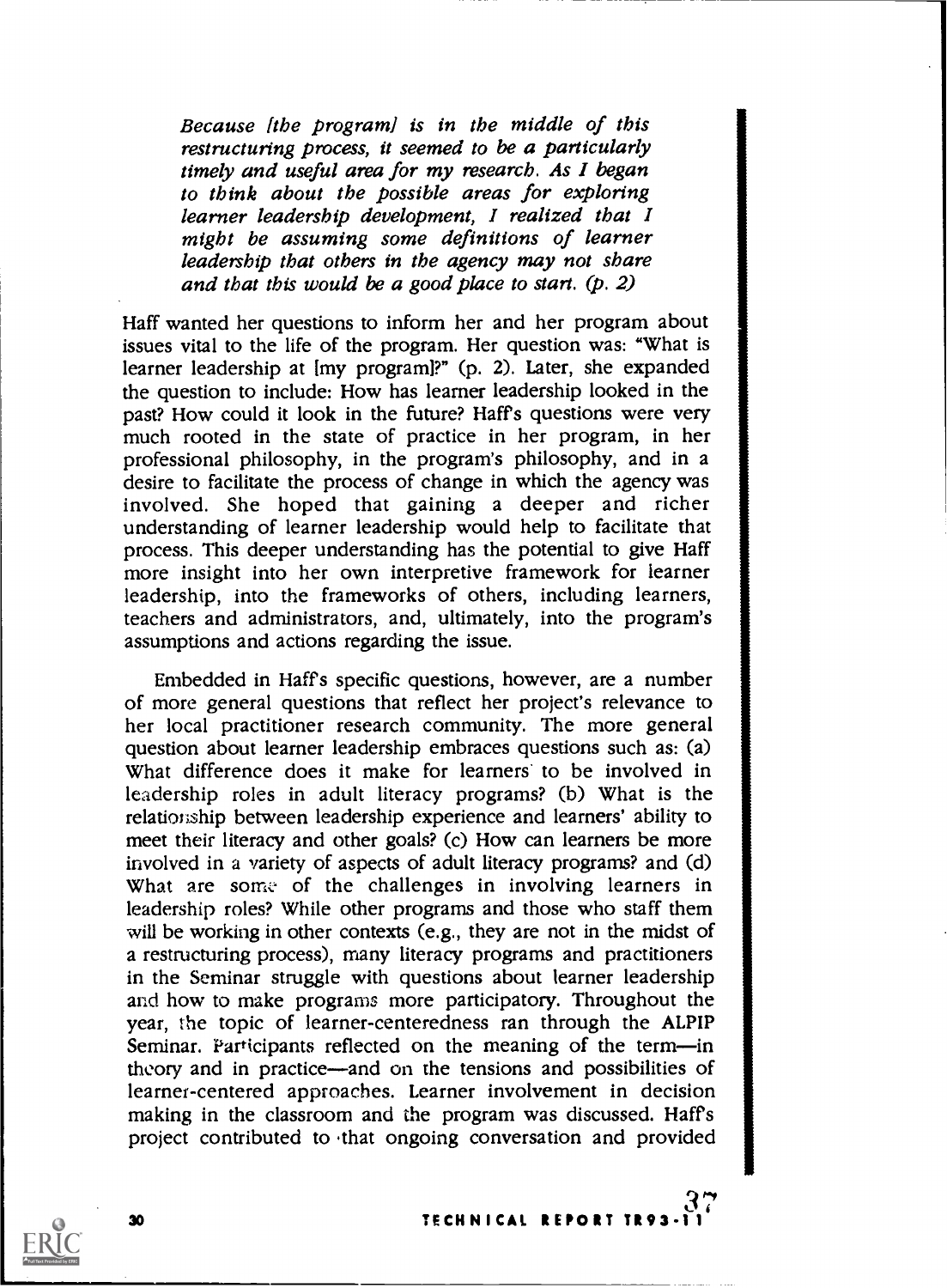*Because [the program] is in the middle of this restructuring process, it seemed to be a particularly timely and useful area for my research. As I began to think about the possible areas for exploring learner leadership development, I realized that I might be assuming some definitions of learner leadership that others in the agency may not share and that this would be a good place to start. (p. 2)*

Haff wanted her questions to inform her and her program about issues vital to the life of the program. Her question was: "What is learner leadership at [my program]?" (p. 2). Later, she expanded the question to include: How has learner leadership looked in the past? How could it look in the future? Haff's questions were very much rooted in the state of practice in her program, in her professional philosophy, in the program's philosophy, and in a desire to facilitate the process of change in which the agency was involved. She hoped that gaining a deeper and richer understanding of learner leadership would help to facilitate that process. This deeper understanding has the potential to give Haff more insight into her own interpretive framework for learner leadership, into the frameworks of others, including learners, teachers and administrators, and, ultimately, into the program's assumptions and actions regarding the issue.

Embedded in Haff's specific questions, however, are a number of more general questions that reflect her project's relevance to her local practitioner research community. The more general question about learner leadership embraces questions such as: (a) What difference does it make for learners to be involved in leadership roles in adult literacy programs? (b) What is the relationship between leadership experience and learners' ability to meet their literacy and other goals? (c) How can learners be more involved in a variety of aspects of adult literacy programs? and (d) What are some of the challenges in involving learners in leadership roles? While other programs and those who staff them will be working in other contexts (e.g., they are not in the midst of a restructuring process), many literacy programs and practitioners in the Seminar struggle with questions about learner leadership and how to make programs more participatory. Throughout the year, the topic of learner-centeredness ran through the ALPIP Seminar. Participants reflected on the meaning of the term—in theory and in practice—and on the tensions and possibilities of learner-centered approaches. Learner involvement in decision making in the classroom and the program was discussed. Haff's project contributed to that ongoing conversation and provided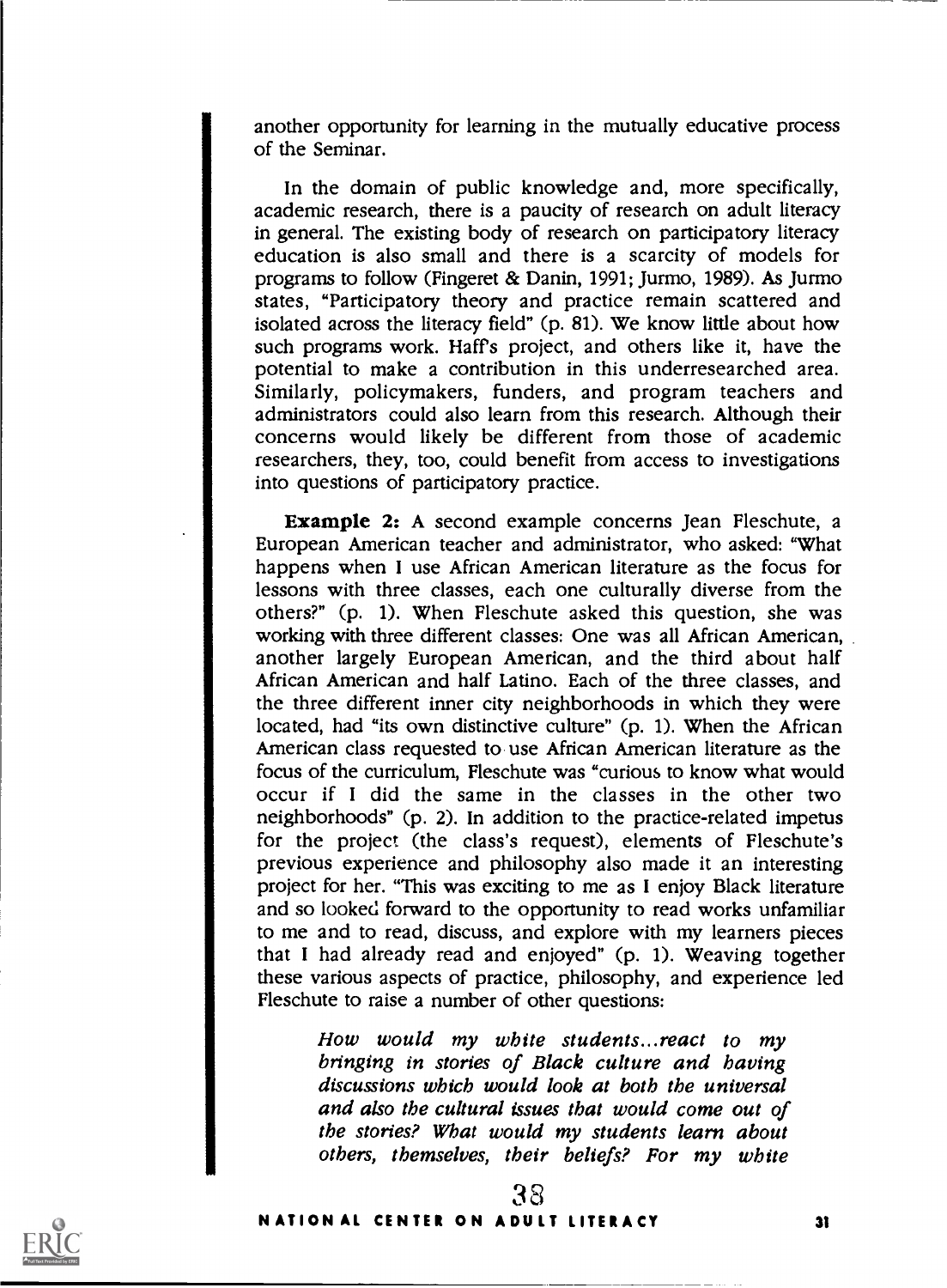another opportunity for learning in the mutually educative process of the Seminar.

In the domain of public knowledge and, more specifically, academic research, there is a paucity of research on adult literacy in general. The existing body of research on participatory literacy education is also small and there is a scarcity of models for programs to follow (Fingeret & Danin, 1991; Jurmo, 1989). As Jurmo states, "Participatory theory and practice remain scattered and isolated across the literacy field" (p. 81). We know little about how such programs work. Haff's project, and others like it, have the potential to make a contribution in this underresearched area. Similarly, policymakers, funders, and program teachers and administrators could also learn from this research. Although their concerns would likely be different from those of academic researchers, they, too, could benefit from access to investigations into questions of participatory practice.

**Example 2:** A second example concerns Jean Fleschute, a European American teacher and administrator, who asked: "What happens when I use African American literature as the focus for lessons with three classes, each one culturally diverse from the others?" (p. 1). When Fleschute asked this question, she was working with three different classes: One was all African American, another largely European American, and the third about half African American and half Latino. Each of the three classes, and the three different inner city neighborhoods in which they were located, had "its own distinctive culture" (p. 1). When the African American class requested to use African American literature as the focus of the curriculum, Fleschute was "curious to know what would occur if I did the same in the classes in the other two neighborhoods" (p. 2). In addition to the practice-related impetus for the project (the class's request), elements of Fleschute's previous experience and philosophy also made it an interesting project for her. "This was exciting to me as I enjoy Black literature and so looked forward to the opportunity to read works unfamiliar to me and to read, discuss, and explore with my learners pieces that I had already read and enjoyed" (p. 1). Weaving together these various aspects of practice, philosophy, and experience led Fleschute to raise a number of other questions:

> *How would my white students...react to my bringing in stories of Black culture and having discussions which would look at both the universal and also the cultural issues that would come out of the stories? What would my students learn about others, themselves, their beliefs? For my white*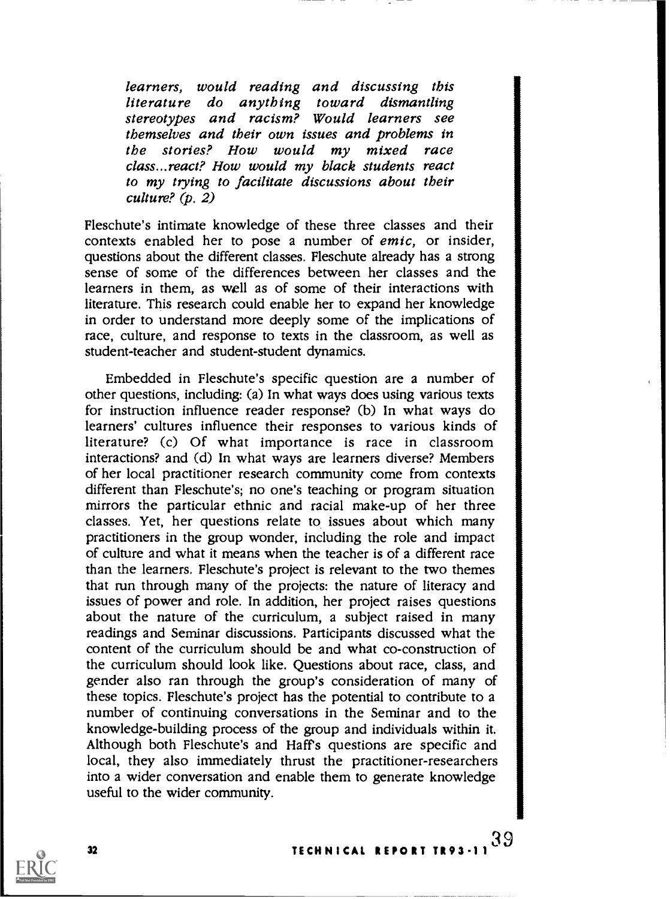*learners, would reading and discussing this literature do anything toward dismantling stereotypes and racism? Would learners see themselves and their own issues and problems in the stories? How would my mixed race class...react? How would my black students react to my trying to facilitate discussions about their culture? (p. 2)*

Fleschute's intimate knowledge of these three classes and their contexts enabled her to pose a number of *emic,* or insider, questions about the different classes. Fleschute already has a strong sense of some of the differences between her classes and the learners in them, as well as of some of their interactions with literature. This research could enable her to expand her knowledge in order to understand more deeply some of the implications of race, culture, and response to texts in the classroom, as well as student-teacher and student-student dynamics.

Embedded in Fleschute's specific question are a number of other questions, including: (a) In what ways does using various texts for instruction influence reader response? (b) In what ways do learners' cultures influence their responses to various kinds of literature? (c) Of what importance is race in classroom interactions? and (d) In what ways are learners diverse? Members of her local practitioner research community come from contexts different than Fleschute's; no one's teaching or program situation mirrors the particular ethnic and racial make-up of her three classes. Yet, her questions relate to issues about which many practitioners in the group wonder, including the role and impact of culture and what it means when the teacher is of a different race than the learners. Fleschute's project is relevant to the two themes that run through many of the projects: the nature of literacy and issues of power and role. In addition, her project raises questions about the nature of the curriculum, a subject raised in many readings and Seminar discussions. Participants discussed what the content of the curriculum should be and what co-construction of the curriculum should look like. Questions about race, class, and gender also ran through the group's consideration of many of these topics. Fleschute's project has the potential to contribute to a number of continuing conversations in the Seminar and to the knowledge-building process of the group and individuals within it. Although both Fleschute's and Haff's questions are specific and local, they also immediately thrust the practitioner-researchers into a wider conversation and enable them to generate knowledge useful to the wider community.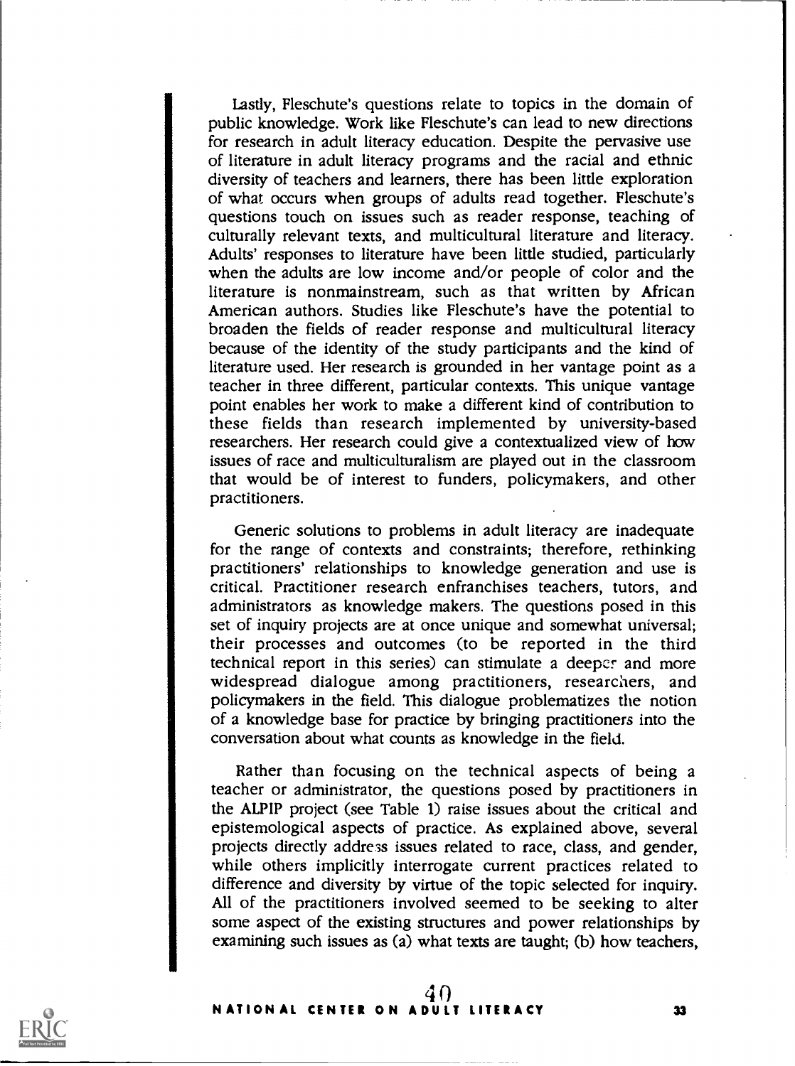Lastly, Fleschute's questions relate to topics in the domain of public knowledge. Work like Fleschute's can lead to new directions for research in adult literacy education. Despite the pervasive use of literature in adult literacy programs and the racial and ethnic diversity of teachers and learners, there has been little exploration of what occurs when groups of adults read together. Fleschute's questions touch on issues such as reader response, teaching of culturally relevant texts, and multicultural literature and literacy. Adults' responses to literature have been little studied, particularly when the adults are low income and/or people of color and the literature is nonmainstream, such as that written by African American authors. Studies like Fleschute's have the potential to broaden the fields of reader response and multicultural literacy because of the identity of the study participants and the kind of literature used. Her research is grounded in her vantage point as a teacher in three different, particular contexts. This unique vantage point enables her work to make a different kind of contribution to these fields than research implemented by university-based researchers. Her research could give a contextualized view of how issues of race and multiculturalism are played out in the classroom that would be of interest to funders, policymakers, and other practitioners.

Generic solutions to problems in adult literacy are inadequate for the range of contexts and constraints; therefore, rethinking practitioners' relationships to knowledge generation and use is critical. Practitioner research enfranchises teachers, tutors, and administrators as knowledge makers. The questions posed in this set of inquiry projects are at once unique and somewhat universal; their processes and outcomes (to be reported in the third technical report in this series) can stimulate a deeper and more widespread dialogue among practitioners, researchers, and policymakers in the field. This dialogue problematizes the notion of a knowledge base for practice by bringing practitioners into the conversation about what counts as knowledge in the field.

Rather than focusing on the technical aspects of being a teacher or administrator, the questions posed by practitioners in the ALPIP project (see Table 1) raise issues about the critical and epistemological aspects of practice. As explained above, several projects directly address issues related to race, class, and gender, while others implicitly interrogate current practices related to difference and diversity by virtue of the topic selected for inquiry. All of the practitioners involved seemed to be seeking to alter some aspect of the existing structures and power relationships by examining such issues as (a) what texts are taught; (b) how teachers,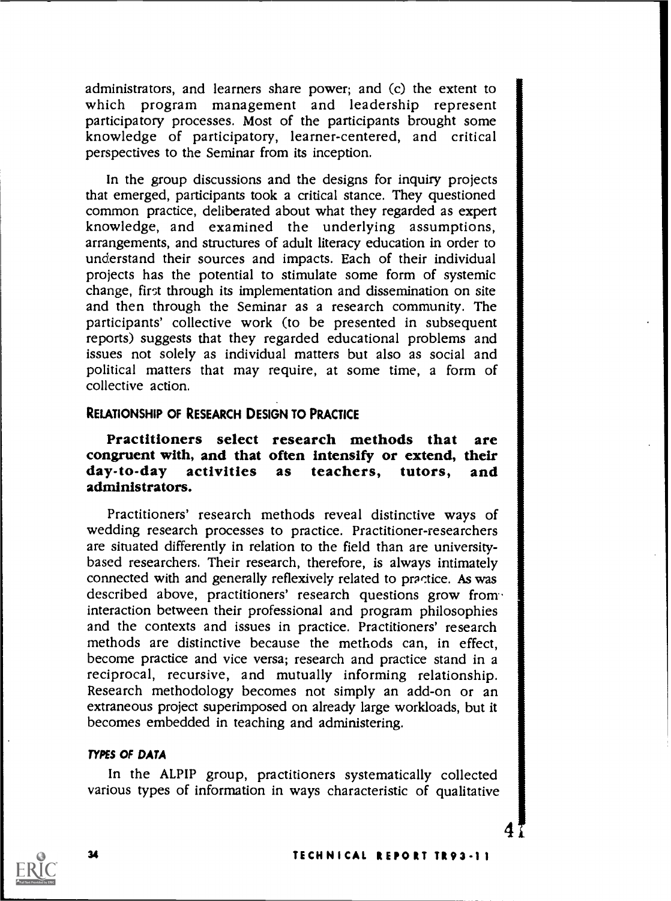administrators, and learners share power; and (c) the extent to which program management and leadership represent participatory processes. Most of the participants brought some knowledge of participatory, learner-centered, and critical perspectives to the Seminar from its inception.

In the group discussions and the designs for inquiry projects that emerged, participants took a critical stance. They questioned common practice, deliberated about what they regarded as expert knowledge, and examined the underlying assumptions, arrangements, and structures of adult literacy education in order to understand their sources and impacts. Each of their individual projects has the potential to stimulate some form of systemic change, first through its implementation and dissemination on site and then through the Seminar as a research community. The participants' collective work (to be presented in subsequent reports) suggests that they regarded educational problems and issues not solely as individual matters but also as social and political matters that may require, at some time, a form of collective action.

## RELATIONSHIP OF RESEARCH DESIGN TO PRACTICE

**Practitioners select research methods that are congruent with, and that often intensify or extend, their day-to-day activities as teachers, tutors, and administrators.**

Practitioners' research methods reveal distinctive ways of wedding research processes to practice. Practitioner-researchers are situated differently in relation to the field than are university-based researchers. Their research, therefore, is always intimately connected with and generally reflexively related to practice. As was described above, practitioners' research questions grow from interaction between their professional and program philosophies and the contexts and issues in practice. Practitioners' research methods are distinctive because the methods can, in effect, become practice and vice versa; research and practice stand in a reciprocal, recursive, and mutually informing relationship. Research methodology becomes not simply an add-on or an extraneous project superimposed on already large workloads, but it becomes embedded in teaching and administering.

### *TYPES OF DATA*

In the ALPIP group, practitioners systematically collected various types of information in ways characteristic of qualitative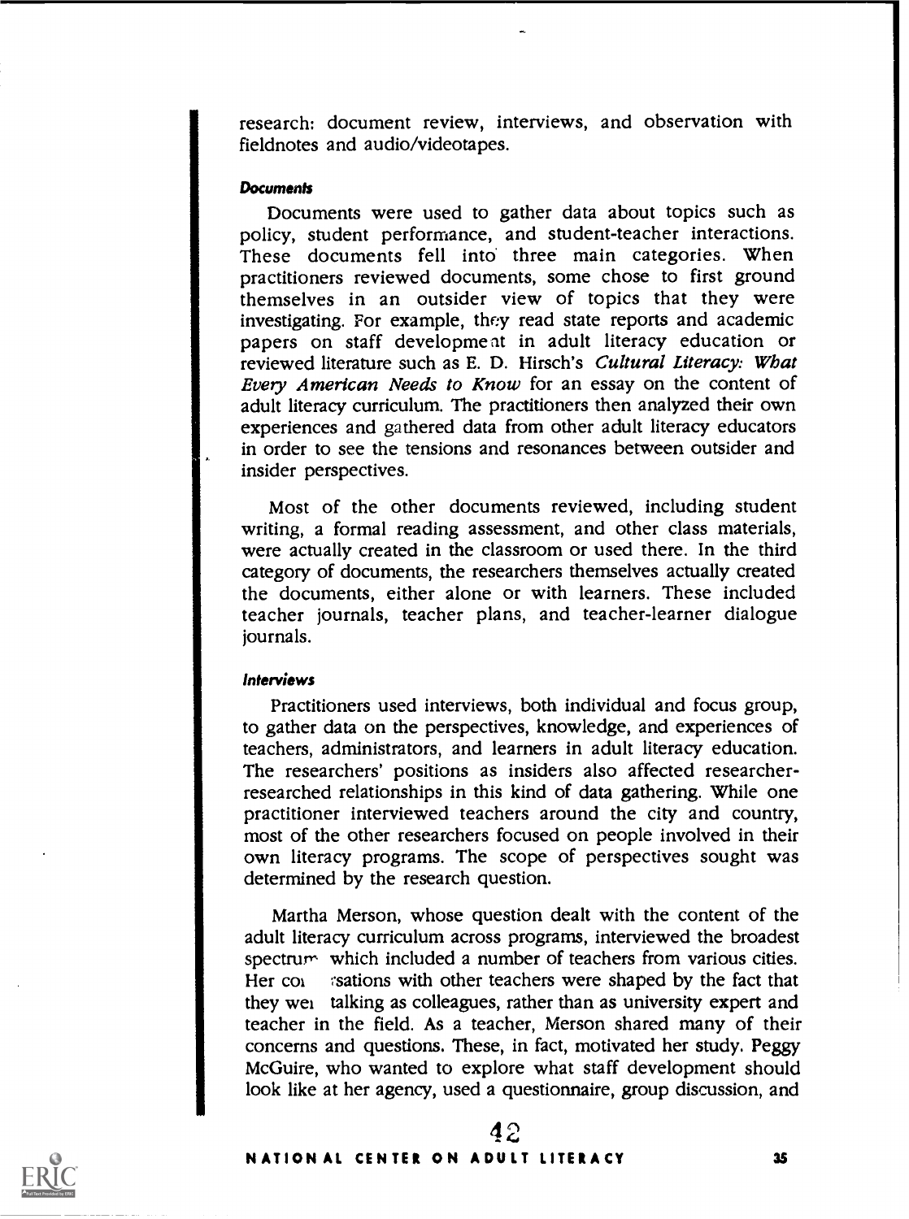research: document review, interviews, and observation with fieldnotes and audio/videotapes.

#### *Documents*

Documents were used to gather data about topics such as policy, student performance, and student-teacher interactions. These documents fell into three main categories. When practitioners reviewed documents, some chose to first ground themselves in an outsider view of topics that they were investigating. For example, they read state reports and academic papers on staff development in adult literacy education or reviewed literature such as E. D. Hirsch's *Cultural Literacy: What Every American Needs to Know* for an essay on the content of adult literacy curriculum. The practitioners then analyzed their own experiences and gathered data from other adult literacy educators in order to see the tensions and resonances between outsider and insider perspectives.

Most of the other documents reviewed, including student writing, a formal reading assessment, and other class materials, were actually created in the classroom or used there. In the third category of documents, the researchers themselves actually created the documents, either alone or with learners. These included teacher journals, teacher plans, and teacher-learner dialogue journals.

#### *Interviews*

Practitioners used interviews, both individual and focus group, to gather data on the perspectives, knowledge, and experiences of teachers, administrators, and learners in adult literacy education. The researchers' positions as insiders also affected researcher-researched relationships in this kind of data gathering. While one practitioner interviewed teachers around the city and country, most of the other researchers focused on people involved in their own literacy programs. The scope of perspectives sought was determined by the research question.

Martha Merson, whose question dealt with the content of the adult literacy curriculum across programs, interviewed the broadest spectrum which included a number of teachers from various cities. Her conversations with other teachers were shaped by the fact that they were talking as colleagues, rather than as university expert and teacher in the field. As a teacher, Merson shared many of their concerns and questions. These, in fact, motivated her study. Peggy McGuire, who wanted to explore what staff development should look like at her agency, used a questionnaire, group discussion, and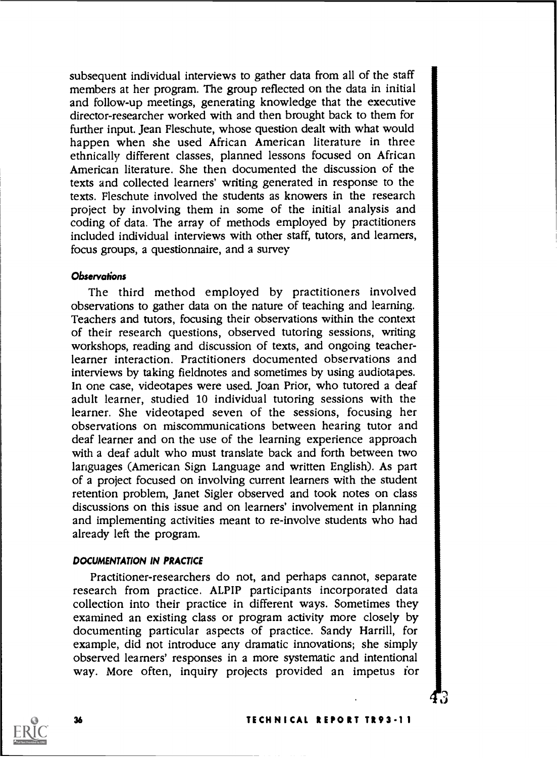subsequent individual interviews to gather data from all of the staff members at her program. The group reflected on the data in initial and follow-up meetings, generating knowledge that the executive director-researcher worked with and then brought back to them for further input. Jean Fleschute, whose question dealt with what would happen when she used African American literature in three ethnically different classes, planned lessons focused on African American literature. She then documented the discussion of the texts and collected learners' writing generated in response to the texts. Fleschute involved the students as knowers in the research project by involving them in some of the initial analysis and coding of data. The array of methods employed by practitioners included individual interviews with other staff, tutors, and learners, focus groups, a questionnaire, and a survey

#### *Observations*

The third method employed by practitioners involved observations to gather data on the nature of teaching and learning. Teachers and tutors, focusing their observations within the context of their research questions, observed tutoring sessions, writing workshops, reading and discussion of texts, and ongoing teacher-learner interaction. Practitioners documented observations and interviews by taking fieldnotes and sometimes by using audiotapes. In one case, videotapes were used. Joan Prior, who tutored a deaf adult learner, studied 10 individual tutoring sessions with the learner. She videotaped seven of the sessions, focusing her observations on miscommunications between hearing tutor and deaf learner and on the use of the learning experience approach with a deaf adult who must translate back and forth between two languages (American Sign Language and written English). As part of a project focused on involving current learners with the student retention problem, Janet Sigler observed and took notes on class discussions on this issue and on learners' involvement in planning and implementing activities meant to re-involve students who had already left the program.

### DOCUMENTATION IN PRACTICE

Practitioner-researchers do not, and perhaps cannot, separate research from practice. ALPIP participants incorporated data collection into their practice in different ways. Sometimes they examined an existing class or program activity more closely by documenting particular aspects of practice. Sandy Harrill, for example, did not introduce any dramatic innovations; she simply observed learners' responses in a more systematic and intentional way. More often, inquiry projects provided an impetus for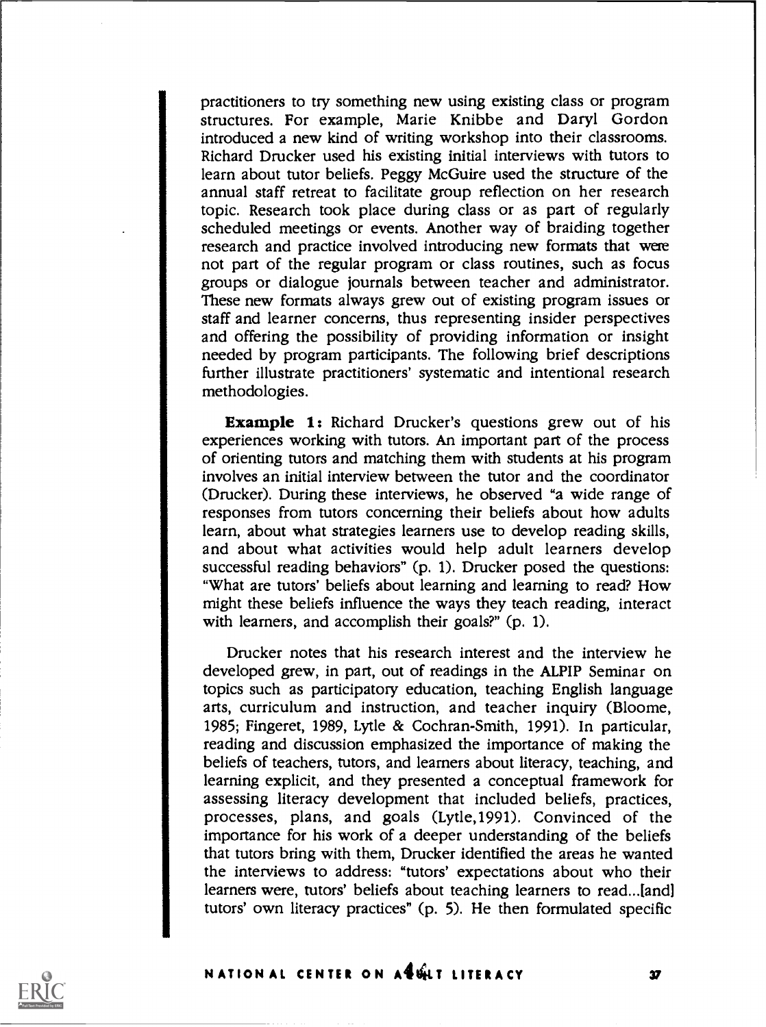practitioners to try something new using existing class or program structures. For example, Marie Knibbe and Daryl Gordon introduced a new kind of writing workshop into their classrooms. Richard Drucker used his existing initial interviews with tutors to learn about tutor beliefs. Peggy McGuire used the structure of the annual staff retreat to facilitate group reflection on her research topic. Research took place during class or as part of regularly scheduled meetings or events. Another way of braiding together research and practice involved introducing new formats that were not part of the regular program or class routines, such as focus groups or dialogue journals between teacher and administrator. These new formats always grew out of existing program issues or staff and learner concerns, thus representing insider perspectives and offering the possibility of providing information or insight needed by program participants. The following brief descriptions further illustrate practitioners' systematic and intentional research methodologies.

**Example 1:** Richard Drucker's questions grew out of his experiences working with tutors. An important part of the process of orienting tutors and matching them with students at his program involves an initial interview between the tutor and the coordinator (Drucker). During these interviews, he observed "a wide range of responses from tutors concerning their beliefs about how adults learn, about what strategies learners use to develop reading skills, and about what activities would help adult learners develop successful reading behaviors" (p. 1). Drucker posed the questions: "What are tutors' beliefs about learning and learning to read? How might these beliefs influence the ways they teach reading, interact with learners, and accomplish their goals?" (p. 1).

Drucker notes that his research interest and the interview he developed grew, in part, out of readings in the ALPIP Seminar on topics such as participatory education, teaching English language arts, curriculum and instruction, and teacher inquiry (Bloome, 1985; Fingeret, 1989, Lytle & Cochran-Smith, 1991). In particular, reading and discussion emphasized the importance of making the beliefs of teachers, tutors, and learners about literacy, teaching, and learning explicit, and they presented a conceptual framework for assessing literacy development that included beliefs, practices, processes, plans, and goals (Lytle,1991). Convinced of the importance for his work of a deeper understanding of the beliefs that tutors bring with them, Drucker identified the areas he wanted the interviews to address: "tutors' expectations about who their learners were, tutors' beliefs about teaching learners to read...[and] tutors' own literacy practices" (p. 5). He then formulated specific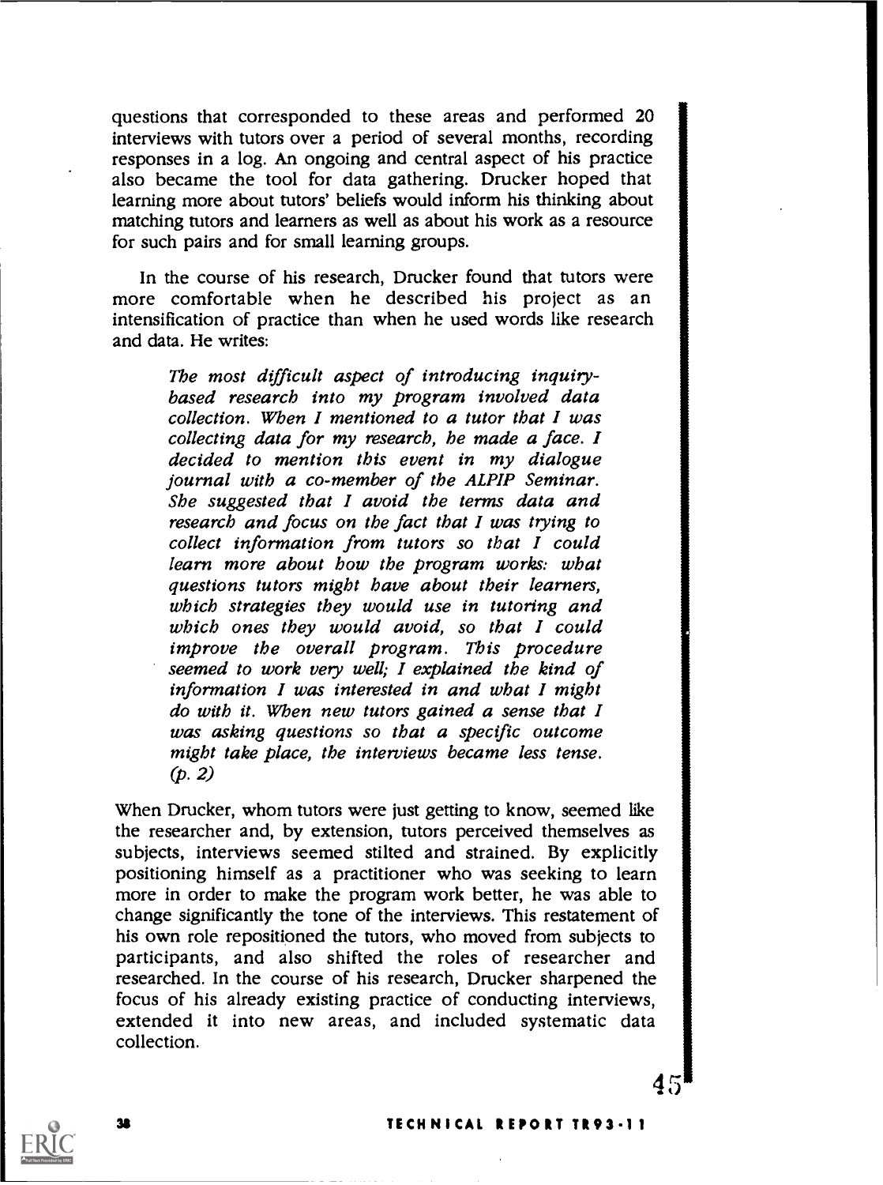questions that corresponded to these areas and performed 20 interviews with tutors over a period of several months, recording responses in a log. An ongoing and central aspect of his practice also became the tool for data gathering. Drucker hoped that learning more about tutors' beliefs would inform his thinking about matching tutors and learners as well as about his work as a resource for such pairs and for small learning groups.

In the course of his research, Drucker found that tutors were more comfortable when he described his project as an intensification of practice than when he used words like research and data. He writes:

> *The most difficult aspect of introducing inquiry-based research into my program involved data collection. When I mentioned to a tutor that I was collecting data for my research, he made a face. I decided to mention this event in my dialogue journal with a co-member of the ALPIP Seminar. She suggested that I avoid the terms data and research and focus on the fact that I was trying to collect information from tutors so that I could learn more about how the program works: what questions tutors might have about their learners, which strategies they would use in tutoring and which ones they would avoid, so that I could improve the overall program. This procedure seemed to work very well; I explained the kind of information I was interested in and what I might do with it. When new tutors gained a sense that I was asking questions so that a specific outcome might take place, the interviews became less tense.* (p. 2)

When Drucker, whom tutors were just getting to know, seemed like the researcher and, by extension, tutors perceived themselves as subjects, interviews seemed stilted and strained. By explicitly positioning himself as a practitioner who was seeking to learn more in order to make the program work better, he was able to change significantly the tone of the interviews. This restatement of his own role repositioned the tutors, who moved from subjects to participants, and also shifted the roles of researcher and researched. In the course of his research, Drucker sharpened the focus of his already existing practice of conducting interviews, extended it into new areas, and included systematic data collection.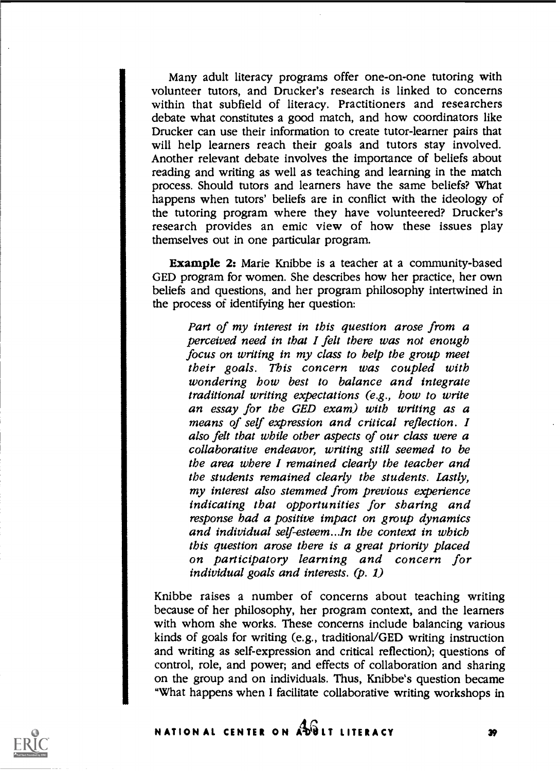Many adult literacy programs offer one-on-one tutoring with volunteer tutors, and Drucker's research is linked to concerns within that subfield of literacy. Practitioners and researchers debate what constitutes a good match, and how coordinators like Drucker can use their information to create tutor-learner pairs that will help learners reach their goals and tutors stay involved. Another relevant debate involves the importance of beliefs about reading and writing as well as teaching and learning in the match process. Should tutors and learners have the same beliefs? What happens when tutors' beliefs are in conflict with the ideology of the tutoring program where they have volunteered? Drucker's research provides an emic view of how these issues play themselves out in one particular program.

**Example 2:** Marie Knibbe is a teacher at a community-based GED program for women. She describes how her practice, her own beliefs and questions, and her program philosophy intertwined in the process of identifying her question:

> *Part of my interest in this question arose from a perceived need in that I felt there was not enough focus on writing in my class to help the group meet their goals. This concern was coupled with wondering how best to balance and integrate traditional writing expectations (e.g., how to write an essay for the GED exam) with writing as a means of self expression and critical reflection. I also felt that while other aspects of our class were a collaborative endeavor, writing still seemed to be the area where I remained clearly the teacher and the students remained clearly the students. Lastly, my interest also stemmed from previous experience indicating that opportunities for sharing and response had a positive impact on group dynamics and individual self-esteem...In the context in which this question arose there is a great priority placed on participatory learning and concern for individual goals and interests. (p. 1)*

Knibbe raises a number of concerns about teaching writing because of her philosophy, her program context, and the learners with whom she works. These concerns include balancing various kinds of goals for writing (e.g., traditional/GED writing instruction and writing as self-expression and critical reflection); questions of control, role, and power; and effects of collaboration and sharing on the group and on individuals. Thus, Knibbe's question became "What happens when I facilitate collaborative writing workshops in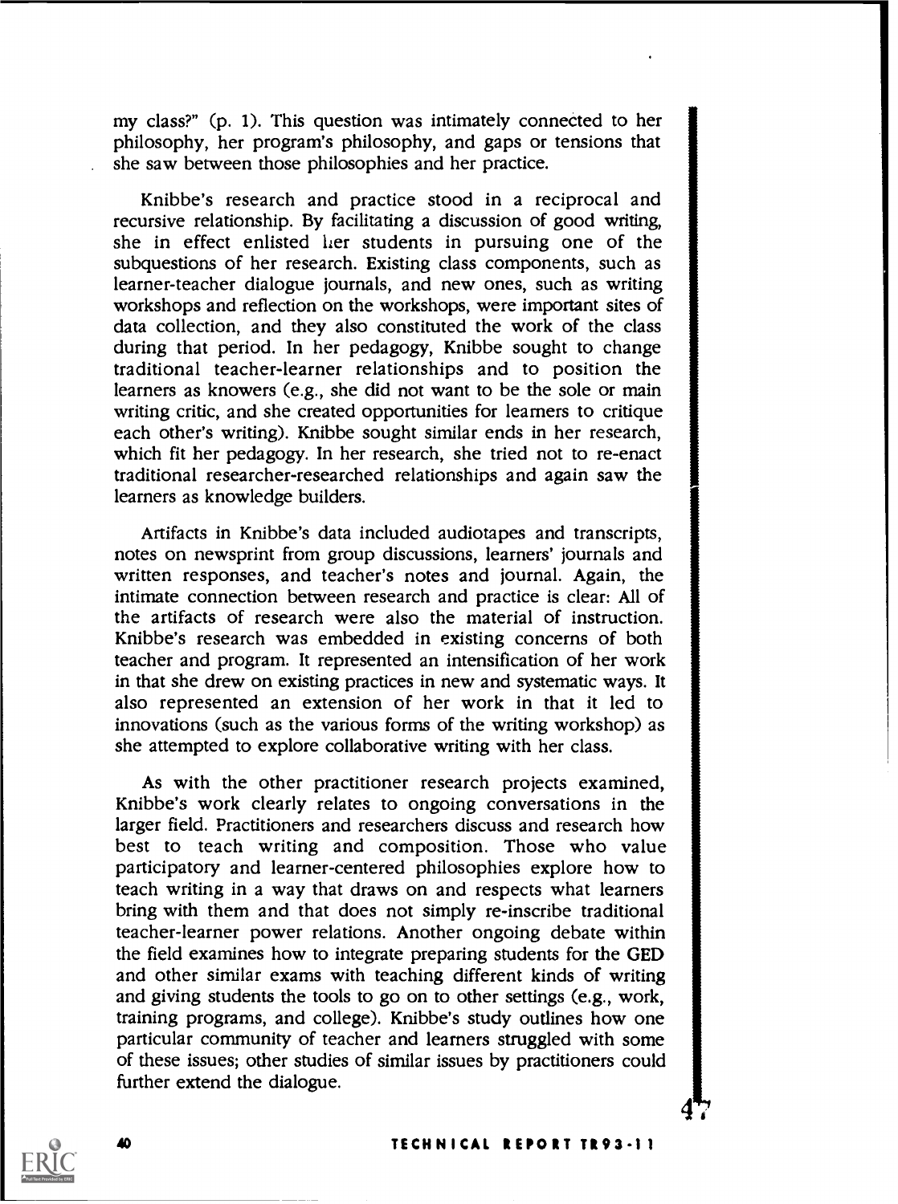my class?" (p. 1). This question was intimately connected to her philosophy, her program's philosophy, and gaps or tensions that she saw between those philosophies and her practice.

Knibbe's research and practice stood in a reciprocal and recursive relationship. By facilitating a discussion of good writing, she in effect enlisted her students in pursuing one of the subquestions of her research. Existing class components, such as learner-teacher dialogue journals, and new ones, such as writing workshops and reflection on the workshops, were important sites of data collection, and they also constituted the work of the class during that period. In her pedagogy, Knibbe sought to change traditional teacher-learner relationships and to position the learners as knowers (e.g., she did not want to be the sole or main writing critic, and she created opportunities for learners to critique each other's writing). Knibbe sought similar ends in her research, which fit her pedagogy. In her research, she tried not to re-enact traditional researcher-researched relationships and again saw the learners as knowledge builders.

Artifacts in Knibbe's data included audiotapes and transcripts, notes on newsprint from group discussions, learners' journals and written responses, and teacher's notes and journal. Again, the intimate connection between research and practice is clear: All of the artifacts of research were also the material of instruction. Knibbe's research was embedded in existing concerns of both teacher and program. It represented an intensification of her work in that she drew on existing practices in new and systematic ways. It also represented an extension of her work in that it led to innovations (such as the various forms of the writing workshop) as she attempted to explore collaborative writing with her class.

As with the other practitioner research projects examined, Knibbe's work clearly relates to ongoing conversations in the larger field. Practitioners and researchers discuss and research how best to teach writing and composition. Those who value participatory and learner-centered philosophies explore how to teach writing in a way that draws on and respects what learners bring with them and that does not simply re-inscribe traditional teacher-learner power relations. Another ongoing debate within the field examines how to integrate preparing students for the GED and other similar exams with teaching different kinds of writing and giving students the tools to go on to other settings (e.g., work, training programs, and college). Knibbe's study outlines how one particular community of teacher and learners struggled with some of these issues; other studies of similar issues by practitioners could further extend the dialogue.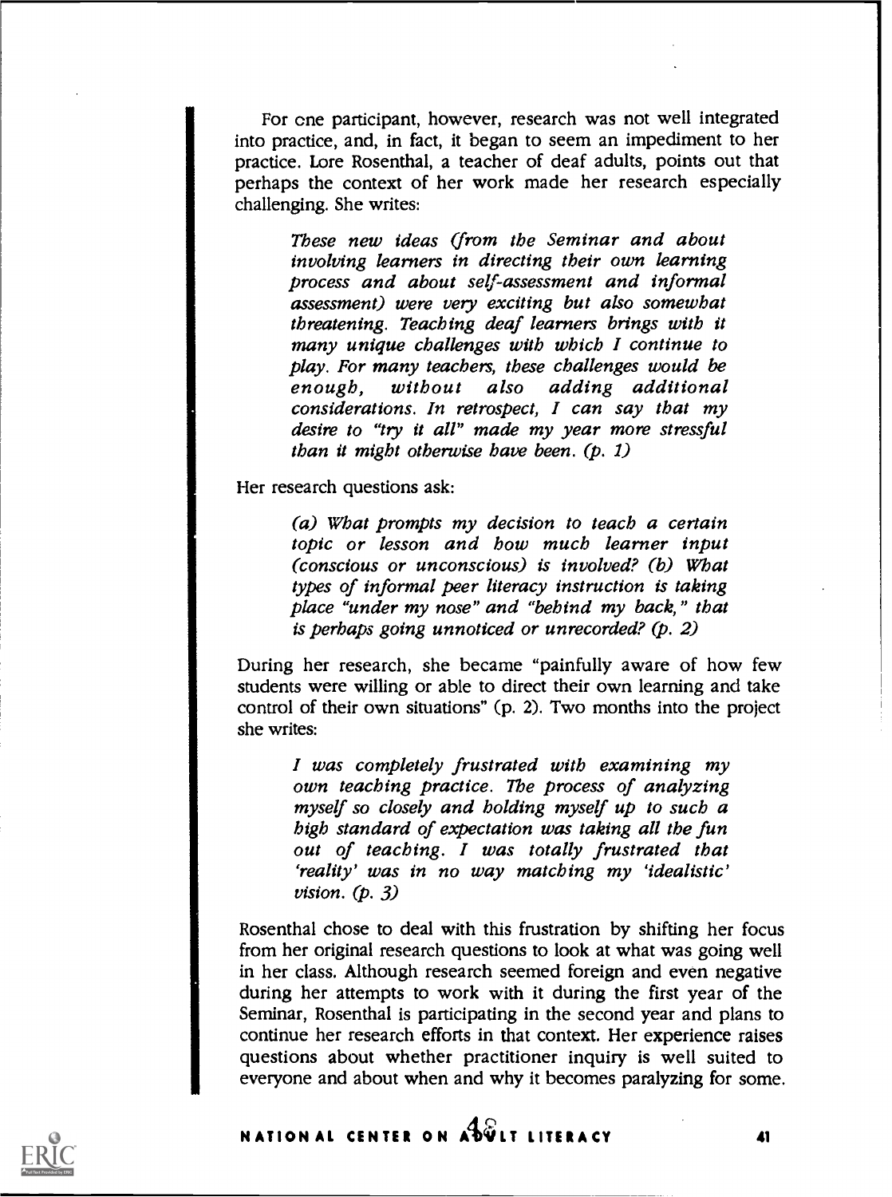For one participant, however, research was not well integrated into practice, and, in fact, it began to seem an impediment to her practice. Lore Rosenthal, a teacher of deaf adults, points out that perhaps the context of her work made her research especially challenging. She writes:

> *These new ideas (from the Seminar and about involving learners in directing their own learning process and about self-assessment and informal assessment) were very exciting but also somewhat threatening. Teaching deaf learners brings with it many unique challenges with which I continue to play. For many teachers, these challenges would be enough, without also adding additional considerations. In retrospect, I can say that my desire to "try it all" made my year more stressful than it might otherwise have been. (p. 1)*

Her research questions ask:

> *(a) What prompts my decision to teach a certain topic or lesson and how much learner input (conscious or unconscious) is involved? (b) What types of informal peer literacy instruction is taking place "under my nose" and "behind my back," that is perhaps going unnoticed or unrecorded? (p. 2)*

During her research, she became "painfully aware of how few students were willing or able to direct their own learning and take control of their own situations" (p. 2). Two months into the project she writes:

> *I was completely frustrated with examining my own teaching practice. The process of analyzing myself so closely and holding myself up to such a high standard of expectation was taking all the fun out of teaching. I was totally frustrated that 'reality' was in no way matching my 'idealistic' vision. (p. 3)*

Rosenthal chose to deal with this frustration by shifting her focus from her original research questions to look at what was going well in her class. Although research seemed foreign and even negative during her attempts to work with it during the first year of the Seminar, Rosenthal is participating in the second year and plans to continue her research efforts in that context. Her experience raises questions about whether practitioner inquiry is well suited to everyone and about when and why it becomes paralyzing for some.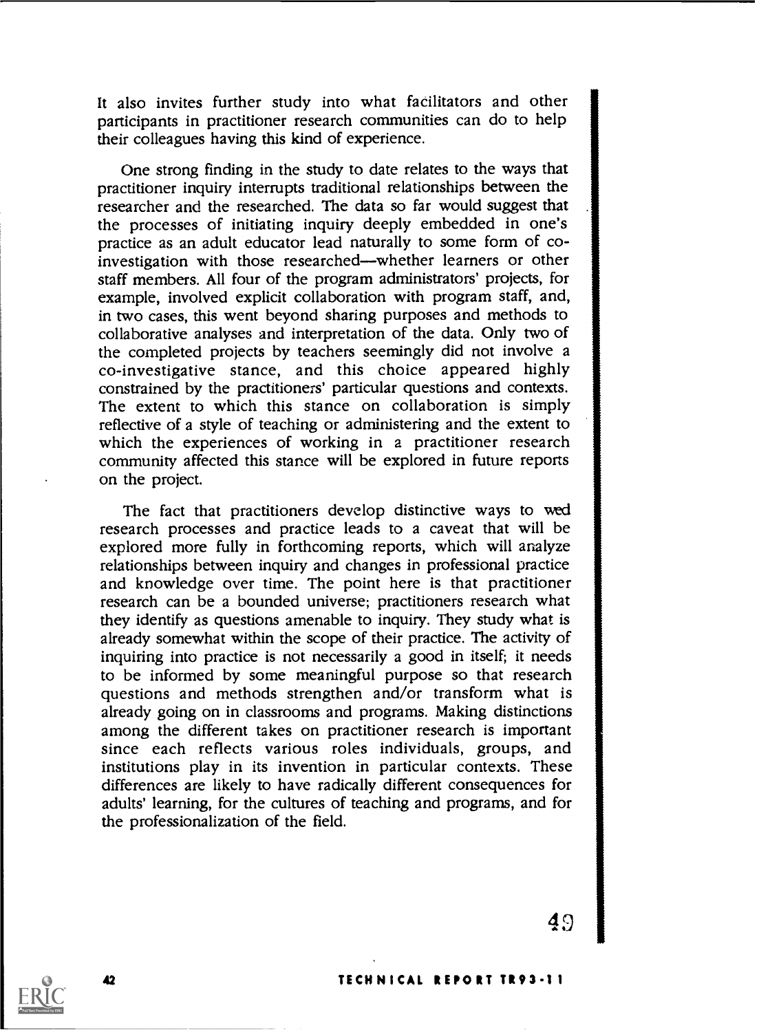It also invites further study into what facilitators and other participants in practitioner research communities can do to help their colleagues having this kind of experience.

One strong finding in the study to date relates to the ways that practitioner inquiry interrupts traditional relationships between the researcher and the researched. The data so far would suggest that the processes of initiating inquiry deeply embedded in one's practice as an adult educator lead naturally to some form of co-investigation with those researched—whether learners or other staff members. All four of the program administrators' projects, for example, involved explicit collaboration with program staff, and, in two cases, this went beyond sharing purposes and methods to collaborative analyses and interpretation of the data. Only two of the completed projects by teachers seemingly did not involve a co-investigative stance, and this choice appeared highly constrained by the practitioners' particular questions and contexts. The extent to which this stance on collaboration is simply reflective of a style of teaching or administering and the extent to which the experiences of working in a practitioner research community affected this stance will be explored in future reports on the project.

The fact that practitioners develop distinctive ways to wed research processes and practice leads to a caveat that will be explored more fully in forthcoming reports, which will analyze relationships between inquiry and changes in professional practice and knowledge over time. The point here is that practitioner research can be a bounded universe; practitioners research what they identify as questions amenable to inquiry. They study what is already somewhat within the scope of their practice. The activity of inquiring into practice is not necessarily a good in itself; it needs to be informed by some meaningful purpose so that research questions and methods strengthen and/or transform what is already going on in classrooms and programs. Making distinctions among the different takes on practitioner research is important since each reflects various roles individuals, groups, and institutions play in its invention in particular contexts. These differences are likely to have radically different consequences for adults' learning, for the cultures of teaching and programs, and for the professionalization of the field.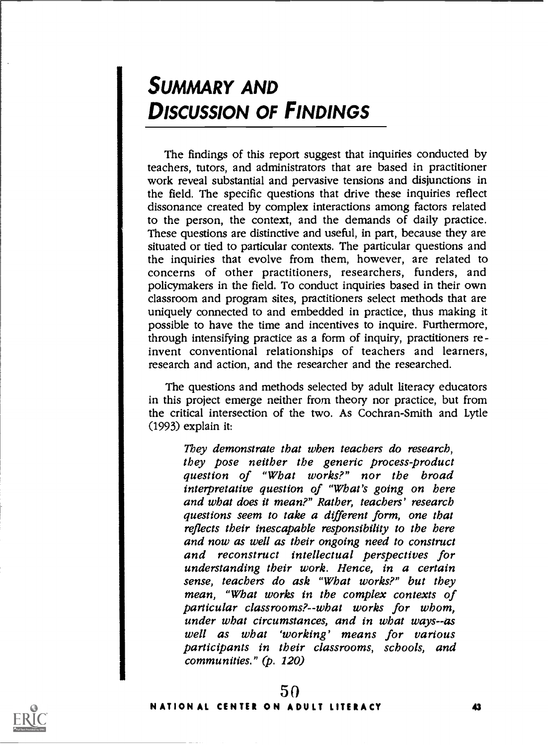# Summary and Discussion of Findings

The findings of this report suggest that inquiries conducted by teachers, tutors, and administrators that are based in practitioner work reveal substantial and pervasive tensions and disjunctions in the field. The specific questions that drive these inquiries reflect dissonance created by complex interactions among factors related to the person, the context, and the demands of daily practice. These questions are distinctive and useful, in part, because they are situated or tied to particular contexts. The particular questions and the inquiries that evolve from them, however, are related to concerns of other practitioners, researchers, funders, and policymakers in the field. To conduct inquiries based in their own classroom and program sites, practitioners select methods that are uniquely connected to and embedded in practice, thus making it possible to have the time and incentives to inquire. Furthermore, through intensifying practice as a form of inquiry, practitioners re-invent conventional relationships of teachers and learners, research and action, and the researcher and the researched.

The questions and methods selected by adult literacy educators in this project emerge neither from theory nor practice, but from the critical intersection of the two. As Cochran-Smith and Lytle (1993) explain it:

> *They demonstrate that when teachers do research, they pose neither the generic process-product question of "What works?" nor the broad interpretative question of "What's going on here and what does it mean?" Rather, teachers' research questions seem to take a different form, one that reflects their inescapable responsibility to the here and now as well as their ongoing need to construct and reconstruct intellectual perspectives for understanding their work. Hence, in a certain sense, teachers do ask "What works?" but they mean, "What works in the complex contexts of particular classrooms?--what works for whom, under what circumstances, and in what ways--as well as what 'working' means for various participants in their classrooms, schools, and communities." (p. 120)*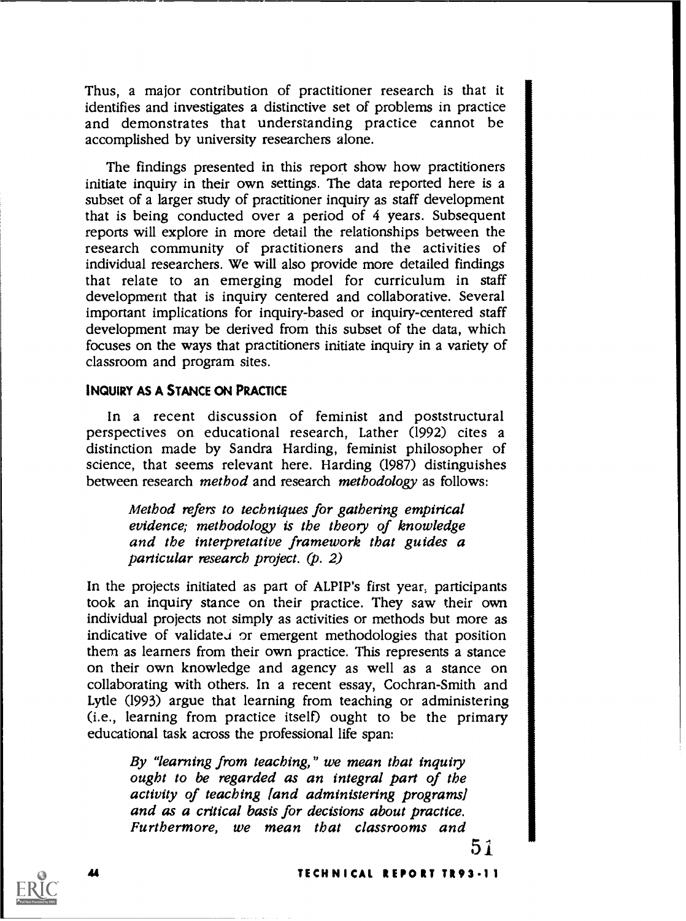Thus, a major contribution of practitioner research is that it identifies and investigates a distinctive set of problems in practice and demonstrates that understanding practice cannot be accomplished by university researchers alone.

The findings presented in this report show how practitioners initiate inquiry in their own settings. The data reported here is a subset of a larger study of practitioner inquiry as staff development that is being conducted over a period of 4 years. Subsequent reports will explore in more detail the relationships between the research community of practitioners and the activities of individual researchers. We will also provide more detailed findings that relate to an emerging model for curriculum in staff development that is inquiry centered and collaborative. Several important implications for inquiry-based or inquiry-centered staff development may be derived from this subset of the data, which focuses on the ways that practitioners initiate inquiry in a variety of classroom and program sites.

### INQUIRY AS A STANCE ON PRACTICE

In a recent discussion of feminist and poststructural perspectives on educational research, Lather (1992) cites a distinction made by Sandra Harding, feminist philosopher of science, that seems relevant here. Harding (1987) distinguishes between research *method* and research *methodology* as follows:

> *Method refers to techniques for gathering empirical evidence; methodology is the theory of knowledge and the interpretative framework that guides a particular research project. (p. 2)*

In the projects initiated as part of ALPIP's first year, participants took an inquiry stance on their practice. They saw their own individual projects not simply as activities or methods but more as indicative of validated or emergent methodologies that position them as learners from their own practice. This represents a stance on their own knowledge and agency as well as a stance on collaborating with others. In a recent essay, Cochran-Smith and Lytle (1993) argue that learning from teaching or administering (i.e., learning from practice itself) ought to be the primary educational task across the professional life span:

> *By "learning from teaching," we mean that inquiry ought to be regarded as an integral part of the activity of teaching [and administering programs] and as a critical basis for decisions about practice. Furthermore, we mean that classrooms and*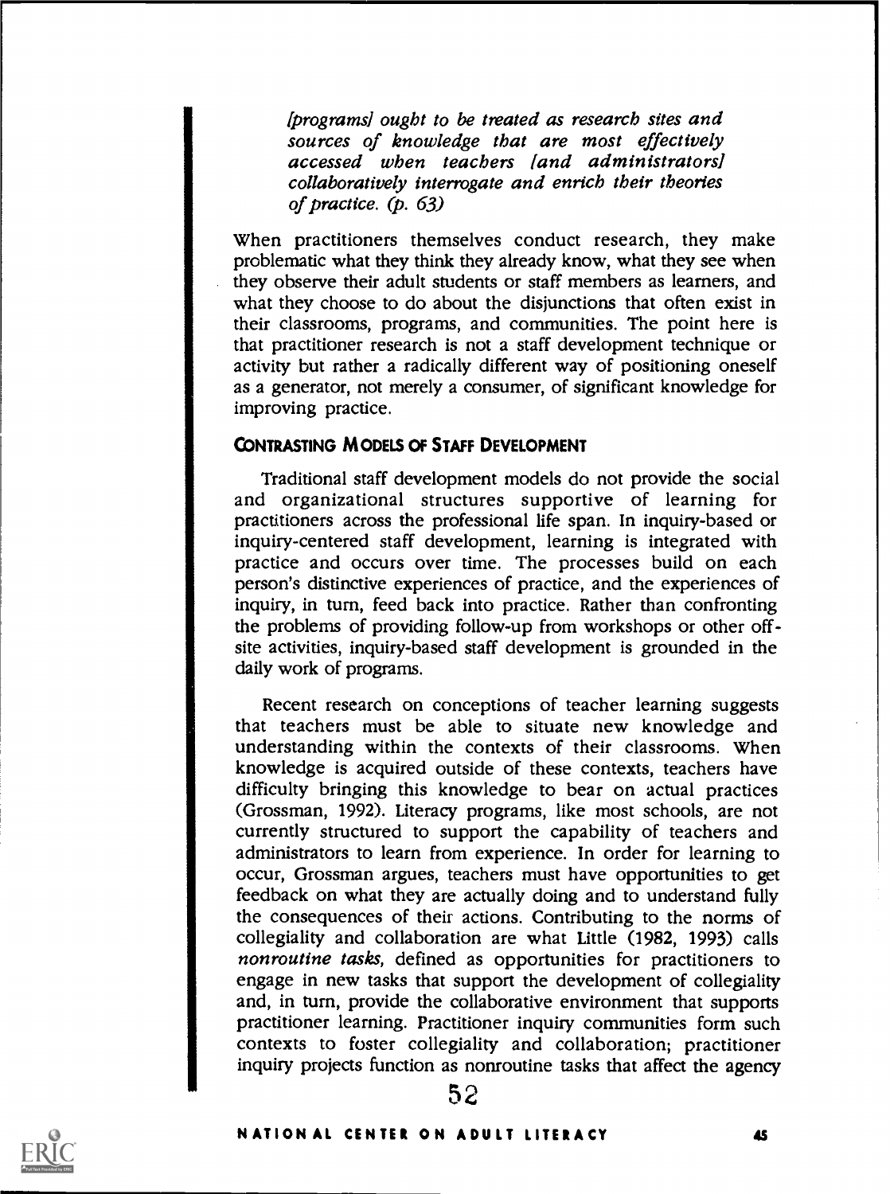*[programs] ought to be treated as research sites and sources of knowledge that are most effectively accessed when teachers [and administrators] collaboratively interrogate and enrich their theories of practice. (p. 63)*

When practitioners themselves conduct research, they make problematic what they think they already know, what they see when they observe their adult students or staff members as learners, and what they choose to do about the disjunctions that often exist in their classrooms, programs, and communities. The point here is that practitioner research is not a staff development technique or activity but rather a radically different way of positioning oneself as a generator, not merely a consumer, of significant knowledge for improving practice.

### CONTRASTING MODELS OF STAFF DEVELOPMENT

Traditional staff development models do not provide the social and organizational structures supportive of learning for practitioners across the professional life span. In inquiry-based or inquiry-centered staff development, learning is integrated with practice and occurs over time. The processes build on each person's distinctive experiences of practice, and the experiences of inquiry, in turn, feed back into practice. Rather than confronting the problems of providing follow-up from workshops or other off-site activities, inquiry-based staff development is grounded in the daily work of programs.

Recent research on conceptions of teacher learning suggests that teachers must be able to situate new knowledge and understanding within the contexts of their classrooms. When knowledge is acquired outside of these contexts, teachers have difficulty bringing this knowledge to bear on actual practices (Grossman, 1992). Literacy programs, like most schools, are not currently structured to support the capability of teachers and administrators to learn from experience. In order for learning to occur, Grossman argues, teachers must have opportunities to get feedback on what they are actually doing and to understand fully the consequences of their actions. Contributing to the norms of collegiality and collaboration are what Little (1982, 1993) calls *nonroutine tasks*, defined as opportunities for practitioners to engage in new tasks that support the development of collegiality and, in turn, provide the collaborative environment that supports practitioner learning. Practitioner inquiry communities form such contexts to foster collegiality and collaboration; practitioner inquiry projects function as nonroutine tasks that affect the agency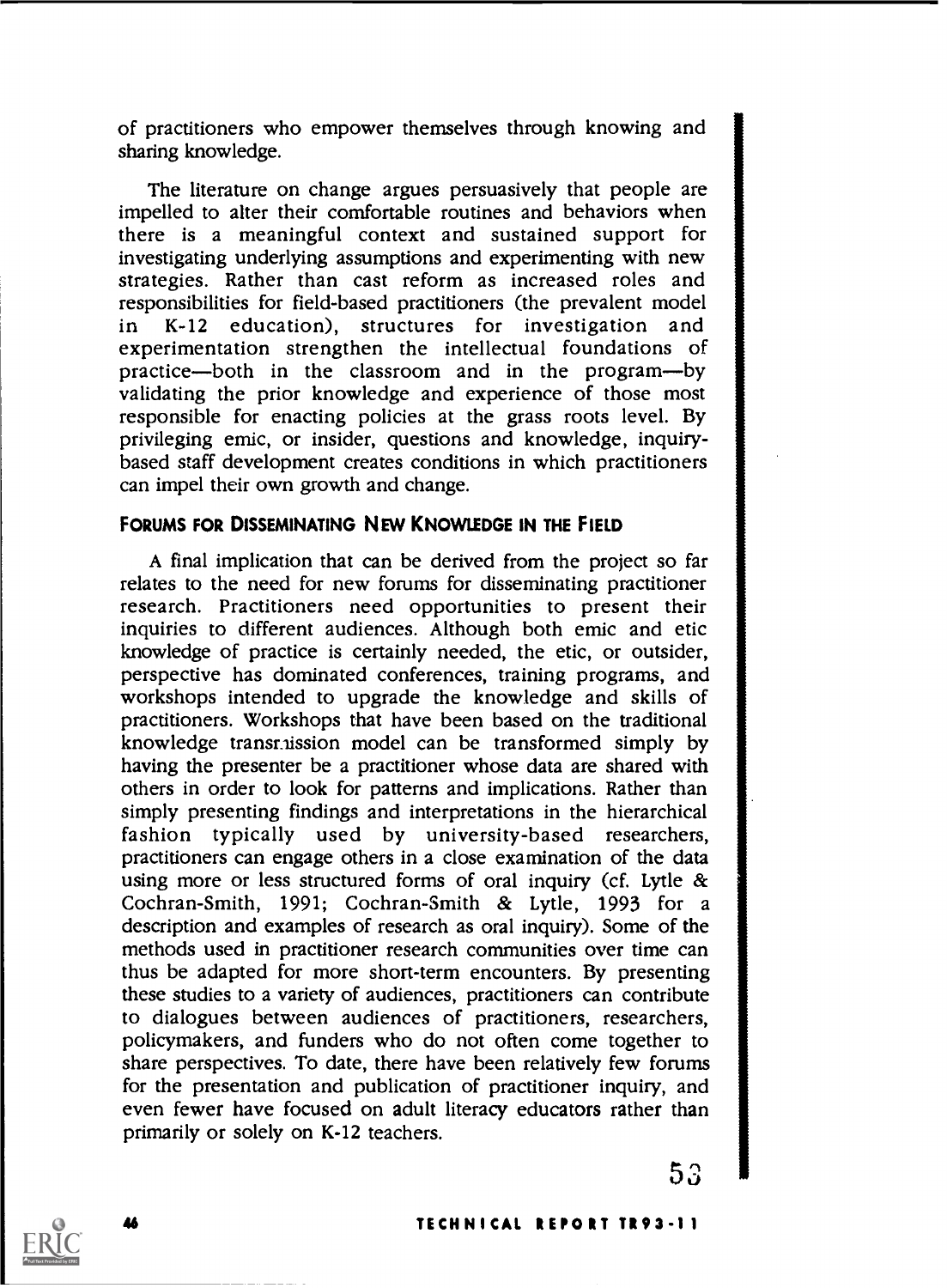of practitioners who empower themselves through knowing and sharing knowledge.

The literature on change argues persuasively that people are impelled to alter their comfortable routines and behaviors when there is a meaningful context and sustained support for investigating underlying assumptions and experimenting with new strategies. Rather than cast reform as increased roles and responsibilities for field-based practitioners (the prevalent model in K-12 education), structures for investigation and experimentation strengthen the intellectual foundations of practice—both in the classroom and in the program—by validating the prior knowledge and experience of those most responsible for enacting policies at the grass roots level. By privileging emic, or insider, questions and knowledge, inquiry-based staff development creates conditions in which practitioners can impel their own growth and change.

### FORUMS FOR DISSEMINATING NEW KNOWLEDGE IN THE FIELD

A final implication that can be derived from the project so far relates to the need for new forums for disseminating practitioner research. Practitioners need opportunities to present their inquiries to different audiences. Although both emic and etic knowledge of practice is certainly needed, the etic, or outsider, perspective has dominated conferences, training programs, and workshops intended to upgrade the knowledge and skills of practitioners. Workshops that have been based on the traditional knowledge transmission model can be transformed simply by having the presenter be a practitioner whose data are shared with others in order to look for patterns and implications. Rather than simply presenting findings and interpretations in the hierarchical fashion typically used by university-based researchers, practitioners can engage others in a close examination of the data using more or less structured forms of oral inquiry (cf. Lytle & Cochran-Smith, 1991; Cochran-Smith & Lytle, 1993 for a description and examples of research as oral inquiry). Some of the methods used in practitioner research communities over time can thus be adapted for more short-term encounters. By presenting these studies to a variety of audiences, practitioners can contribute to dialogues between audiences of practitioners, researchers, policymakers, and funders who do not often come together to share perspectives. To date, there have been relatively few forums for the presentation and publication of practitioner inquiry, and even fewer have focused on adult literacy educators rather than primarily or solely on K-12 teachers.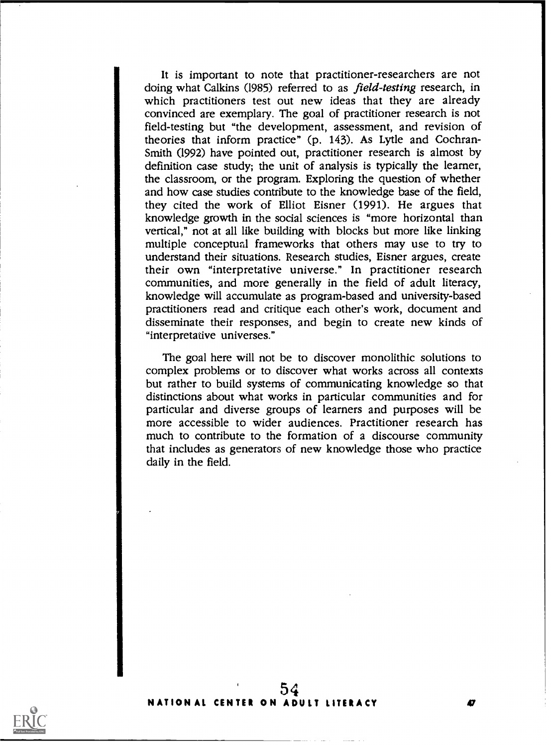It is important to note that practitioner-researchers are not doing what Calkins (1985) referred to as *field-testing* research, in which practitioners test out new ideas that they are already convinced are exemplary. The goal of practitioner research is not field-testing but "the development, assessment, and revision of theories that inform practice" (p. 143). As Lytle and Cochran-Smith (1992) have pointed out, practitioner research is almost by definition case study; the unit of analysis is typically the learner, the classroom, or the program. Exploring the question of whether and how case studies contribute to the knowledge base of the field, they cited the work of Elliot Eisner (1991). He argues that knowledge growth in the social sciences is "more horizontal than vertical," not at all like building with blocks but more like linking multiple conceptual frameworks that others may use to try to understand their situations. Research studies, Eisner argues, create their own "interpretative universe." In practitioner research communities, and more generally in the field of adult literacy, knowledge will accumulate as program-based and university-based practitioners read and critique each other's work, document and disseminate their responses, and begin to create new kinds of "interpretative universes."

The goal here will not be to discover monolithic solutions to complex problems or to discover what works across all contexts but rather to build systems of communicating knowledge so that distinctions about what works in particular communities and for particular and diverse groups of learners and purposes will be more accessible to wider audiences. Practitioner research has much to contribute to the formation of a discourse community that includes as generators of new knowledge those who practice daily in the field.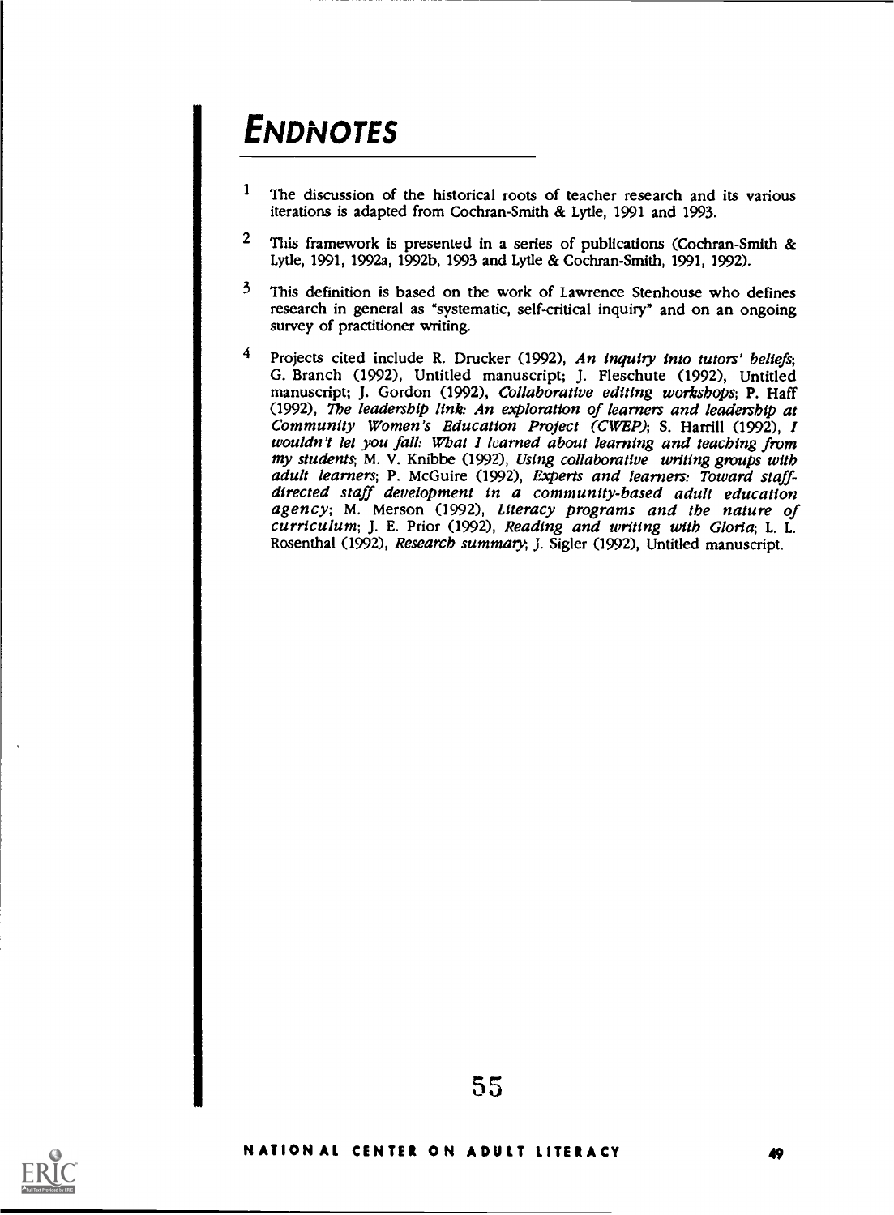# ENDNOTES

1. The discussion of the historical roots of teacher research and its various iterations is adapted from Cochran-Smith & Lytle, 1991 and 1993.

2. This framework is presented in a series of publications (Cochran-Smith & Lytle, 1991, 1992a, 1992b, 1993 and Lytle & Cochran-Smith, 1991, 1992).

3. This definition is based on the work of Lawrence Stenhouse who defines research in general as "systematic, self-critical inquiry" and on an ongoing survey of practitioner writing.

4. Projects cited include R. Drucker (1992), *An inquiry into tutors' beliefs*; G. Branch (1992), Untitled manuscript; J. Fleschute (1992), Untitled manuscript; J. Gordon (1992), *Collaborative editing workshops*; P. Haff (1992), *The leadership link: An exploration of learners and leadership at Community Women's Education Project (CWEP)*; S. Harrill (1992), *I wouldn't let you fall: What I learned about learning and teaching from my students*; M. V. Knibbe (1992), *Using collaborative writing groups with adult learners*; P. McGuire (1992), *Experts and learners: Toward staff-directed staff development in a community-based adult education agency*; M. Merson (1992), *Literacy programs and the nature of curriculum*; J. E. Prior (1992), *Reading and writing with Gloria*; L. L. Rosenthal (1992), *Research summary*; J. Sigler (1992), Untitled manuscript.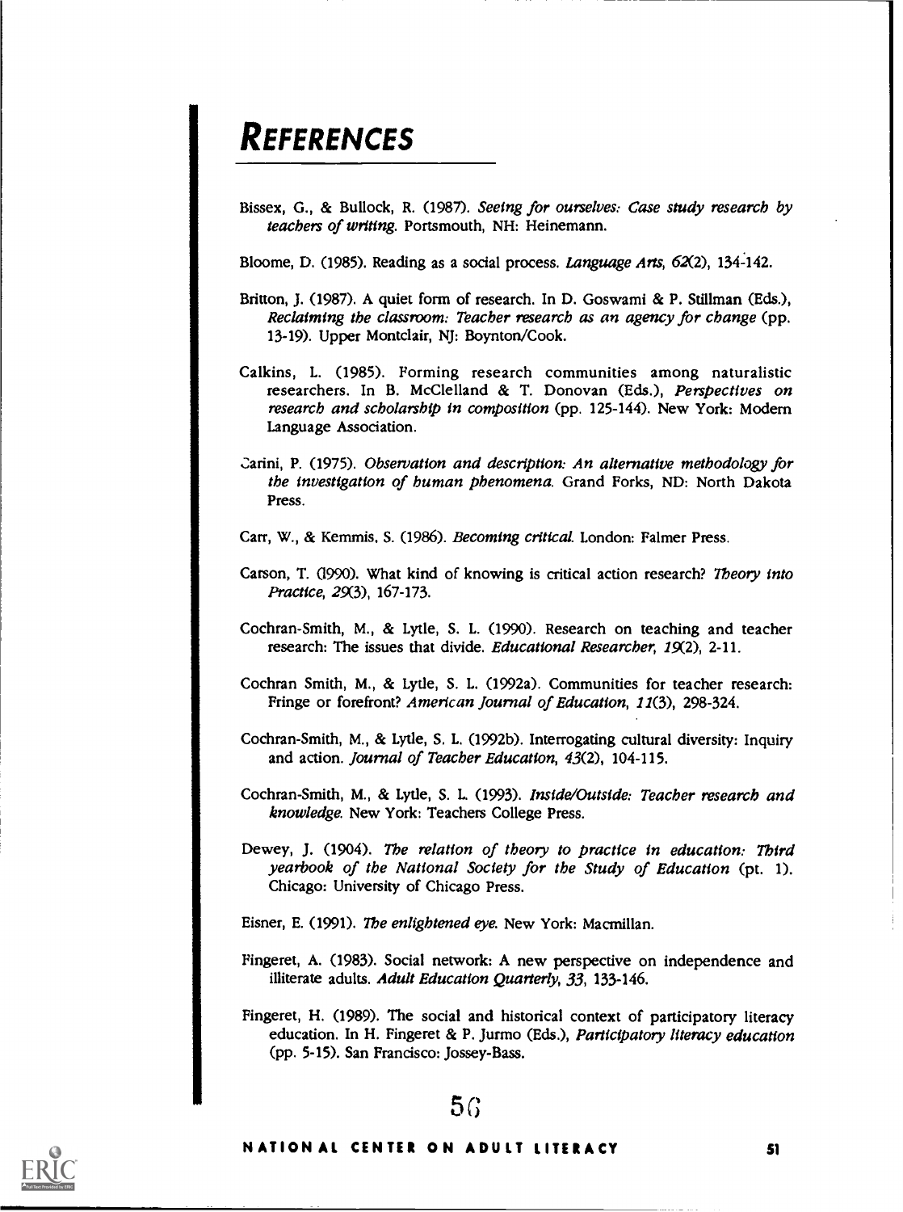# REFERENCES

Bissex, G., & Bullock, R. (1987). *Seeing for ourselves: Case study research by teachers of writing.* Portsmouth, NH: Heinemann.

Bloome, D. (1985). Reading as a social process. *Language Arts, 62*(2), 134-142.

Britton, J. (1987). A quiet form of research. In D. Goswami & P. Stillman (Eds.), *Reclaiming the classroom: Teacher research as an agency for change* (pp. 13-19). Upper Montclair, NJ: Boynton/Cook.

Calkins, L. (1985). Forming research communities among naturalistic researchers. In B. McClelland & T. Donovan (Eds.), *Perspectives on research and scholarship in composition* (pp. 125-144). New York: Modern Language Association.

Carini, P. (1975). *Observation and description: An alternative methodology for the investigation of human phenomena.* Grand Forks, ND: North Dakota Press.

Carr, W., & Kemmis, S. (1986). *Becoming critical.* London: Falmer Press.

Carson, T. (1990). What kind of knowing is critical action research? *Theory into Practice, 29*(3), 167-173.

Cochran-Smith, M., & Lytle, S. L. (1990). Research on teaching and teacher research: The issues that divide. *Educational Researcher, 19*(2), 2-11.

Cochran Smith, M., & Lytle, S. L. (1992a). Communities for teacher research: Fringe or forefront? *American Journal of Education, 11*(3), 298-324.

Cochran-Smith, M., & Lytle, S. L. (1992b). Interrogating cultural diversity: Inquiry and action. *Journal of Teacher Education, 43*(2), 104-115.

Cochran-Smith, M., & Lytle, S. L. (1993). *Inside/Outside: Teacher research and knowledge.* New York: Teachers College Press.

Dewey, J. (1904). *The relation of theory to practice in education: Third yearbook of the National Society for the Study of Education* (pt. 1). Chicago: University of Chicago Press.

Eisner, E. (1991). *The enlightened eye.* New York: Macmillan.

Fingeret, A. (1983). Social network: A new perspective on independence and illiterate adults. *Adult Education Quarterly, 33*, 133-146.

Fingeret, H. (1989). The social and historical context of participatory literacy education. In H. Fingeret & P. Jurmo (Eds.), *Participatory literacy education* (pp. 5-15). San Francisco: Jossey-Bass.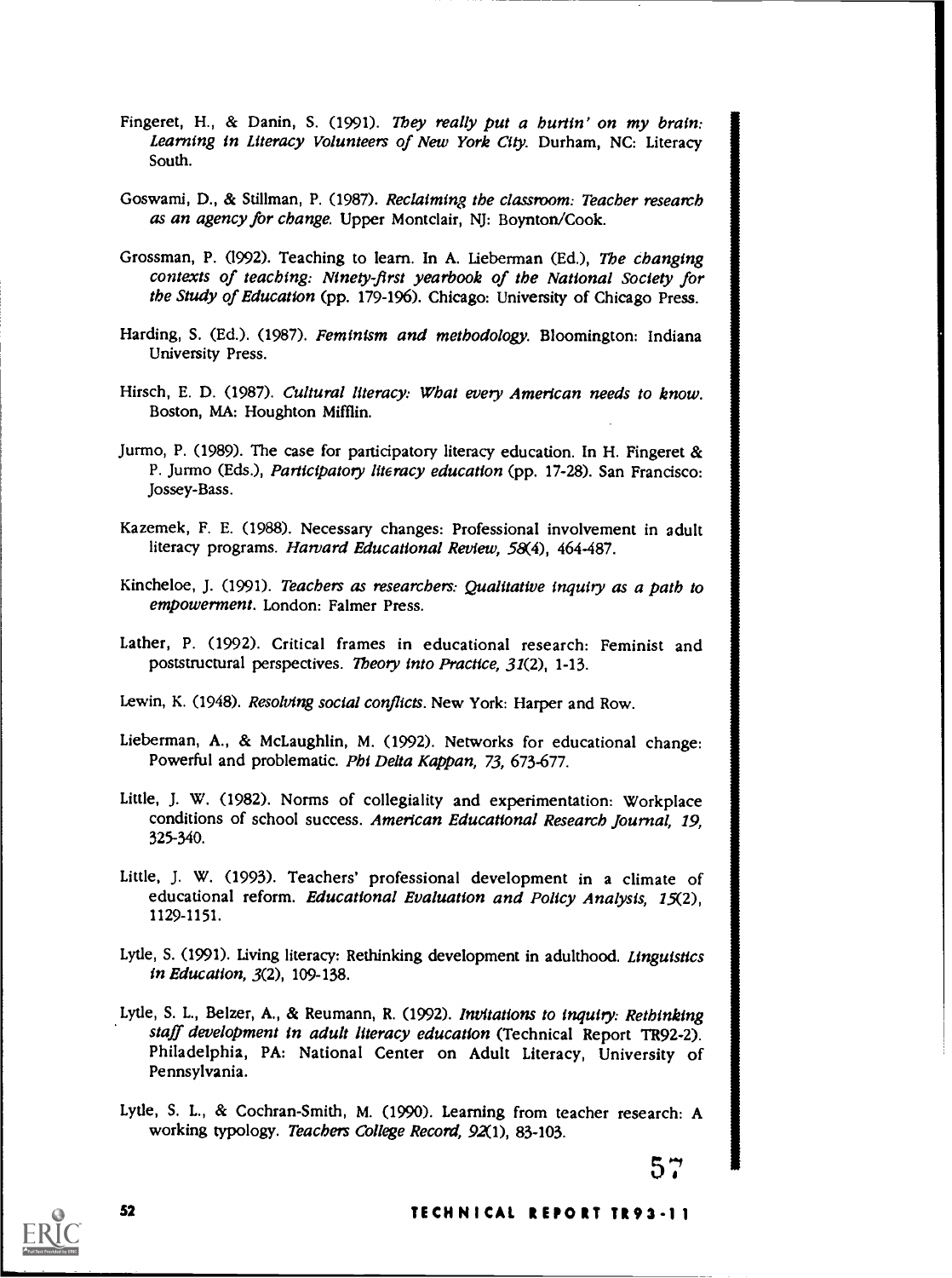Fingeret, H., & Danin, S. (1991). *They really put a hurtin' on my brain: Learning in Literacy Volunteers of New York City.* Durham, NC: Literacy South.

Goswami, D., & Stillman, P. (1987). *Reclaiming the classroom: Teacher research as an agency for change.* Upper Montclair, NJ: Boynton/Cook.

Grossman, P. (1992). Teaching to learn. In A. Lieberman (Ed.), *The changing contexts of teaching: Ninety-first yearbook of the National Society for the Study of Education* (pp. 179-196). Chicago: University of Chicago Press.

Harding, S. (Ed.). (1987). *Feminism and methodology.* Bloomington: Indiana University Press.

Hirsch, E. D. (1987). *Cultural literacy: What every American needs to know.* Boston, MA: Houghton Mifflin.

Jurmo, P. (1989). The case for participatory literacy education. In H. Fingeret & P. Jurmo (Eds.), *Participatory literacy education* (pp. 17-28). San Francisco: Jossey-Bass.

Kazemek, F. E. (1988). Necessary changes: Professional involvement in adult literacy programs. *Harvard Educational Review, 58*(4), 464-487.

Kincheloe, J. (1991). *Teachers as researchers: Qualitative inquiry as a path to empowerment.* London: Falmer Press.

Lather, P. (1992). Critical frames in educational research: Feminist and poststructural perspectives. *Theory into Practice, 31*(2), 1-13.

Lewin, K. (1948). *Resolving social conflicts.* New York: Harper and Row.

Lieberman, A., & McLaughlin, M. (1992). Networks for educational change: Powerful and problematic. *Phi Delta Kappan, 73,* 673-677.

Little, J. W. (1982). Norms of collegiality and experimentation: Workplace conditions of school success. *American Educational Research Journal, 19,* 325-340.

Little, J. W. (1993). Teachers' professional development in a climate of educational reform. *Educational Evaluation and Policy Analysis, 15*(2), 1129-1151.

Lytle, S. (1991). Living literacy: Rethinking development in adulthood. *Linguistics in Education, 3*(2), 109-138.

Lytle, S. L., Belzer, A., & Reumann, R. (1992). *Invitations to inquiry: Rethinking staff development in adult literacy education* (Technical Report TR92-2). Philadelphia, PA: National Center on Adult Literacy, University of Pennsylvania.

Lytle, S. L., & Cochran-Smith, M. (1990). Learning from teacher research: A working typology. *Teachers College Record, 92*(1), 83-103.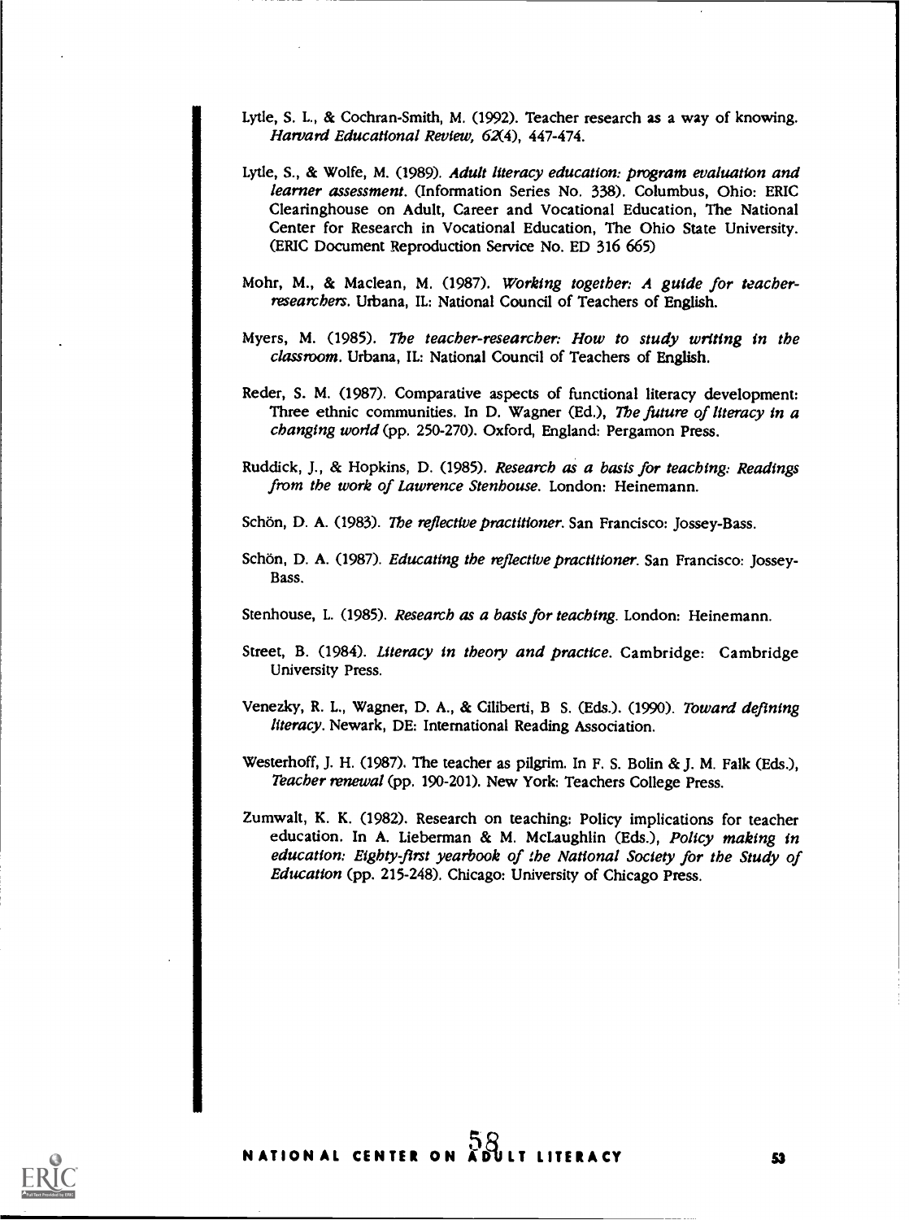Lytle, S. L., & Cochran-Smith, M. (1992). Teacher research as a way of knowing. *Harvard Educational Review, 62*(4), 447-474.

Lytle, S., & Wolfe, M. (1989). *Adult literacy education: program evaluation and learner assessment*. (Information Series No. 338). Columbus, Ohio: ERIC Clearinghouse on Adult, Career and Vocational Education, The National Center for Research in Vocational Education, The Ohio State University. (ERIC Document Reproduction Service No. ED 316 665)

Mohr, M., & Maclean, M. (1987). *Working together: A guide for teacher-researchers*. Urbana, IL: National Council of Teachers of English.

Myers, M. (1985). *The teacher-researcher: How to study writing in the classroom*. Urbana, IL: National Council of Teachers of English.

Reder, S. M. (1987). Comparative aspects of functional literacy development: Three ethnic communities. In D. Wagner (Ed.), *The future of literacy in a changing world* (pp. 250-270). Oxford, England: Pergamon Press.

Ruddick, J., & Hopkins, D. (1985). *Research as a basis for teaching: Readings from the work of Lawrence Stenhouse*. London: Heinemann.

Schön, D. A. (1983). *The reflective practitioner*. San Francisco: Jossey-Bass.

Schön, D. A. (1987). *Educating the reflective practitioner*. San Francisco: Jossey-Bass.

Stenhouse, L. (1985). *Research as a basis for teaching*. London: Heinemann.

Street, B. (1984). *Literacy in theory and practice*. Cambridge: Cambridge University Press.

Venezky, R. L., Wagner, D. A., & Ciliberti, B S. (Eds.). (1990). *Toward defining literacy*. Newark, DE: International Reading Association.

Westerhoff, J. H. (1987). The teacher as pilgrim. In F. S. Bolin & J. M. Falk (Eds.), *Teacher renewal* (pp. 190-201). New York: Teachers College Press.

Zumwalt, K. K. (1982). Research on teaching: Policy implications for teacher education. In A. Lieberman & M. McLaughlin (Eds.), *Policy making in education: Eighty-first yearbook of the National Society for the Study of Education* (pp. 215-248). Chicago: University of Chicago Press.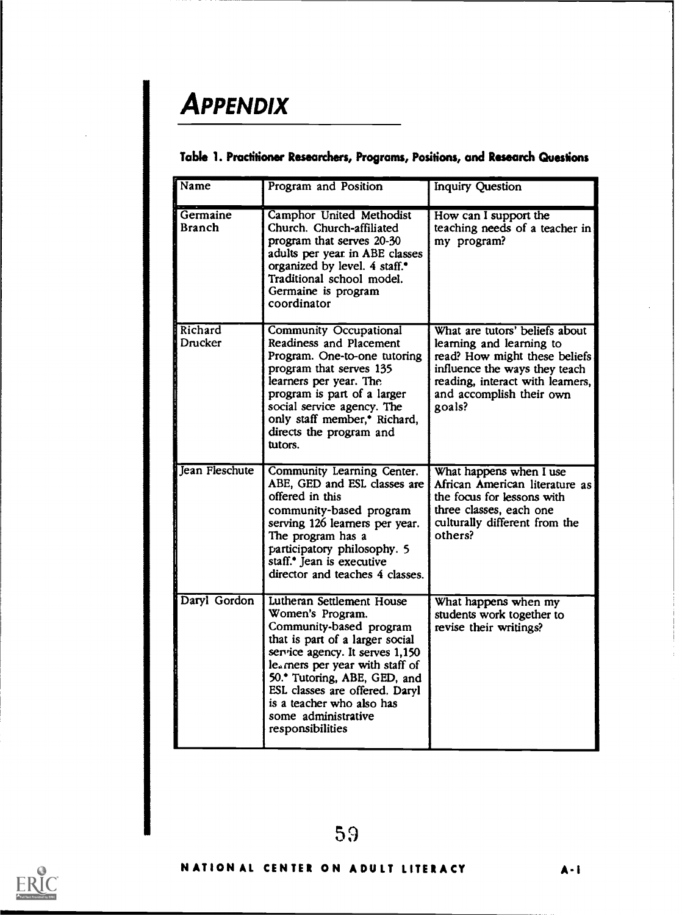# APPENDIX

**Table 1. Practitioner Researchers, Programs, Positions, and Research Questions**

| Name | Program and Position | Inquiry Question |
|---|---|---|
| Germaine Branch | Camphor United Methodist Church. Church-affiliated program that serves 20-30 adults per year in ABE classes organized by level. 4 staff.* Traditional school model. Germaine is program coordinator | How can I support the teaching needs of a teacher in my program? |
| Richard Drucker | Community Occupational Readiness and Placement Program. One-to-one tutoring program that serves 135 learners per year. The program is part of a larger social service agency. The only staff member,* Richard, directs the program and tutors. | What are tutors' beliefs about learning and learning to read? How might these beliefs influence the ways they teach reading, interact with learners, and accomplish their own goals? |
| Jean Fleschute | Community Learning Center. ABE, GED and ESL classes are offered in this community-based program serving 126 learners per year. The program has a participatory philosophy. 5 staff.* Jean is executive director and teaches 4 classes. | What happens when I use African American literature as the focus for lessons with three classes, each one culturally different from the others? |
| Daryl Gordon | Lutheran Settlement House Women's Program. Community-based program that is part of a larger social service agency. It serves 1,150 learners per year with staff of 50.* Tutoring, ABE, GED, and ESL classes are offered. Daryl is a teacher who also has some administrative responsibilities | What happens when my students work together to revise their writings? |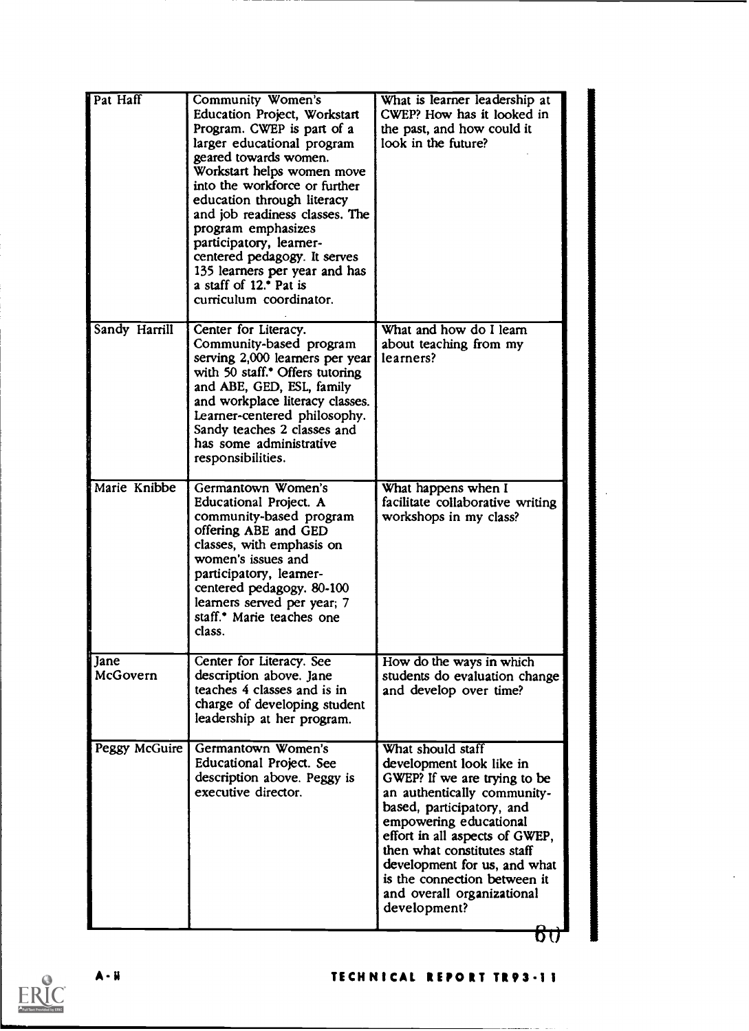| | | |
|---|---|---|
| Pat Haff | Community Women's Education Project, Workstart Program. CWEP is part of a larger educational program geared towards women. Workstart helps women move into the workforce or further education through literacy and job readiness classes. The program emphasizes participatory, learner-centered pedagogy. It serves 135 learners per year and has a staff of 12.* Pat is curriculum coordinator. | What is learner leadership at CWEP? How has it looked in the past, and how could it look in the future? |
| Sandy Harrill | Center for Literacy. Community-based program serving 2,000 learners per year with 50 staff.* Offers tutoring and ABE, GED, ESL, family and workplace literacy classes. Learner-centered philosophy. Sandy teaches 2 classes and has some administrative responsibilities. | What and how do I learn about teaching from my learners? |
| Marie Knibbe | Germantown Women's Educational Project. A community-based program offering ABE and GED classes, with emphasis on women's issues and participatory, learner-centered pedagogy. 80-100 learners served per year; 7 staff.* Marie teaches one class. | What happens when I facilitate collaborative writing workshops in my class? |
| Jane McGovern | Center for Literacy. See description above. Jane teaches 4 classes and is in charge of developing student leadership at her program. | How do the ways in which students do evaluation change and develop over time? |
| Peggy McGuire | Germantown Women's Educational Project. See description above. Peggy is executive director. | What should staff development look like in GWEP? If we are trying to be an authentically community-based, participatory, and empowering educational effort in all aspects of GWEP, then what constitutes staff development for us, and what is the connection between it and overall organizational development? |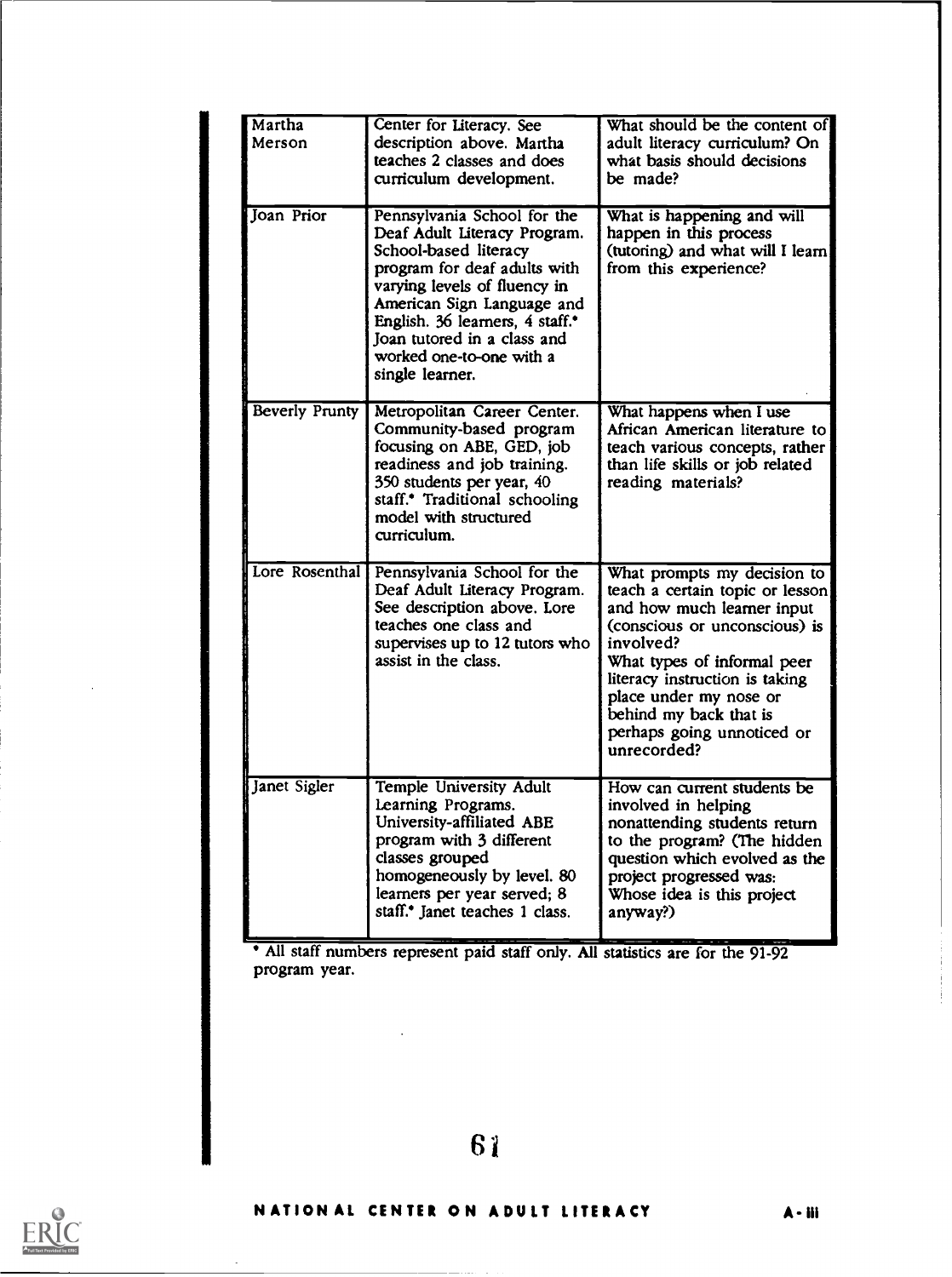| | | |
|---|---|---|
| Martha Merson | Center for Literacy. See description above. Martha teaches 2 classes and does curriculum development. | What should be the content of adult literacy curriculum? On what basis should decisions be made? |
| Joan Prior | Pennsylvania School for the Deaf Adult Literacy Program. School-based literacy program for deaf adults with varying levels of fluency in American Sign Language and English. 36 learners, 4 staff.* Joan tutored in a class and worked one-to-one with a single learner. | What is happening and will happen in this process (tutoring) and what will I learn from this experience? |
| Beverly Prunty | Metropolitan Career Center. Community-based program focusing on ABE, GED, job readiness and job training. 350 students per year, 40 staff.* Traditional schooling model with structured curriculum. | What happens when I use African American literature to teach various concepts, rather than life skills or job related reading materials? |
| Lore Rosenthal | Pennsylvania School for the Deaf Adult Literacy Program. See description above. Lore teaches one class and supervises up to 12 tutors who assist in the class. | What prompts my decision to teach a certain topic or lesson and how much learner input (conscious or unconscious) is involved? What types of informal peer literacy instruction is taking place under my nose or behind my back that is perhaps going unnoticed or unrecorded? |
| Janet Sigler | Temple University Adult Learning Programs. University-affiliated ABE program with 3 different classes grouped homogeneously by level. 80 learners per year served; 8 staff.* Janet teaches 1 class. | How can current students be involved in helping nonattending students return to the program? (The hidden question which evolved as the project progressed was: Whose idea is this project anyway?) |

* All staff numbers represent paid staff only. All statistics are for the 91-92 program year.